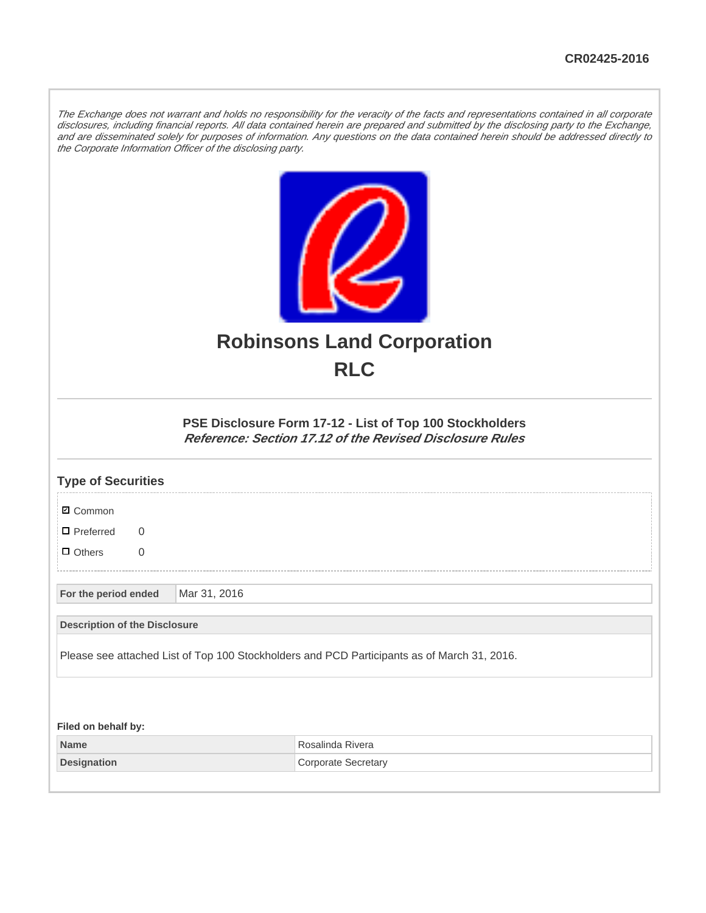CR02425-2016

*The Exchange does not warrant and holds no responsibility for the veracity of the facts and representations contained in all corporate disclosures, including financial reports. All data contained herein are prepared and submitted by the disclosing party to the Exchange, and are disseminated solely for purposes of information. Any questions on the data contained herein should be addressed directly to the Corporate Information Officer of the disclosing party.*

# Robinsons Land Corporation
# RLC

### PSE Disclosure Form 17-12 - List of Top 100 Stockholders
***Reference: Section 17.12 of the Revised Disclosure Rules***

## Type of Securities

- ☑ Common
- ☐ Preferred 0
- ☐ Others 0

| For the period ended | Mar 31, 2016 |
|---|---|

| Description of the Disclosure |
|---|
| Please see attached List of Top 100 Stockholders and PCD Participants as of March 31, 2016. |

**Filed on behalf by:**

| Name | Rosalinda Rivera |
|---|---|
| Designation | Corporate Secretary |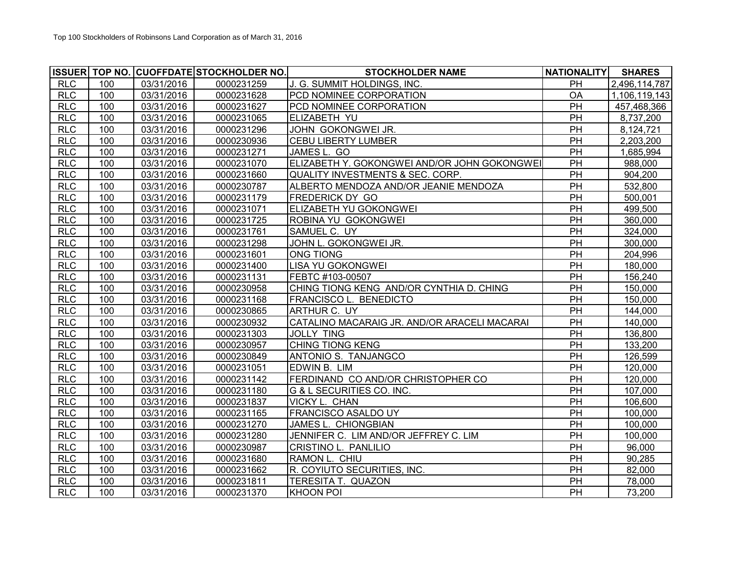Top 100 Stockholders of Robinsons Land Corporation as of March 31, 2016

| ISSUER | TOP NO. | CUOFFDATE | STOCKHOLDER NO. | STOCKHOLDER NAME | NATIONALITY | SHARES |
|---|---|---|---|---|---|---|
| RLC | 100 | 03/31/2016 | 0000231259 | J. G. SUMMIT HOLDINGS, INC. | PH | 2,496,114,787 |
| RLC | 100 | 03/31/2016 | 0000231628 | PCD NOMINEE CORPORATION | OA | 1,106,119,143 |
| RLC | 100 | 03/31/2016 | 0000231627 | PCD NOMINEE CORPORATION | PH | 457,468,366 |
| RLC | 100 | 03/31/2016 | 0000231065 | ELIZABETH YU | PH | 8,737,200 |
| RLC | 100 | 03/31/2016 | 0000231296 | JOHN GOKONGWEI JR. | PH | 8,124,721 |
| RLC | 100 | 03/31/2016 | 0000230936 | CEBU LIBERTY LUMBER | PH | 2,203,200 |
| RLC | 100 | 03/31/2016 | 0000231271 | JAMES L. GO | PH | 1,685,994 |
| RLC | 100 | 03/31/2016 | 0000231070 | ELIZABETH Y. GOKONGWEI AND/OR JOHN GOKONGWEI | PH | 988,000 |
| RLC | 100 | 03/31/2016 | 0000231660 | QUALITY INVESTMENTS & SEC. CORP. | PH | 904,200 |
| RLC | 100 | 03/31/2016 | 0000230787 | ALBERTO MENDOZA AND/OR JEANIE MENDOZA | PH | 532,800 |
| RLC | 100 | 03/31/2016 | 0000231179 | FREDERICK DY GO | PH | 500,001 |
| RLC | 100 | 03/31/2016 | 0000231071 | ELIZABETH YU GOKONGWEI | PH | 499,500 |
| RLC | 100 | 03/31/2016 | 0000231725 | ROBINA YU GOKONGWEI | PH | 360,000 |
| RLC | 100 | 03/31/2016 | 0000231761 | SAMUEL C. UY | PH | 324,000 |
| RLC | 100 | 03/31/2016 | 0000231298 | JOHN L. GOKONGWEI JR. | PH | 300,000 |
| RLC | 100 | 03/31/2016 | 0000231601 | ONG TIONG | PH | 204,996 |
| RLC | 100 | 03/31/2016 | 0000231400 | LISA YU GOKONGWEI | PH | 180,000 |
| RLC | 100 | 03/31/2016 | 0000231131 | FEBTC #103-00507 | PH | 156,240 |
| RLC | 100 | 03/31/2016 | 0000230958 | CHING TIONG KENG AND/OR CYNTHIA D. CHING | PH | 150,000 |
| RLC | 100 | 03/31/2016 | 0000231168 | FRANCISCO L. BENEDICTO | PH | 150,000 |
| RLC | 100 | 03/31/2016 | 0000230865 | ARTHUR C. UY | PH | 144,000 |
| RLC | 100 | 03/31/2016 | 0000230932 | CATALINO MACARAIG JR. AND/OR ARACELI MACARAI | PH | 140,000 |
| RLC | 100 | 03/31/2016 | 0000231303 | JOLLY TING | PH | 136,800 |
| RLC | 100 | 03/31/2016 | 0000230957 | CHING TIONG KENG | PH | 133,200 |
| RLC | 100 | 03/31/2016 | 0000230849 | ANTONIO S. TANJANGCO | PH | 126,599 |
| RLC | 100 | 03/31/2016 | 0000231051 | EDWIN B. LIM | PH | 120,000 |
| RLC | 100 | 03/31/2016 | 0000231142 | FERDINAND CO AND/OR CHRISTOPHER CO | PH | 120,000 |
| RLC | 100 | 03/31/2016 | 0000231180 | G & L SECURITIES CO. INC. | PH | 107,000 |
| RLC | 100 | 03/31/2016 | 0000231837 | VICKY L. CHAN | PH | 106,600 |
| RLC | 100 | 03/31/2016 | 0000231165 | FRANCISCO ASALDO UY | PH | 100,000 |
| RLC | 100 | 03/31/2016 | 0000231270 | JAMES L. CHIONGBIAN | PH | 100,000 |
| RLC | 100 | 03/31/2016 | 0000231280 | JENNIFER C. LIM AND/OR JEFFREY C. LIM | PH | 100,000 |
| RLC | 100 | 03/31/2016 | 0000230987 | CRISTINO L. PANLILIO | PH | 96,000 |
| RLC | 100 | 03/31/2016 | 0000231680 | RAMON L. CHIU | PH | 90,285 |
| RLC | 100 | 03/31/2016 | 0000231662 | R. COYIUTO SECURITIES, INC. | PH | 82,000 |
| RLC | 100 | 03/31/2016 | 0000231811 | TERESITA T. QUAZON | PH | 78,000 |
| RLC | 100 | 03/31/2016 | 0000231370 | KHOON POI | PH | 73,200 |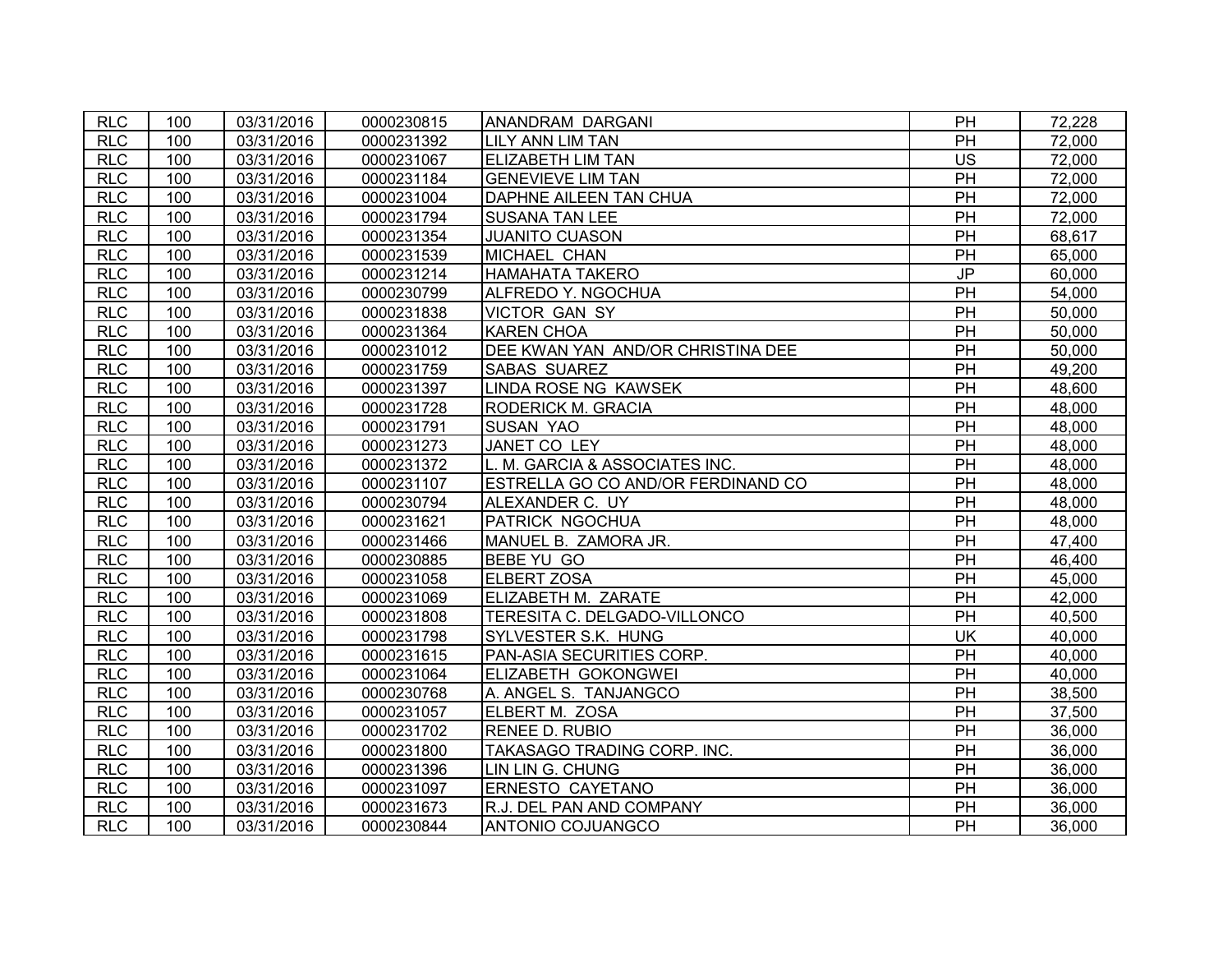| RLC | 100 | 03/31/2016 | 0000230815 | ANANDRAM DARGANI | PH | 72,228 |
|---|---|---|---|---|---|---|
| RLC | 100 | 03/31/2016 | 0000231392 | LILY ANN LIM TAN | PH | 72,000 |
| RLC | 100 | 03/31/2016 | 0000231067 | ELIZABETH LIM TAN | US | 72,000 |
| RLC | 100 | 03/31/2016 | 0000231184 | GENEVIEVE LIM TAN | PH | 72,000 |
| RLC | 100 | 03/31/2016 | 0000231004 | DAPHNE AILEEN TAN CHUA | PH | 72,000 |
| RLC | 100 | 03/31/2016 | 0000231794 | SUSANA TAN LEE | PH | 72,000 |
| RLC | 100 | 03/31/2016 | 0000231354 | JUANITO CUASON | PH | 68,617 |
| RLC | 100 | 03/31/2016 | 0000231539 | MICHAEL CHAN | PH | 65,000 |
| RLC | 100 | 03/31/2016 | 0000231214 | HAMAHATA TAKERO | JP | 60,000 |
| RLC | 100 | 03/31/2016 | 0000230799 | ALFREDO Y. NGOCHUA | PH | 54,000 |
| RLC | 100 | 03/31/2016 | 0000231838 | VICTOR GAN SY | PH | 50,000 |
| RLC | 100 | 03/31/2016 | 0000231364 | KAREN CHOA | PH | 50,000 |
| RLC | 100 | 03/31/2016 | 0000231012 | DEE KWAN YAN AND/OR CHRISTINA DEE | PH | 50,000 |
| RLC | 100 | 03/31/2016 | 0000231759 | SABAS SUAREZ | PH | 49,200 |
| RLC | 100 | 03/31/2016 | 0000231397 | LINDA ROSE NG KAWSEK | PH | 48,600 |
| RLC | 100 | 03/31/2016 | 0000231728 | RODERICK M. GRACIA | PH | 48,000 |
| RLC | 100 | 03/31/2016 | 0000231791 | SUSAN YAO | PH | 48,000 |
| RLC | 100 | 03/31/2016 | 0000231273 | JANET CO LEY | PH | 48,000 |
| RLC | 100 | 03/31/2016 | 0000231372 | L. M. GARCIA & ASSOCIATES INC. | PH | 48,000 |
| RLC | 100 | 03/31/2016 | 0000231107 | ESTRELLA GO CO AND/OR FERDINAND CO | PH | 48,000 |
| RLC | 100 | 03/31/2016 | 0000230794 | ALEXANDER C. UY | PH | 48,000 |
| RLC | 100 | 03/31/2016 | 0000231621 | PATRICK NGOCHUA | PH | 48,000 |
| RLC | 100 | 03/31/2016 | 0000231466 | MANUEL B. ZAMORA JR. | PH | 47,400 |
| RLC | 100 | 03/31/2016 | 0000230885 | BEBE YU GO | PH | 46,400 |
| RLC | 100 | 03/31/2016 | 0000231058 | ELBERT ZOSA | PH | 45,000 |
| RLC | 100 | 03/31/2016 | 0000231069 | ELIZABETH M. ZARATE | PH | 42,000 |
| RLC | 100 | 03/31/2016 | 0000231808 | TERESITA C. DELGADO-VILLONCO | PH | 40,500 |
| RLC | 100 | 03/31/2016 | 0000231798 | SYLVESTER S.K. HUNG | UK | 40,000 |
| RLC | 100 | 03/31/2016 | 0000231615 | PAN-ASIA SECURITIES CORP. | PH | 40,000 |
| RLC | 100 | 03/31/2016 | 0000231064 | ELIZABETH GOKONGWEI | PH | 40,000 |
| RLC | 100 | 03/31/2016 | 0000230768 | A. ANGEL S. TANJANGCO | PH | 38,500 |
| RLC | 100 | 03/31/2016 | 0000231057 | ELBERT M. ZOSA | PH | 37,500 |
| RLC | 100 | 03/31/2016 | 0000231702 | RENEE D. RUBIO | PH | 36,000 |
| RLC | 100 | 03/31/2016 | 0000231800 | TAKASAGO TRADING CORP. INC. | PH | 36,000 |
| RLC | 100 | 03/31/2016 | 0000231396 | LIN LIN G. CHUNG | PH | 36,000 |
| RLC | 100 | 03/31/2016 | 0000231097 | ERNESTO CAYETANO | PH | 36,000 |
| RLC | 100 | 03/31/2016 | 0000231673 | R.J. DEL PAN AND COMPANY | PH | 36,000 |
| RLC | 100 | 03/31/2016 | 0000230844 | ANTONIO COJUANGCO | PH | 36,000 |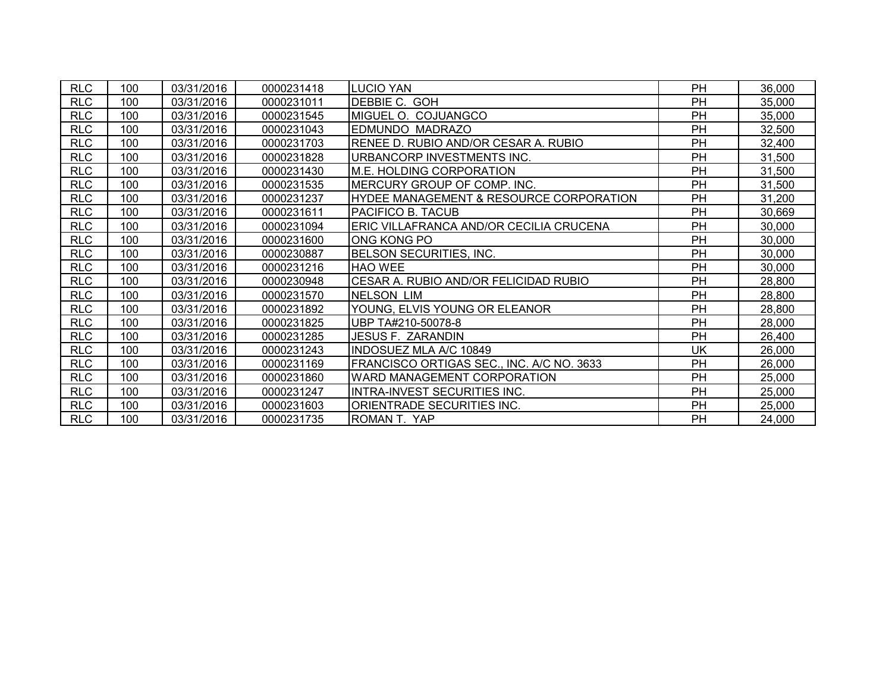| RLC | 100 | 03/31/2016 | 0000231418 | LUCIO YAN | PH | 36,000 |
|---|---|---|---|---|---|---|
| RLC | 100 | 03/31/2016 | 0000231011 | DEBBIE C. GOH | PH | 35,000 |
| RLC | 100 | 03/31/2016 | 0000231545 | MIGUEL O. COJUANGCO | PH | 35,000 |
| RLC | 100 | 03/31/2016 | 0000231043 | EDMUNDO MADRAZO | PH | 32,500 |
| RLC | 100 | 03/31/2016 | 0000231703 | RENEE D. RUBIO AND/OR CESAR A. RUBIO | PH | 32,400 |
| RLC | 100 | 03/31/2016 | 0000231828 | URBANCORP INVESTMENTS INC. | PH | 31,500 |
| RLC | 100 | 03/31/2016 | 0000231430 | M.E. HOLDING CORPORATION | PH | 31,500 |
| RLC | 100 | 03/31/2016 | 0000231535 | MERCURY GROUP OF COMP. INC. | PH | 31,500 |
| RLC | 100 | 03/31/2016 | 0000231237 | HYDEE MANAGEMENT & RESOURCE CORPORATION | PH | 31,200 |
| RLC | 100 | 03/31/2016 | 0000231611 | PACIFICO B. TACUB | PH | 30,669 |
| RLC | 100 | 03/31/2016 | 0000231094 | ERIC VILLAFRANCA AND/OR CECILIA CRUCENA | PH | 30,000 |
| RLC | 100 | 03/31/2016 | 0000231600 | ONG KONG PO | PH | 30,000 |
| RLC | 100 | 03/31/2016 | 0000230887 | BELSON SECURITIES, INC. | PH | 30,000 |
| RLC | 100 | 03/31/2016 | 0000231216 | HAO WEE | PH | 30,000 |
| RLC | 100 | 03/31/2016 | 0000230948 | CESAR A. RUBIO AND/OR FELICIDAD RUBIO | PH | 28,800 |
| RLC | 100 | 03/31/2016 | 0000231570 | NELSON LIM | PH | 28,800 |
| RLC | 100 | 03/31/2016 | 0000231892 | YOUNG, ELVIS YOUNG OR ELEANOR | PH | 28,800 |
| RLC | 100 | 03/31/2016 | 0000231825 | UBP TA#210-50078-8 | PH | 28,000 |
| RLC | 100 | 03/31/2016 | 0000231285 | JESUS F. ZARANDIN | PH | 26,400 |
| RLC | 100 | 03/31/2016 | 0000231243 | INDOSUEZ MLA A/C 10849 | UK | 26,000 |
| RLC | 100 | 03/31/2016 | 0000231169 | FRANCISCO ORTIGAS SEC., INC. A/C NO. 3633 | PH | 26,000 |
| RLC | 100 | 03/31/2016 | 0000231860 | WARD MANAGEMENT CORPORATION | PH | 25,000 |
| RLC | 100 | 03/31/2016 | 0000231247 | INTRA-INVEST SECURITIES INC. | PH | 25,000 |
| RLC | 100 | 03/31/2016 | 0000231603 | ORIENTRADE SECURITIES INC. | PH | 25,000 |
| RLC | 100 | 03/31/2016 | 0000231735 | ROMAN T. YAP | PH | 24,000 |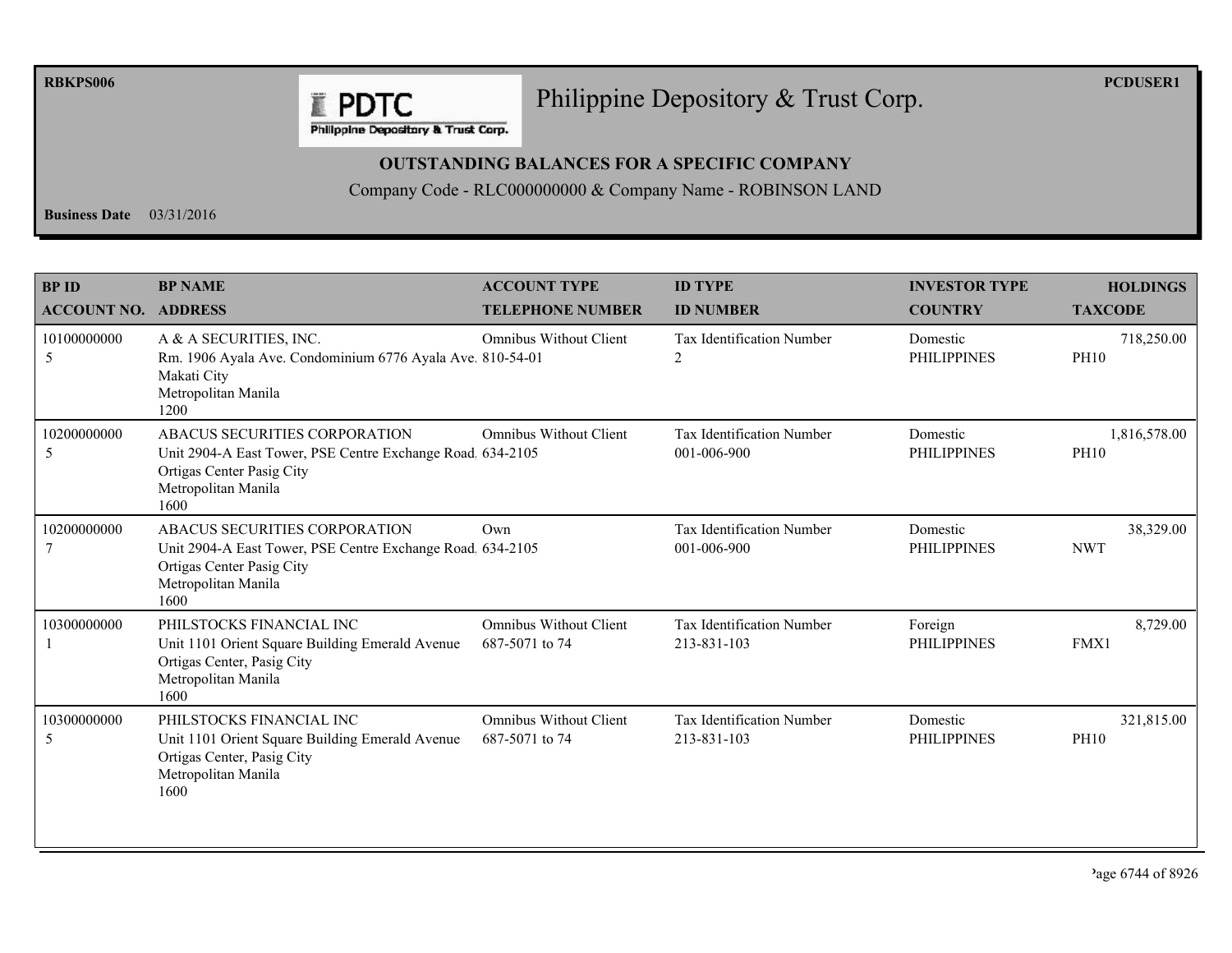RBKPS006

PCDUSER1

# Philippine Depository & Trust Corp.

**OUTSTANDING BALANCES FOR A SPECIFIC COMPANY**

Company Code - RLC000000000 & Company Name - ROBINSON LAND

**Business Date** 03/31/2016

| BP ID<br>ACCOUNT NO. | BP NAME<br>ADDRESS | ACCOUNT TYPE<br>TELEPHONE NUMBER | ID TYPE<br>ID NUMBER | INVESTOR TYPE<br>COUNTRY | HOLDINGS<br>TAXCODE |
|---|---|---|---|---|---|
| 10100000000<br>5 | A & A SECURITIES, INC.<br>Rm. 1906 Ayala Ave. Condominium 6776 Ayala Ave.<br>Makati City<br>Metropolitan Manila<br>1200 | Omnibus Without Client<br>810-54-01 | Tax Identification Number<br>2 | Domestic<br>PHILIPPINES | 718,250.00<br>PH10 |
| 10200000000<br>5 | ABACUS SECURITIES CORPORATION<br>Unit 2904-A East Tower, PSE Centre Exchange Road<br>Ortigas Center Pasig City<br>Metropolitan Manila<br>1600 | Omnibus Without Client<br>634-2105 | Tax Identification Number<br>001-006-900 | Domestic<br>PHILIPPINES | 1,816,578.00<br>PH10 |
| 10200000000<br>7 | ABACUS SECURITIES CORPORATION<br>Unit 2904-A East Tower, PSE Centre Exchange Road<br>Ortigas Center Pasig City<br>Metropolitan Manila<br>1600 | Own<br>634-2105 | Tax Identification Number<br>001-006-900 | Domestic<br>PHILIPPINES | 38,329.00<br>NWT |
| 10300000000<br>1 | PHILSTOCKS FINANCIAL INC<br>Unit 1101 Orient Square Building Emerald Avenue<br>Ortigas Center, Pasig City<br>Metropolitan Manila<br>1600 | Omnibus Without Client<br>687-5071 to 74 | Tax Identification Number<br>213-831-103 | Foreign<br>PHILIPPINES | 8,729.00<br>FMX1 |
| 10300000000<br>5 | PHILSTOCKS FINANCIAL INC<br>Unit 1101 Orient Square Building Emerald Avenue<br>Ortigas Center, Pasig City<br>Metropolitan Manila<br>1600 | Omnibus Without Client<br>687-5071 to 74 | Tax Identification Number<br>213-831-103 | Domestic<br>PHILIPPINES | 321,815.00<br>PH10 |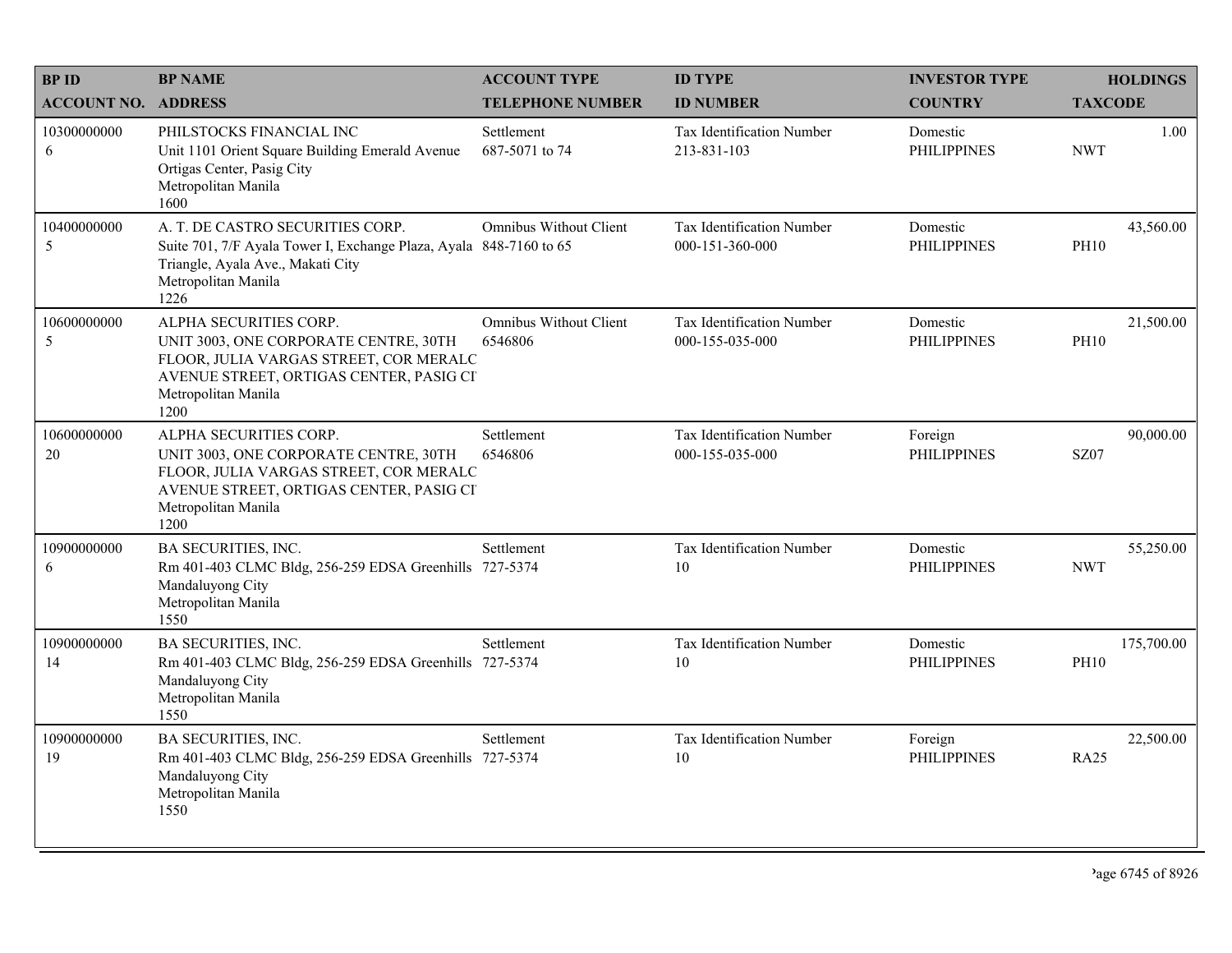| BP ID<br>ACCOUNT NO. | BP NAME<br>ADDRESS | ACCOUNT TYPE<br>TELEPHONE NUMBER | ID TYPE<br>ID NUMBER | INVESTOR TYPE<br>COUNTRY | HOLDINGS<br>TAXCODE |
|---|---|---|---|---|---|
| 10300000000<br>6 | PHILSTOCKS FINANCIAL INC<br>Unit 1101 Orient Square Building Emerald Avenue Ortigas Center, Pasig City<br>Metropolitan Manila<br>1600 | Settlement<br>687-5071 to 74 | Tax Identification Number<br>213-831-103 | Domestic<br>PHILIPPINES | 1.00<br>NWT |
| 10400000000<br>5 | A. T. DE CASTRO SECURITIES CORP.<br>Suite 701, 7/F Ayala Tower I, Exchange Plaza, Ayala Triangle, Ayala Ave., Makati City<br>Metropolitan Manila<br>1226 | Omnibus Without Client<br>848-7160 to 65 | Tax Identification Number<br>000-151-360-000 | Domestic<br>PHILIPPINES | 43,560.00<br>PH10 |
| 10600000000<br>5 | ALPHA SECURITIES CORP.<br>UNIT 3003, ONE CORPORATE CENTRE, 30TH FLOOR, JULIA VARGAS STREET, COR MERALC AVENUE STREET, ORTIGAS CENTER, PASIG CI<br>Metropolitan Manila<br>1200 | Omnibus Without Client<br>6546806 | Tax Identification Number<br>000-155-035-000 | Domestic<br>PHILIPPINES | 21,500.00<br>PH10 |
| 10600000000<br>20 | ALPHA SECURITIES CORP.<br>UNIT 3003, ONE CORPORATE CENTRE, 30TH FLOOR, JULIA VARGAS STREET, COR MERALC AVENUE STREET, ORTIGAS CENTER, PASIG CI<br>Metropolitan Manila<br>1200 | Settlement<br>6546806 | Tax Identification Number<br>000-155-035-000 | Foreign<br>PHILIPPINES | 90,000.00<br>SZ07 |
| 10900000000<br>6 | BA SECURITIES, INC.<br>Rm 401-403 CLMC Bldg, 256-259 EDSA Greenhills Mandaluyong City<br>Metropolitan Manila<br>1550 | Settlement<br>727-5374 | Tax Identification Number<br>10 | Domestic<br>PHILIPPINES | 55,250.00<br>NWT |
| 10900000000<br>14 | BA SECURITIES, INC.<br>Rm 401-403 CLMC Bldg, 256-259 EDSA Greenhills Mandaluyong City<br>Metropolitan Manila<br>1550 | Settlement<br>727-5374 | Tax Identification Number<br>10 | Domestic<br>PHILIPPINES | 175,700.00<br>PH10 |
| 10900000000<br>19 | BA SECURITIES, INC.<br>Rm 401-403 CLMC Bldg, 256-259 EDSA Greenhills Mandaluyong City<br>Metropolitan Manila<br>1550 | Settlement<br>727-5374 | Tax Identification Number<br>10 | Foreign<br>PHILIPPINES | 22,500.00<br>RA25 |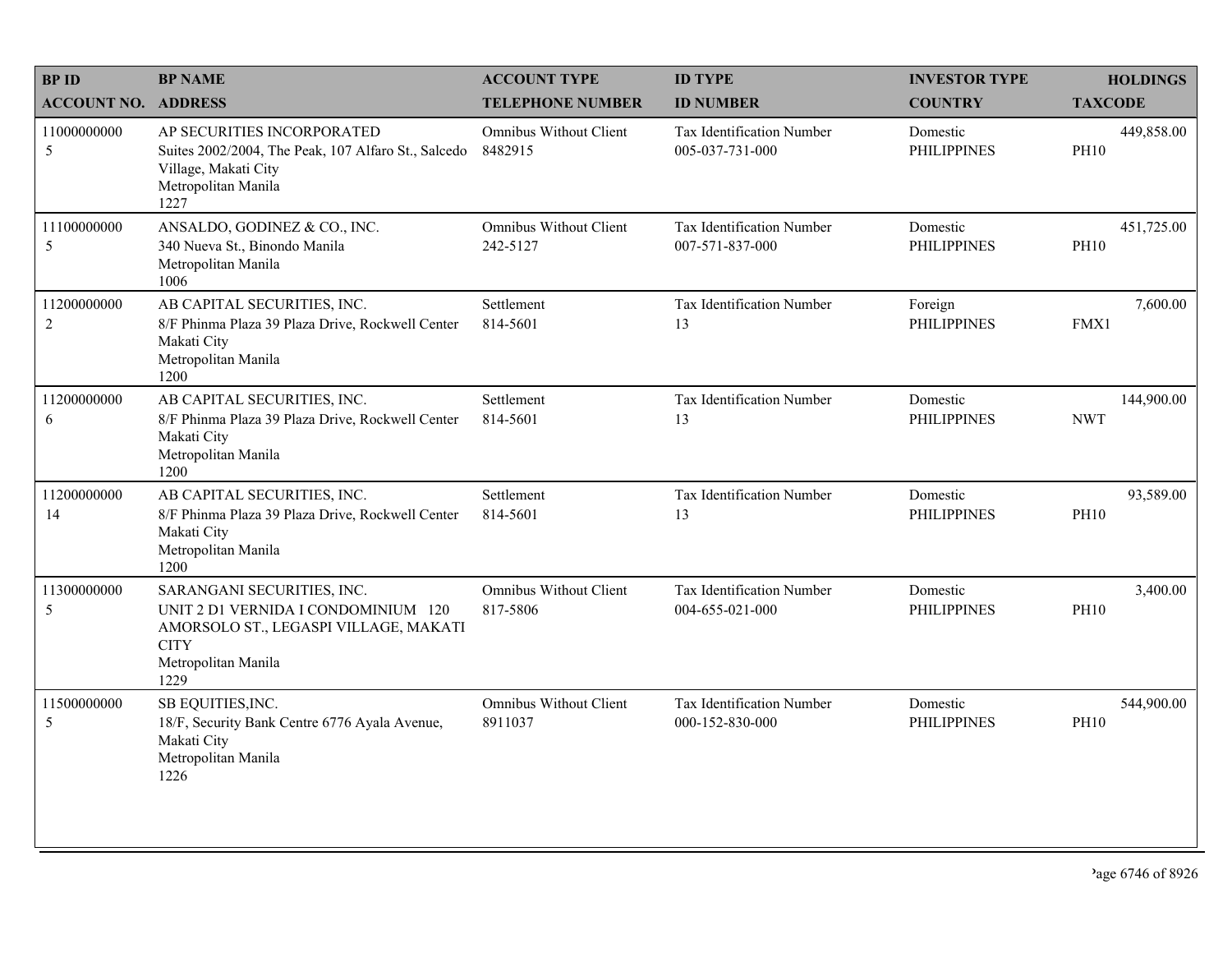| BP ID<br>ACCOUNT NO. | BP NAME<br>ADDRESS | ACCOUNT TYPE<br>TELEPHONE NUMBER | ID TYPE<br>ID NUMBER | INVESTOR TYPE<br>COUNTRY | HOLDINGS<br>TAXCODE |
|---|---|---|---|---|---|
| 11000000000<br>5 | AP SECURITIES INCORPORATED<br>Suites 2002/2004, The Peak, 107 Alfaro St., Salcedo Village, Makati City<br>Metropolitan Manila<br>1227 | Omnibus Without Client<br>8482915 | Tax Identification Number<br>005-037-731-000 | Domestic<br>PHILIPPINES | 449,858.00<br>PH10 |
| 11100000000<br>5 | ANSALDO, GODINEZ & CO., INC.<br>340 Nueva St., Binondo Manila<br>Metropolitan Manila<br>1006 | Omnibus Without Client<br>242-5127 | Tax Identification Number<br>007-571-837-000 | Domestic<br>PHILIPPINES | 451,725.00<br>PH10 |
| 11200000000<br>2 | AB CAPITAL SECURITIES, INC.<br>8/F Phinma Plaza 39 Plaza Drive, Rockwell Center Makati City<br>Metropolitan Manila<br>1200 | Settlement<br>814-5601 | Tax Identification Number<br>13 | Foreign<br>PHILIPPINES | 7,600.00<br>FMX1 |
| 11200000000<br>6 | AB CAPITAL SECURITIES, INC.<br>8/F Phinma Plaza 39 Plaza Drive, Rockwell Center Makati City<br>Metropolitan Manila<br>1200 | Settlement<br>814-5601 | Tax Identification Number<br>13 | Domestic<br>PHILIPPINES | 144,900.00<br>NWT |
| 11200000000<br>14 | AB CAPITAL SECURITIES, INC.<br>8/F Phinma Plaza 39 Plaza Drive, Rockwell Center Makati City<br>Metropolitan Manila<br>1200 | Settlement<br>814-5601 | Tax Identification Number<br>13 | Domestic<br>PHILIPPINES | 93,589.00<br>PH10 |
| 11300000000<br>5 | SARANGANI SECURITIES, INC.<br>UNIT 2 D1 VERNIDA I CONDOMINIUM 120 AMORSOLO ST., LEGASPI VILLAGE, MAKATI CITY<br>Metropolitan Manila<br>1229 | Omnibus Without Client<br>817-5806 | Tax Identification Number<br>004-655-021-000 | Domestic<br>PHILIPPINES | 3,400.00<br>PH10 |
| 11500000000<br>5 | SB EQUITIES,INC.<br>18/F, Security Bank Centre 6776 Ayala Avenue, Makati City<br>Metropolitan Manila<br>1226 | Omnibus Without Client<br>8911037 | Tax Identification Number<br>000-152-830-000 | Domestic<br>PHILIPPINES | 544,900.00<br>PH10 |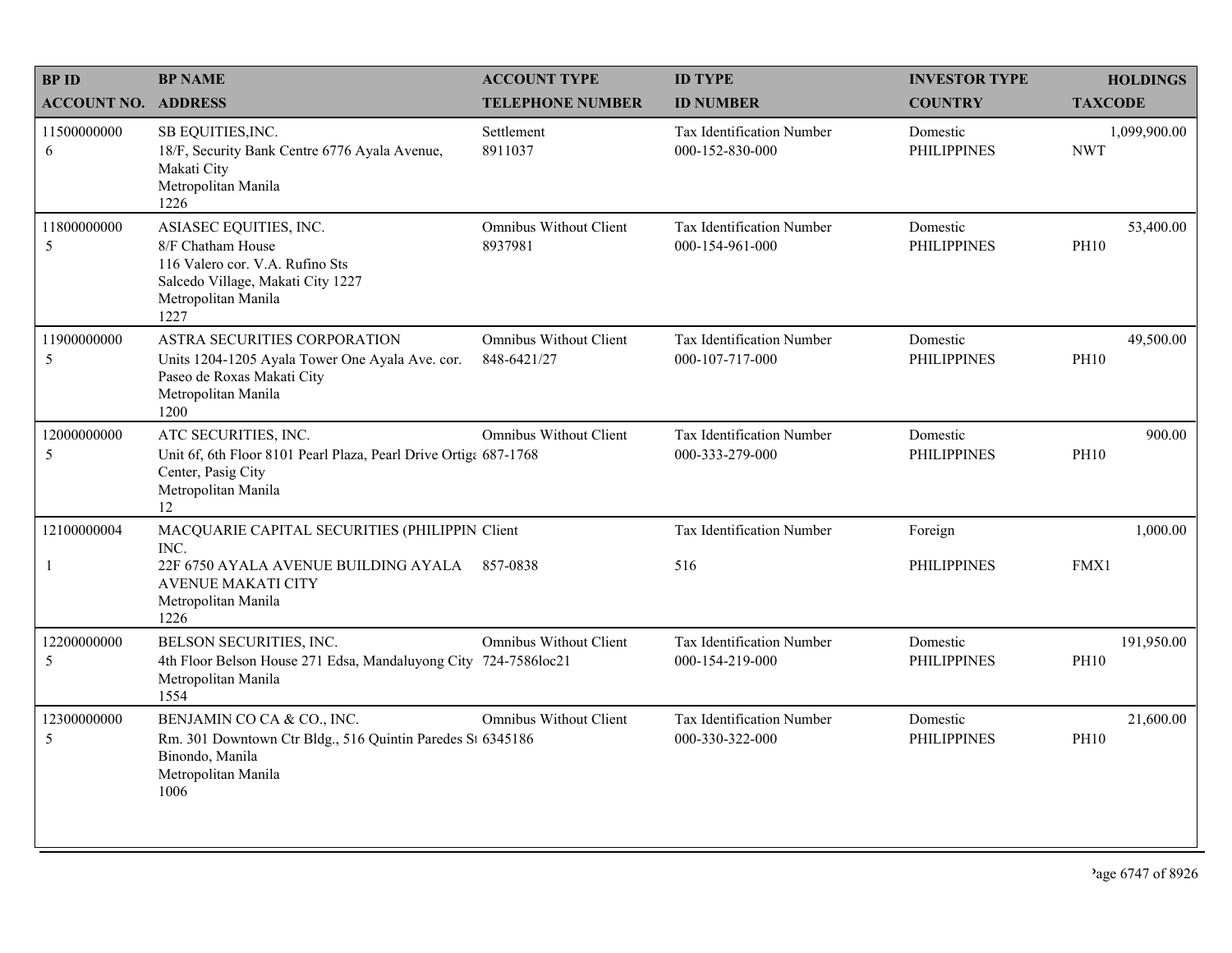| BP ID<br>ACCOUNT NO. | BP NAME<br>ADDRESS | ACCOUNT TYPE<br>TELEPHONE NUMBER | ID TYPE<br>ID NUMBER | INVESTOR TYPE<br>COUNTRY | HOLDINGS<br>TAXCODE |
|---|---|---|---|---|---|
| 11500000000<br>6 | SB EQUITIES,INC.<br>18/F, Security Bank Centre 6776 Ayala Avenue, Makati City<br>Metropolitan Manila<br>1226 | Settlement<br>8911037 | Tax Identification Number<br>000-152-830-000 | Domestic<br>PHILIPPINES | 1,099,900.00<br>NWT |
| 11800000000<br>5 | ASIASEC EQUITIES, INC.<br>8/F Chatham House<br>116 Valero cor. V.A. Rufino Sts<br>Salcedo Village, Makati City 1227<br>Metropolitan Manila<br>1227 | Omnibus Without Client<br>8937981 | Tax Identification Number<br>000-154-961-000 | Domestic<br>PHILIPPINES | 53,400.00<br>PH10 |
| 11900000000<br>5 | ASTRA SECURITIES CORPORATION<br>Units 1204-1205 Ayala Tower One Ayala Ave. cor. Paseo de Roxas Makati City<br>Metropolitan Manila<br>1200 | Omnibus Without Client<br>848-6421/27 | Tax Identification Number<br>000-107-717-000 | Domestic<br>PHILIPPINES | 49,500.00<br>PH10 |
| 12000000000<br>5 | ATC SECURITIES, INC.<br>Unit 6f, 6th Floor 8101 Pearl Plaza, Pearl Drive Ortiga Center, Pasig City<br>Metropolitan Manila<br>12 | Omnibus Without Client<br>687-1768 | Tax Identification Number<br>000-333-279-000 | Domestic<br>PHILIPPINES | 900.00<br>PH10 |
| 12100000004<br>1 | MACQUARIE CAPITAL SECURITIES (PHILIPPIN INC.<br>22F 6750 AYALA AVENUE BUILDING AYALA AVENUE MAKATI CITY<br>Metropolitan Manila<br>1226 | Client<br>857-0838 | Tax Identification Number<br>516 | Foreign<br>PHILIPPINES | 1,000.00<br>FMX1 |
| 12200000000<br>5 | BELSON SECURITIES, INC.<br>4th Floor Belson House 271 Edsa, Mandaluyong City<br>Metropolitan Manila<br>1554 | Omnibus Without Client<br>724-7586loc21 | Tax Identification Number<br>000-154-219-000 | Domestic<br>PHILIPPINES | 191,950.00<br>PH10 |
| 12300000000<br>5 | BENJAMIN CO CA & CO., INC.<br>Rm. 301 Downtown Ctr Bldg., 516 Quintin Paredes St Binondo, Manila<br>Metropolitan Manila<br>1006 | Omnibus Without Client<br>6345186 | Tax Identification Number<br>000-330-322-000 | Domestic<br>PHILIPPINES | 21,600.00<br>PH10 |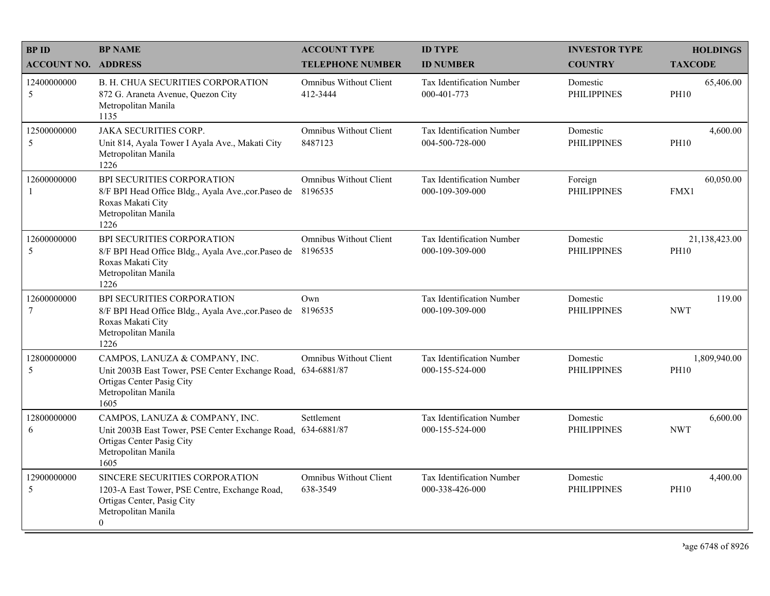| BP ID<br>ACCOUNT NO. | BP NAME<br>ADDRESS | ACCOUNT TYPE<br>TELEPHONE NUMBER | ID TYPE<br>ID NUMBER | INVESTOR TYPE<br>COUNTRY | HOLDINGS<br>TAXCODE |
|---|---|---|---|---|---|
| 12400000000<br>5 | B. H. CHUA SECURITIES CORPORATION<br>872 G. Araneta Avenue, Quezon City<br>Metropolitan Manila<br>1135 | Omnibus Without Client<br>412-3444 | Tax Identification Number<br>000-401-773 | Domestic<br>PHILIPPINES | 65,406.00<br>PH10 |
| 12500000000<br>5 | JAKA SECURITIES CORP.<br>Unit 814, Ayala Tower I Ayala Ave., Makati City<br>Metropolitan Manila<br>1226 | Omnibus Without Client<br>8487123 | Tax Identification Number<br>004-500-728-000 | Domestic<br>PHILIPPINES | 4,600.00<br>PH10 |
| 12600000000<br>1 | BPI SECURITIES CORPORATION<br>8/F BPI Head Office Bldg., Ayala Ave.,cor.Paseo de Roxas Makati City<br>Metropolitan Manila<br>1226 | Omnibus Without Client<br>8196535 | Tax Identification Number<br>000-109-309-000 | Foreign<br>PHILIPPINES | 60,050.00<br>FMX1 |
| 12600000000<br>5 | BPI SECURITIES CORPORATION<br>8/F BPI Head Office Bldg., Ayala Ave.,cor.Paseo de Roxas Makati City<br>Metropolitan Manila<br>1226 | Omnibus Without Client<br>8196535 | Tax Identification Number<br>000-109-309-000 | Domestic<br>PHILIPPINES | 21,138,423.00<br>PH10 |
| 12600000000<br>7 | BPI SECURITIES CORPORATION<br>8/F BPI Head Office Bldg., Ayala Ave.,cor.Paseo de Roxas Makati City<br>Metropolitan Manila<br>1226 | Own<br>8196535 | Tax Identification Number<br>000-109-309-000 | Domestic<br>PHILIPPINES | 119.00<br>NWT |
| 12800000000<br>5 | CAMPOS, LANUZA & COMPANY, INC.<br>Unit 2003B East Tower, PSE Center Exchange Road, Ortigas Center Pasig City<br>Metropolitan Manila<br>1605 | Omnibus Without Client<br>634-6881/87 | Tax Identification Number<br>000-155-524-000 | Domestic<br>PHILIPPINES | 1,809,940.00<br>PH10 |
| 12800000000<br>6 | CAMPOS, LANUZA & COMPANY, INC.<br>Unit 2003B East Tower, PSE Center Exchange Road, Ortigas Center Pasig City<br>Metropolitan Manila<br>1605 | Settlement<br>634-6881/87 | Tax Identification Number<br>000-155-524-000 | Domestic<br>PHILIPPINES | 6,600.00<br>NWT |
| 12900000000<br>5 | SINCERE SECURITIES CORPORATION<br>1203-A East Tower, PSE Centre, Exchange Road, Ortigas Center, Pasig City<br>Metropolitan Manila<br>0 | Omnibus Without Client<br>638-3549 | Tax Identification Number<br>000-338-426-000 | Domestic<br>PHILIPPINES | 4,400.00<br>PH10 |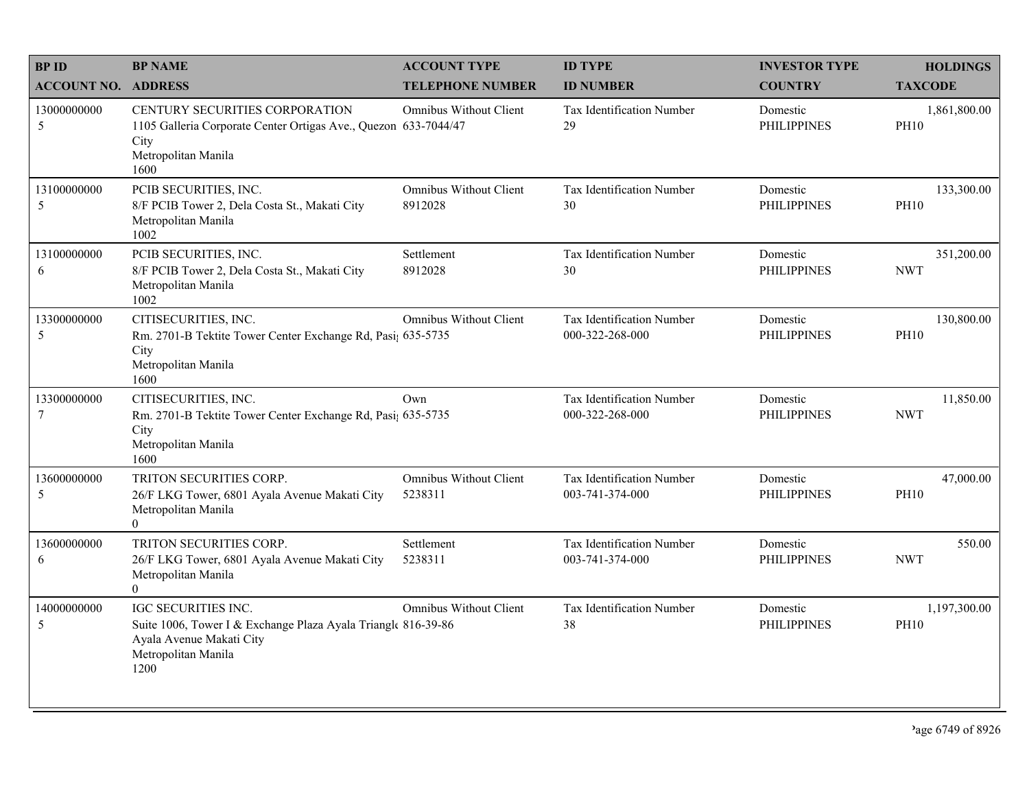| BP ID<br>ACCOUNT NO. | BP NAME<br>ADDRESS | ACCOUNT TYPE<br>TELEPHONE NUMBER | ID TYPE<br>ID NUMBER | INVESTOR TYPE<br>COUNTRY | HOLDINGS<br>TAXCODE |
|---|---|---|---|---|---|
| 13000000000<br>5 | CENTURY SECURITIES CORPORATION<br>1105 Galleria Corporate Center Ortigas Ave., Quezon City<br>Metropolitan Manila<br>1600 | Omnibus Without Client<br>633-7044/47 | Tax Identification Number<br>29 | Domestic<br>PHILIPPINES | 1,861,800.00<br>PH10 |
| 13100000000<br>5 | PCIB SECURITIES, INC.<br>8/F PCIB Tower 2, Dela Costa St., Makati City<br>Metropolitan Manila<br>1002 | Omnibus Without Client<br>8912028 | Tax Identification Number<br>30 | Domestic<br>PHILIPPINES | 133,300.00<br>PH10 |
| 13100000000<br>6 | PCIB SECURITIES, INC.<br>8/F PCIB Tower 2, Dela Costa St., Makati City<br>Metropolitan Manila<br>1002 | Settlement<br>8912028 | Tax Identification Number<br>30 | Domestic<br>PHILIPPINES | 351,200.00<br>NWT |
| 13300000000<br>5 | CITISECURITIES, INC.<br>Rm. 2701-B Tektite Tower Center Exchange Rd, Pasig City<br>Metropolitan Manila<br>1600 | Omnibus Without Client<br>635-5735 | Tax Identification Number<br>000-322-268-000 | Domestic<br>PHILIPPINES | 130,800.00<br>PH10 |
| 13300000000<br>7 | CITISECURITIES, INC.<br>Rm. 2701-B Tektite Tower Center Exchange Rd, Pasig City<br>Metropolitan Manila<br>1600 | Own<br>635-5735 | Tax Identification Number<br>000-322-268-000 | Domestic<br>PHILIPPINES | 11,850.00<br>NWT |
| 13600000000<br>5 | TRITON SECURITIES CORP.<br>26/F LKG Tower, 6801 Ayala Avenue Makati City<br>Metropolitan Manila<br>0 | Omnibus Without Client<br>5238311 | Tax Identification Number<br>003-741-374-000 | Domestic<br>PHILIPPINES | 47,000.00<br>PH10 |
| 13600000000<br>6 | TRITON SECURITIES CORP.<br>26/F LKG Tower, 6801 Ayala Avenue Makati City<br>Metropolitan Manila<br>0 | Settlement<br>5238311 | Tax Identification Number<br>003-741-374-000 | Domestic<br>PHILIPPINES | 550.00<br>NWT |
| 14000000000<br>5 | IGC SECURITIES INC.<br>Suite 1006, Tower I & Exchange Plaza Ayala Triangle Ayala Avenue Makati City<br>Metropolitan Manila<br>1200 | Omnibus Without Client<br>816-39-86 | Tax Identification Number<br>38 | Domestic<br>PHILIPPINES | 1,197,300.00<br>PH10 |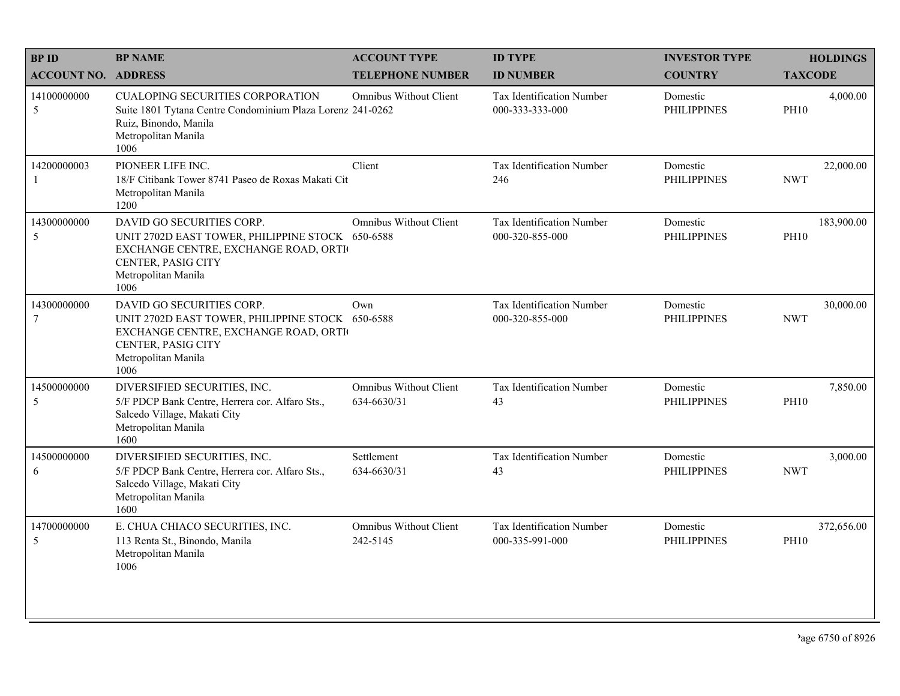| BP ID<br>ACCOUNT NO. | BP NAME<br>ADDRESS | ACCOUNT TYPE<br>TELEPHONE NUMBER | ID TYPE<br>ID NUMBER | INVESTOR TYPE<br>COUNTRY | HOLDINGS<br>TAXCODE |
|---|---|---|---|---|---|
| 14100000000<br>5 | CUALOPING SECURITIES CORPORATION<br>Suite 1801 Tytana Centre Condominium Plaza Lorenz<br>Ruiz, Binondo, Manila<br>Metropolitan Manila<br>1006 | Omnibus Without Client<br>241-0262 | Tax Identification Number<br>000-333-333-000 | Domestic<br>PHILIPPINES | 4,000.00<br>PH10 |
| 14200000003<br>1 | PIONEER LIFE INC.<br>18/F Citibank Tower 8741 Paseo de Roxas Makati Cit<br>Metropolitan Manila<br>1200 | Client | Tax Identification Number<br>246 | Domestic<br>PHILIPPINES | 22,000.00<br>NWT |
| 14300000000<br>5 | DAVID GO SECURITIES CORP.<br>UNIT 2702D EAST TOWER, PHILIPPINE STOCK<br>EXCHANGE CENTRE, EXCHANGE ROAD, ORTI(<br>CENTER, PASIG CITY<br>Metropolitan Manila<br>1006 | Omnibus Without Client<br>650-6588 | Tax Identification Number<br>000-320-855-000 | Domestic<br>PHILIPPINES | 183,900.00<br>PH10 |
| 14300000000<br>7 | DAVID GO SECURITIES CORP.<br>UNIT 2702D EAST TOWER, PHILIPPINE STOCK<br>EXCHANGE CENTRE, EXCHANGE ROAD, ORTI(<br>CENTER, PASIG CITY<br>Metropolitan Manila<br>1006 | Own<br>650-6588 | Tax Identification Number<br>000-320-855-000 | Domestic<br>PHILIPPINES | 30,000.00<br>NWT |
| 14500000000<br>5 | DIVERSIFIED SECURITIES, INC.<br>5/F PDCP Bank Centre, Herrera cor. Alfaro Sts.,<br>Salcedo Village, Makati City<br>Metropolitan Manila<br>1600 | Omnibus Without Client<br>634-6630/31 | Tax Identification Number<br>43 | Domestic<br>PHILIPPINES | 7,850.00<br>PH10 |
| 14500000000<br>6 | DIVERSIFIED SECURITIES, INC.<br>5/F PDCP Bank Centre, Herrera cor. Alfaro Sts.,<br>Salcedo Village, Makati City<br>Metropolitan Manila<br>1600 | Settlement<br>634-6630/31 | Tax Identification Number<br>43 | Domestic<br>PHILIPPINES | 3,000.00<br>NWT |
| 14700000000<br>5 | E. CHUA CHIACO SECURITIES, INC.<br>113 Renta St., Binondo, Manila<br>Metropolitan Manila<br>1006 | Omnibus Without Client<br>242-5145 | Tax Identification Number<br>000-335-991-000 | Domestic<br>PHILIPPINES | 372,656.00<br>PH10 |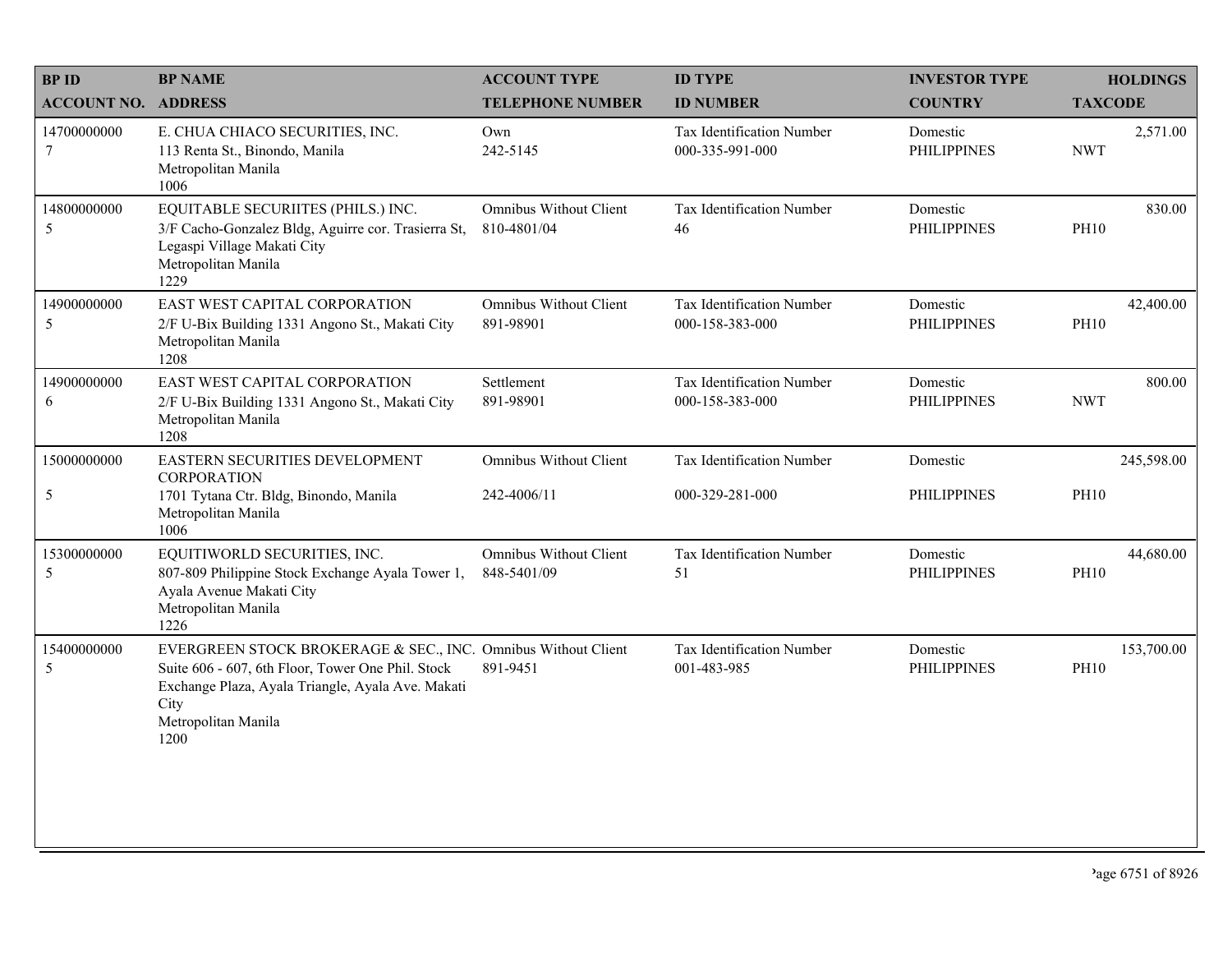| BP ID<br>ACCOUNT NO. | BP NAME<br>ADDRESS | ACCOUNT TYPE<br>TELEPHONE NUMBER | ID TYPE<br>ID NUMBER | INVESTOR TYPE<br>COUNTRY | HOLDINGS<br>TAXCODE |
|---|---|---|---|---|---|
| 14700000000<br>7 | E. CHUA CHIACO SECURITIES, INC.<br>113 Renta St., Binondo, Manila<br>Metropolitan Manila<br>1006 | Own<br>242-5145 | Tax Identification Number<br>000-335-991-000 | Domestic<br>PHILIPPINES | 2,571.00<br>NWT |
| 14800000000<br>5 | EQUITABLE SECURIITES (PHILS.) INC.<br>3/F Cacho-Gonzalez Bldg, Aguirre cor. Trasierra St, Legaspi Village Makati City<br>Metropolitan Manila<br>1229 | Omnibus Without Client<br>810-4801/04 | Tax Identification Number<br>46 | Domestic<br>PHILIPPINES | 830.00<br>PH10 |
| 14900000000<br>5 | EAST WEST CAPITAL CORPORATION<br>2/F U-Bix Building 1331 Angono St., Makati City<br>Metropolitan Manila<br>1208 | Omnibus Without Client<br>891-98901 | Tax Identification Number<br>000-158-383-000 | Domestic<br>PHILIPPINES | 42,400.00<br>PH10 |
| 14900000000<br>6 | EAST WEST CAPITAL CORPORATION<br>2/F U-Bix Building 1331 Angono St., Makati City<br>Metropolitan Manila<br>1208 | Settlement<br>891-98901 | Tax Identification Number<br>000-158-383-000 | Domestic<br>PHILIPPINES | 800.00<br>NWT |
| 15000000000<br>5 | EASTERN SECURITIES DEVELOPMENT CORPORATION<br>1701 Tytana Ctr. Bldg, Binondo, Manila<br>Metropolitan Manila<br>1006 | Omnibus Without Client<br>242-4006/11 | Tax Identification Number<br>000-329-281-000 | Domestic<br>PHILIPPINES | 245,598.00<br>PH10 |
| 15300000000<br>5 | EQUITIWORLD SECURITIES, INC.<br>807-809 Philippine Stock Exchange Ayala Tower 1, Ayala Avenue Makati City<br>Metropolitan Manila<br>1226 | Omnibus Without Client<br>848-5401/09 | Tax Identification Number<br>51 | Domestic<br>PHILIPPINES | 44,680.00<br>PH10 |
| 15400000000<br>5 | EVERGREEN STOCK BROKERAGE & SEC., INC.<br>Suite 606 - 607, 6th Floor, Tower One Phil. Stock Exchange Plaza, Ayala Triangle, Ayala Ave. Makati City<br>Metropolitan Manila<br>1200 | Omnibus Without Client<br>891-9451 | Tax Identification Number<br>001-483-985 | Domestic<br>PHILIPPINES | 153,700.00<br>PH10 |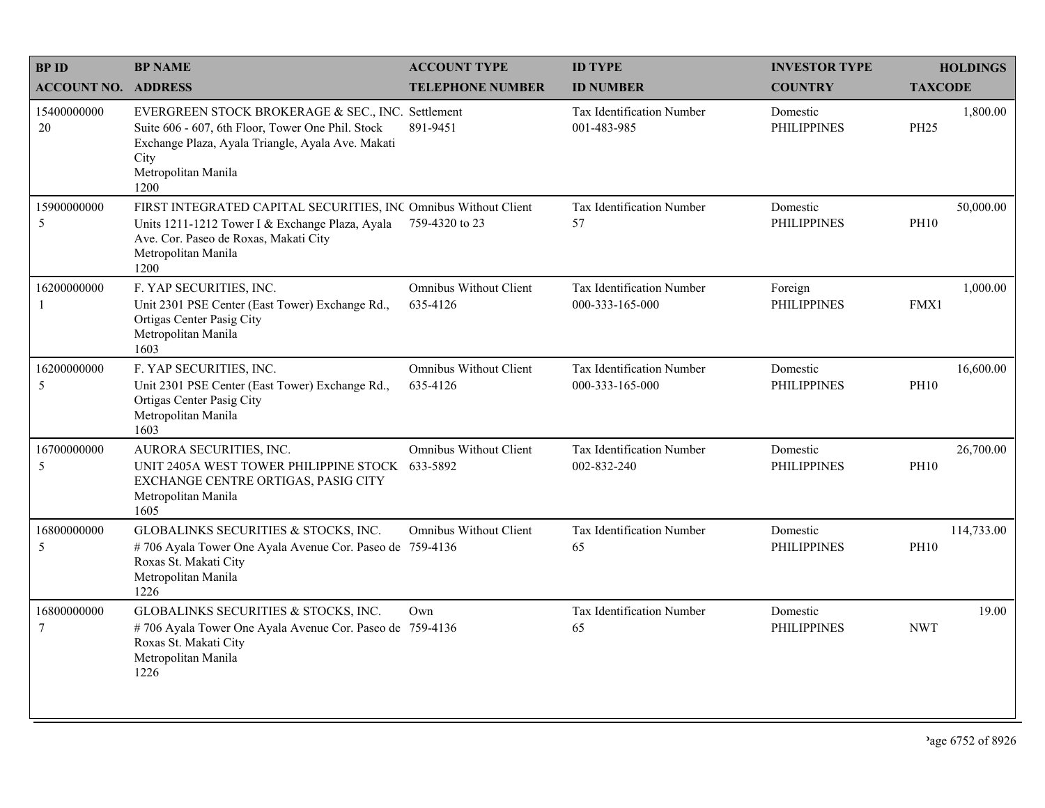| BP ID<br>ACCOUNT NO. | BP NAME<br>ADDRESS | ACCOUNT TYPE<br>TELEPHONE NUMBER | ID TYPE<br>ID NUMBER | INVESTOR TYPE<br>COUNTRY | HOLDINGS<br>TAXCODE |
|---|---|---|---|---|---|
| 15400000000<br>20 | EVERGREEN STOCK BROKERAGE & SEC., INC.<br>Suite 606 - 607, 6th Floor, Tower One Phil. Stock Exchange Plaza, Ayala Triangle, Ayala Ave. Makati City<br>Metropolitan Manila<br>1200 | Settlement<br>891-9451 | Tax Identification Number<br>001-483-985 | Domestic<br>PHILIPPINES | 1,800.00<br>PH25 |
| 15900000000<br>5 | FIRST INTEGRATED CAPITAL SECURITIES, INC<br>Units 1211-1212 Tower I & Exchange Plaza, Ayala Ave. Cor. Paseo de Roxas, Makati City<br>Metropolitan Manila<br>1200 | Omnibus Without Client<br>759-4320 to 23 | Tax Identification Number<br>57 | Domestic<br>PHILIPPINES | 50,000.00<br>PH10 |
| 16200000000<br>1 | F. YAP SECURITIES, INC.<br>Unit 2301 PSE Center (East Tower) Exchange Rd., Ortigas Center Pasig City<br>Metropolitan Manila<br>1603 | Omnibus Without Client<br>635-4126 | Tax Identification Number<br>000-333-165-000 | Foreign<br>PHILIPPINES | 1,000.00<br>FMX1 |
| 16200000000<br>5 | F. YAP SECURITIES, INC.<br>Unit 2301 PSE Center (East Tower) Exchange Rd., Ortigas Center Pasig City<br>Metropolitan Manila<br>1603 | Omnibus Without Client<br>635-4126 | Tax Identification Number<br>000-333-165-000 | Domestic<br>PHILIPPINES | 16,600.00<br>PH10 |
| 16700000000<br>5 | AURORA SECURITIES, INC.<br>UNIT 2405A WEST TOWER PHILIPPINE STOCK EXCHANGE CENTRE ORTIGAS, PASIG CITY<br>Metropolitan Manila<br>1605 | Omnibus Without Client<br>633-5892 | Tax Identification Number<br>002-832-240 | Domestic<br>PHILIPPINES | 26,700.00<br>PH10 |
| 16800000000<br>5 | GLOBALINKS SECURITIES & STOCKS, INC.<br># 706 Ayala Tower One Ayala Avenue Cor. Paseo de Roxas St. Makati City<br>Metropolitan Manila<br>1226 | Omnibus Without Client<br>759-4136 | Tax Identification Number<br>65 | Domestic<br>PHILIPPINES | 114,733.00<br>PH10 |
| 16800000000<br>7 | GLOBALINKS SECURITIES & STOCKS, INC.<br># 706 Ayala Tower One Ayala Avenue Cor. Paseo de Roxas St. Makati City<br>Metropolitan Manila<br>1226 | Own<br>759-4136 | Tax Identification Number<br>65 | Domestic<br>PHILIPPINES | 19.00<br>NWT |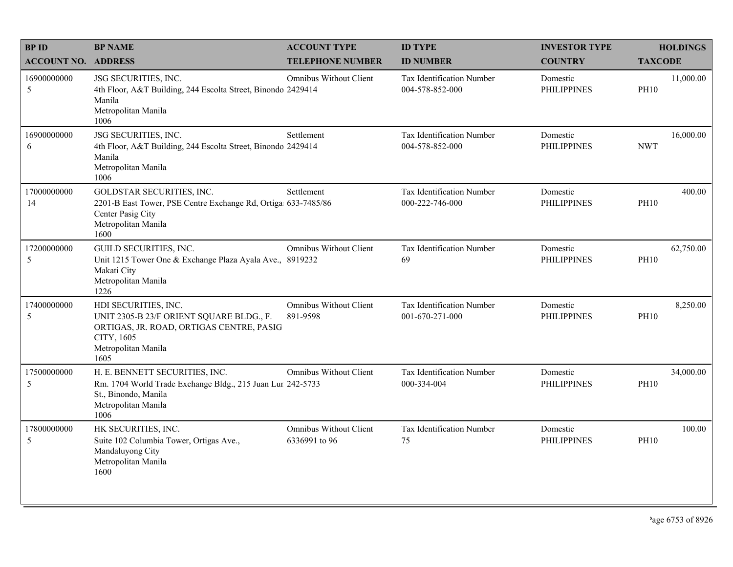| BP ID<br>ACCOUNT NO. | BP NAME<br>ADDRESS | ACCOUNT TYPE<br>TELEPHONE NUMBER | ID TYPE<br>ID NUMBER | INVESTOR TYPE<br>COUNTRY | HOLDINGS<br>TAXCODE |
|---|---|---|---|---|---|
| 16900000000<br>5 | JSG SECURITIES, INC.<br>4th Floor, A&T Building, 244 Escolta Street, Binondo Manila<br>Metropolitan Manila<br>1006 | Omnibus Without Client<br>2429414 | Tax Identification Number<br>004-578-852-000 | Domestic<br>PHILIPPINES | 11,000.00<br>PH10 |
| 16900000000<br>6 | JSG SECURITIES, INC.<br>4th Floor, A&T Building, 244 Escolta Street, Binondo Manila<br>Metropolitan Manila<br>1006 | Settlement<br>2429414 | Tax Identification Number<br>004-578-852-000 | Domestic<br>PHILIPPINES | 16,000.00<br>NWT |
| 17000000000<br>14 | GOLDSTAR SECURITIES, INC.<br>2201-B East Tower, PSE Centre Exchange Rd, Ortigas Center Pasig City<br>Metropolitan Manila<br>1600 | Settlement<br>633-7485/86 | Tax Identification Number<br>000-222-746-000 | Domestic<br>PHILIPPINES | 400.00<br>PH10 |
| 17200000000<br>5 | GUILD SECURITIES, INC.<br>Unit 1215 Tower One & Exchange Plaza Ayala Ave., Makati City<br>Metropolitan Manila<br>1226 | Omnibus Without Client<br>8919232 | Tax Identification Number<br>69 | Domestic<br>PHILIPPINES | 62,750.00<br>PH10 |
| 17400000000<br>5 | HDI SECURITIES, INC.<br>UNIT 2305-B 23/F ORIENT SQUARE BLDG., F. ORTIGAS, JR. ROAD, ORTIGAS CENTRE, PASIG CITY, 1605<br>Metropolitan Manila<br>1605 | Omnibus Without Client<br>891-9598 | Tax Identification Number<br>001-670-271-000 | Domestic<br>PHILIPPINES | 8,250.00<br>PH10 |
| 17500000000<br>5 | H. E. BENNETT SECURITIES, INC.<br>Rm. 1704 World Trade Exchange Bldg., 215 Juan Luna St., Binondo, Manila<br>Metropolitan Manila<br>1006 | Omnibus Without Client<br>242-5733 | Tax Identification Number<br>000-334-004 | Domestic<br>PHILIPPINES | 34,000.00<br>PH10 |
| 17800000000<br>5 | HK SECURITIES, INC.<br>Suite 102 Columbia Tower, Ortigas Ave., Mandaluyong City<br>Metropolitan Manila<br>1600 | Omnibus Without Client<br>6336991 to 96 | Tax Identification Number<br>75 | Domestic<br>PHILIPPINES | 100.00<br>PH10 |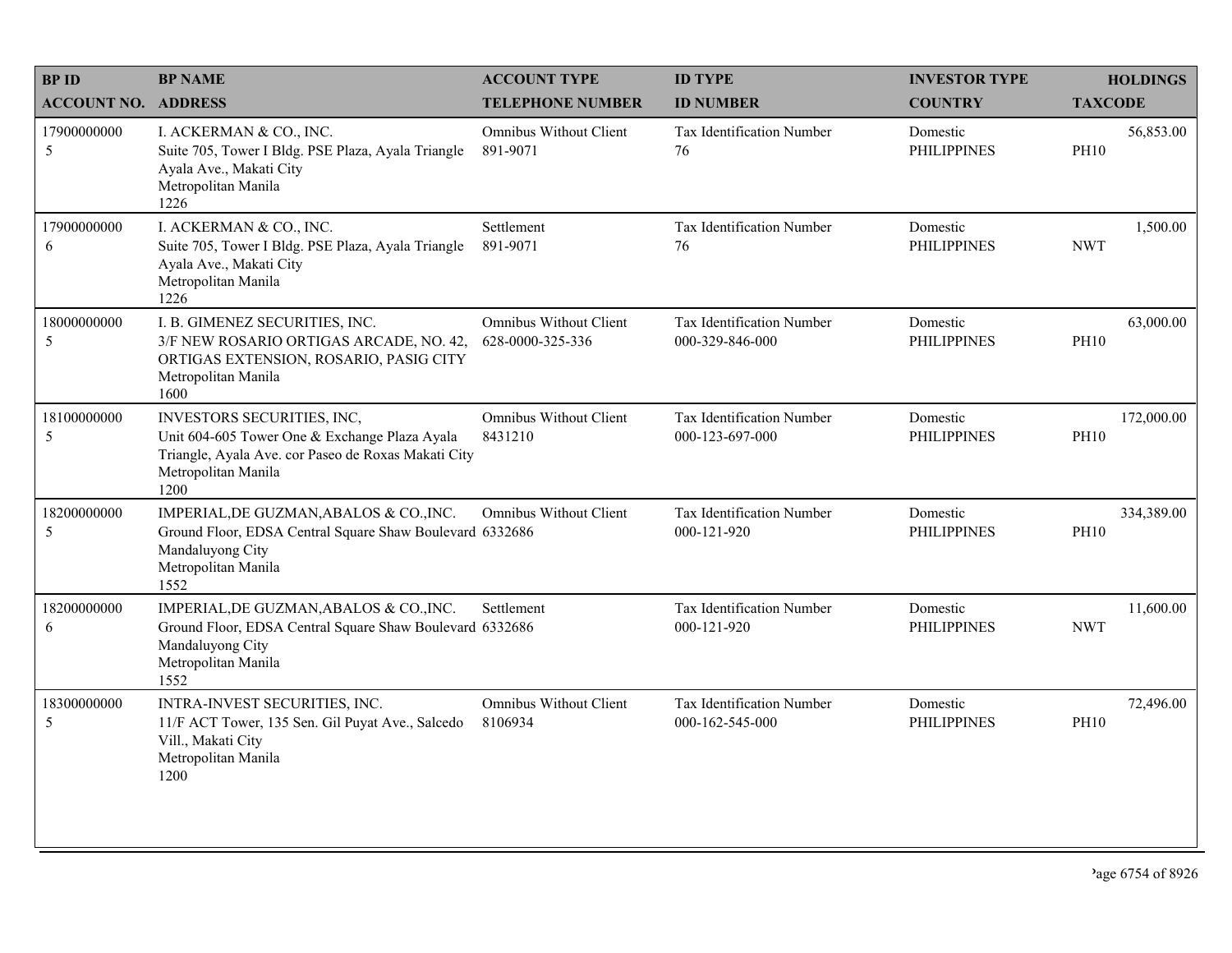| BP ID<br>ACCOUNT NO. | BP NAME<br>ADDRESS | ACCOUNT TYPE<br>TELEPHONE NUMBER | ID TYPE<br>ID NUMBER | INVESTOR TYPE<br>COUNTRY | HOLDINGS<br>TAXCODE |
|---|---|---|---|---|---|
| 17900000000<br>5 | I. ACKERMAN & CO., INC.<br>Suite 705, Tower I Bldg. PSE Plaza, Ayala Triangle Ayala Ave., Makati City<br>Metropolitan Manila<br>1226 | Omnibus Without Client<br>891-9071 | Tax Identification Number<br>76 | Domestic<br>PHILIPPINES | 56,853.00<br>PH10 |
| 17900000000<br>6 | I. ACKERMAN & CO., INC.<br>Suite 705, Tower I Bldg. PSE Plaza, Ayala Triangle Ayala Ave., Makati City<br>Metropolitan Manila<br>1226 | Settlement<br>891-9071 | Tax Identification Number<br>76 | Domestic<br>PHILIPPINES | 1,500.00<br>NWT |
| 18000000000<br>5 | I. B. GIMENEZ SECURITIES, INC.<br>3/F NEW ROSARIO ORTIGAS ARCADE, NO. 42, ORTIGAS EXTENSION, ROSARIO, PASIG CITY<br>Metropolitan Manila<br>1600 | Omnibus Without Client<br>628-0000-325-336 | Tax Identification Number<br>000-329-846-000 | Domestic<br>PHILIPPINES | 63,000.00<br>PH10 |
| 18100000000<br>5 | INVESTORS SECURITIES, INC,<br>Unit 604-605 Tower One & Exchange Plaza Ayala Triangle, Ayala Ave. cor Paseo de Roxas Makati City<br>Metropolitan Manila<br>1200 | Omnibus Without Client<br>8431210 | Tax Identification Number<br>000-123-697-000 | Domestic<br>PHILIPPINES | 172,000.00<br>PH10 |
| 18200000000<br>5 | IMPERIAL,DE GUZMAN,ABALOS & CO.,INC.<br>Ground Floor, EDSA Central Square Shaw Boulevard Mandaluyong City<br>Metropolitan Manila<br>1552 | Omnibus Without Client<br>6332686 | Tax Identification Number<br>000-121-920 | Domestic<br>PHILIPPINES | 334,389.00<br>PH10 |
| 18200000000<br>6 | IMPERIAL,DE GUZMAN,ABALOS & CO.,INC.<br>Ground Floor, EDSA Central Square Shaw Boulevard Mandaluyong City<br>Metropolitan Manila<br>1552 | Settlement<br>6332686 | Tax Identification Number<br>000-121-920 | Domestic<br>PHILIPPINES | 11,600.00<br>NWT |
| 18300000000<br>5 | INTRA-INVEST SECURITIES, INC.<br>11/F ACT Tower, 135 Sen. Gil Puyat Ave., Salcedo Vill., Makati City<br>Metropolitan Manila<br>1200 | Omnibus Without Client<br>8106934 | Tax Identification Number<br>000-162-545-000 | Domestic<br>PHILIPPINES | 72,496.00<br>PH10 |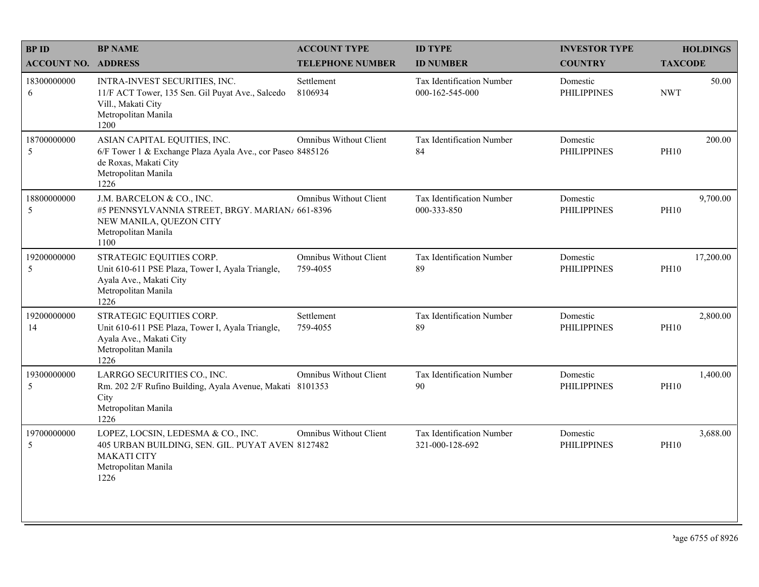| BP ID<br>ACCOUNT NO. | BP NAME<br>ADDRESS | ACCOUNT TYPE<br>TELEPHONE NUMBER | ID TYPE<br>ID NUMBER | INVESTOR TYPE<br>COUNTRY | HOLDINGS<br>TAXCODE |
|---|---|---|---|---|---|
| 18300000000<br>6 | INTRA-INVEST SECURITIES, INC.<br>11/F ACT Tower, 135 Sen. Gil Puyat Ave., Salcedo Vill., Makati City<br>Metropolitan Manila<br>1200 | Settlement<br>8106934 | Tax Identification Number<br>000-162-545-000 | Domestic<br>PHILIPPINES | 50.00<br>NWT |
| 18700000000<br>5 | ASIAN CAPITAL EQUITIES, INC.<br>6/F Tower 1 & Exchange Plaza Ayala Ave., cor Paseo de Roxas, Makati City<br>Metropolitan Manila<br>1226 | Omnibus Without Client<br>8485126 | Tax Identification Number<br>84 | Domestic<br>PHILIPPINES | 200.00<br>PH10 |
| 18800000000<br>5 | J.M. BARCELON & CO., INC.<br>#5 PENNSYLVANNIA STREET, BRGY. MARIAN/ NEW MANILA, QUEZON CITY<br>Metropolitan Manila<br>1100 | Omnibus Without Client<br>661-8396 | Tax Identification Number<br>000-333-850 | Domestic<br>PHILIPPINES | 9,700.00<br>PH10 |
| 19200000000<br>5 | STRATEGIC EQUITIES CORP.<br>Unit 610-611 PSE Plaza, Tower I, Ayala Triangle, Ayala Ave., Makati City<br>Metropolitan Manila<br>1226 | Omnibus Without Client<br>759-4055 | Tax Identification Number<br>89 | Domestic<br>PHILIPPINES | 17,200.00<br>PH10 |
| 19200000000<br>14 | STRATEGIC EQUITIES CORP.<br>Unit 610-611 PSE Plaza, Tower I, Ayala Triangle, Ayala Ave., Makati City<br>Metropolitan Manila<br>1226 | Settlement<br>759-4055 | Tax Identification Number<br>89 | Domestic<br>PHILIPPINES | 2,800.00<br>PH10 |
| 19300000000<br>5 | LARRGO SECURITIES CO., INC.<br>Rm. 202 2/F Rufino Building, Ayala Avenue, Makati City<br>Metropolitan Manila<br>1226 | Omnibus Without Client<br>8101353 | Tax Identification Number<br>90 | Domestic<br>PHILIPPINES | 1,400.00<br>PH10 |
| 19700000000<br>5 | LOPEZ, LOCSIN, LEDESMA & CO., INC.<br>405 URBAN BUILDING, SEN. GIL. PUYAT AVEN MAKATI CITY<br>Metropolitan Manila<br>1226 | Omnibus Without Client<br>8127482 | Tax Identification Number<br>321-000-128-692 | Domestic<br>PHILIPPINES | 3,688.00<br>PH10 |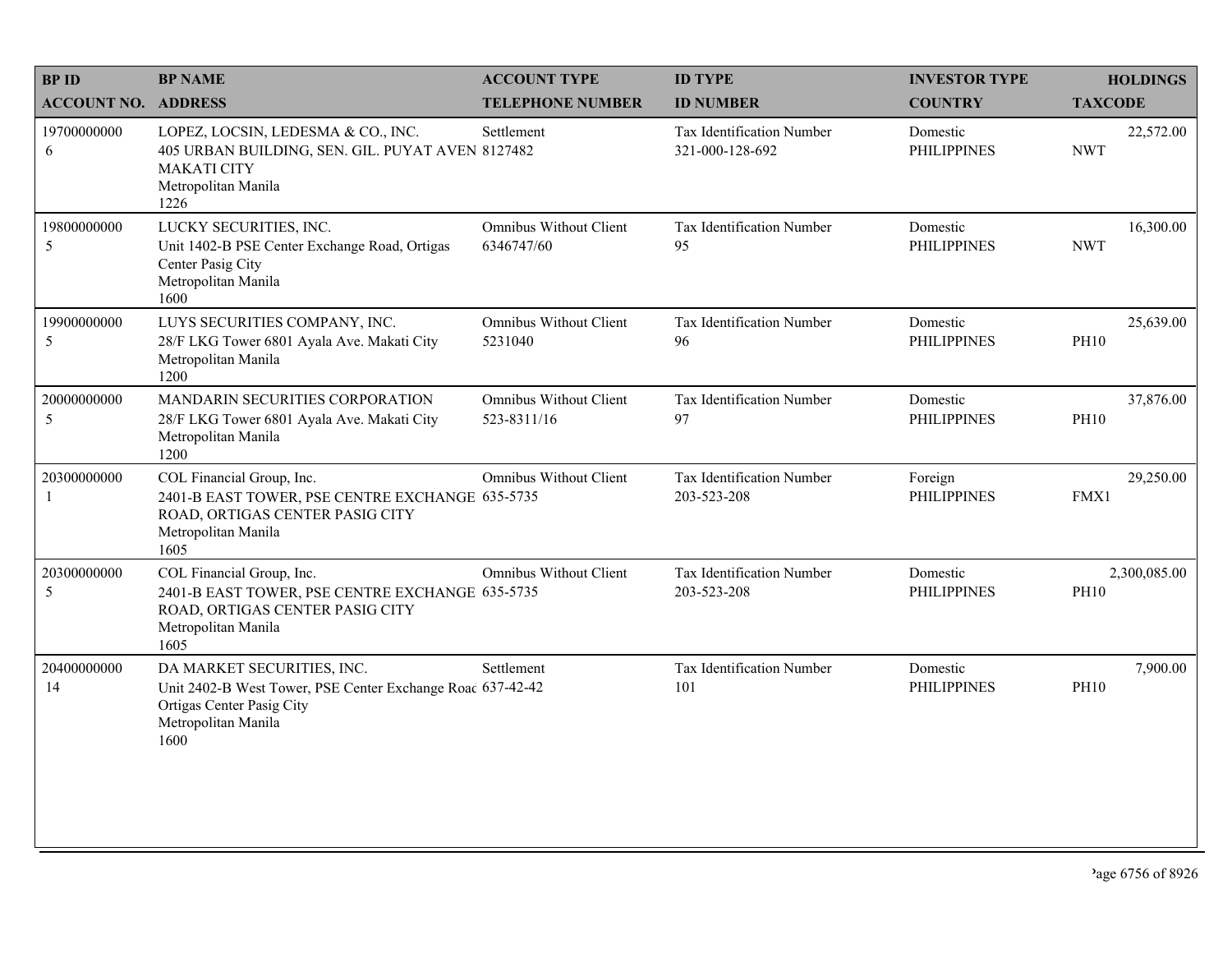| BP ID<br>ACCOUNT NO. | BP NAME<br>ADDRESS | ACCOUNT TYPE<br>TELEPHONE NUMBER | ID TYPE<br>ID NUMBER | INVESTOR TYPE<br>COUNTRY | HOLDINGS<br>TAXCODE |
|---|---|---|---|---|---|
| 19700000000<br>6 | LOPEZ, LOCSIN, LEDESMA & CO., INC.<br>405 URBAN BUILDING, SEN. GIL. PUYAT AVEN<br>MAKATI CITY<br>Metropolitan Manila<br>1226 | Settlement<br>8127482 | Tax Identification Number<br>321-000-128-692 | Domestic<br>PHILIPPINES | 22,572.00<br>NWT |
| 19800000000<br>5 | LUCKY SECURITIES, INC.<br>Unit 1402-B PSE Center Exchange Road, Ortigas Center Pasig City<br>Metropolitan Manila<br>1600 | Omnibus Without Client<br>6346747/60 | Tax Identification Number<br>95 | Domestic<br>PHILIPPINES | 16,300.00<br>NWT |
| 19900000000<br>5 | LUYS SECURITIES COMPANY, INC.<br>28/F LKG Tower 6801 Ayala Ave. Makati City<br>Metropolitan Manila<br>1200 | Omnibus Without Client<br>5231040 | Tax Identification Number<br>96 | Domestic<br>PHILIPPINES | 25,639.00<br>PH10 |
| 20000000000<br>5 | MANDARIN SECURITIES CORPORATION<br>28/F LKG Tower 6801 Ayala Ave. Makati City<br>Metropolitan Manila<br>1200 | Omnibus Without Client<br>523-8311/16 | Tax Identification Number<br>97 | Domestic<br>PHILIPPINES | 37,876.00<br>PH10 |
| 20300000000<br>1 | COL Financial Group, Inc.<br>2401-B EAST TOWER, PSE CENTRE EXCHANGE ROAD, ORTIGAS CENTER PASIG CITY<br>Metropolitan Manila<br>1605 | Omnibus Without Client<br>635-5735 | Tax Identification Number<br>203-523-208 | Foreign<br>PHILIPPINES | 29,250.00<br>FMX1 |
| 20300000000<br>5 | COL Financial Group, Inc.<br>2401-B EAST TOWER, PSE CENTRE EXCHANGE ROAD, ORTIGAS CENTER PASIG CITY<br>Metropolitan Manila<br>1605 | Omnibus Without Client<br>635-5735 | Tax Identification Number<br>203-523-208 | Domestic<br>PHILIPPINES | 2,300,085.00<br>PH10 |
| 20400000000<br>14 | DA MARKET SECURITIES, INC.<br>Unit 2402-B West Tower, PSE Center Exchange Road Ortigas Center Pasig City<br>Metropolitan Manila<br>1600 | Settlement<br>637-42-42 | Tax Identification Number<br>101 | Domestic<br>PHILIPPINES | 7,900.00<br>PH10 |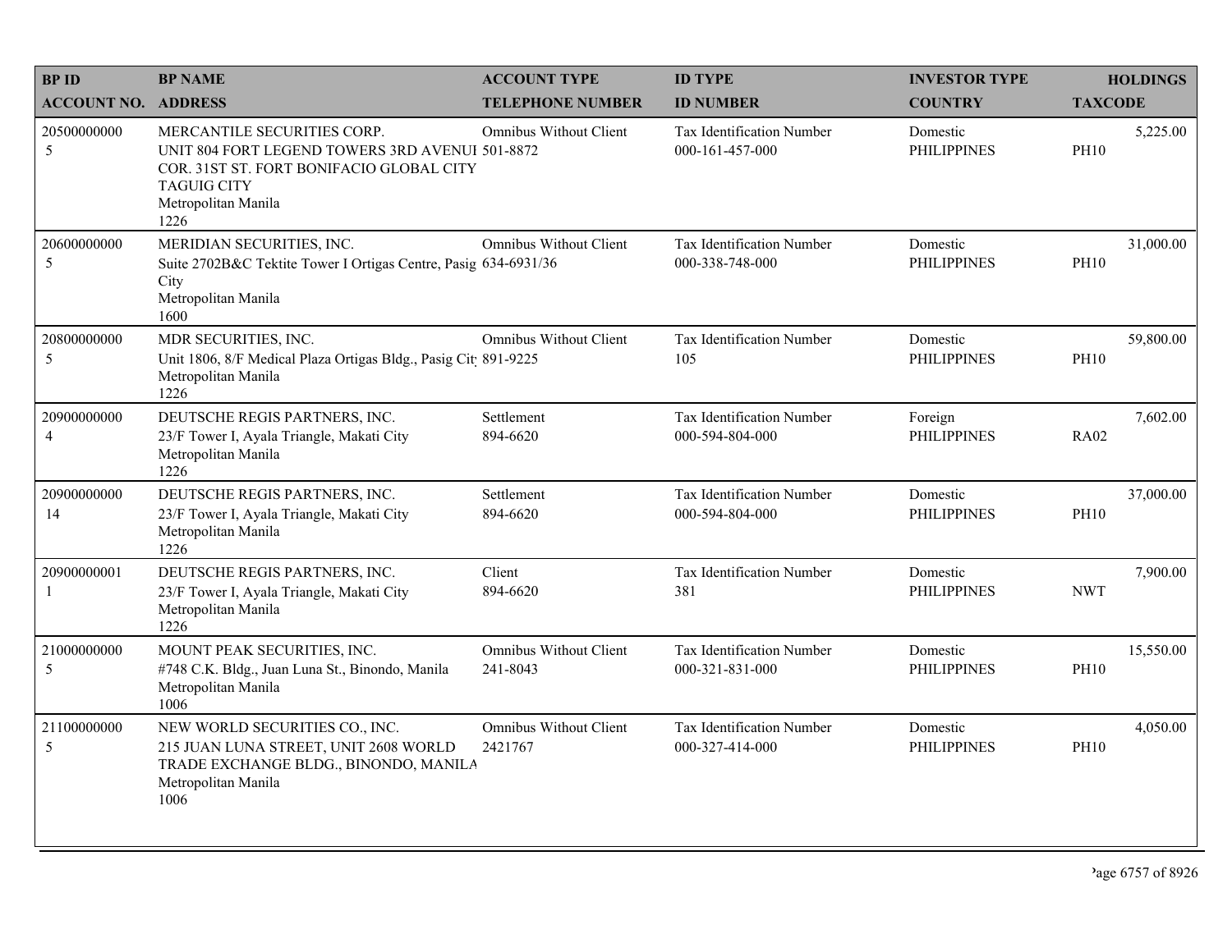| BP ID<br>ACCOUNT NO. | BP NAME<br>ADDRESS | ACCOUNT TYPE<br>TELEPHONE NUMBER | ID TYPE<br>ID NUMBER | INVESTOR TYPE<br>COUNTRY | HOLDINGS<br>TAXCODE |
|---|---|---|---|---|---|
| 20500000000<br>5 | MERCANTILE SECURITIES CORP.<br>UNIT 804 FORT LEGEND TOWERS 3RD AVENUI COR. 31ST ST. FORT BONIFACIO GLOBAL CITY TAGUIG CITY<br>Metropolitan Manila<br>1226 | Omnibus Without Client<br>501-8872 | Tax Identification Number<br>000-161-457-000 | Domestic<br>PHILIPPINES | 5,225.00<br>PH10 |
| 20600000000<br>5 | MERIDIAN SECURITIES, INC.<br>Suite 2702B&C Tektite Tower I Ortigas Centre, Pasig City<br>Metropolitan Manila<br>1600 | Omnibus Without Client<br>634-6931/36 | Tax Identification Number<br>000-338-748-000 | Domestic<br>PHILIPPINES | 31,000.00<br>PH10 |
| 20800000000<br>5 | MDR SECURITIES, INC.<br>Unit 1806, 8/F Medical Plaza Ortigas Bldg., Pasig Cit<br>Metropolitan Manila<br>1226 | Omnibus Without Client<br>891-9225 | Tax Identification Number<br>105 | Domestic<br>PHILIPPINES | 59,800.00<br>PH10 |
| 20900000000<br>4 | DEUTSCHE REGIS PARTNERS, INC.<br>23/F Tower I, Ayala Triangle, Makati City<br>Metropolitan Manila<br>1226 | Settlement<br>894-6620 | Tax Identification Number<br>000-594-804-000 | Foreign<br>PHILIPPINES | 7,602.00<br>RA02 |
| 20900000000<br>14 | DEUTSCHE REGIS PARTNERS, INC.<br>23/F Tower I, Ayala Triangle, Makati City<br>Metropolitan Manila<br>1226 | Settlement<br>894-6620 | Tax Identification Number<br>000-594-804-000 | Domestic<br>PHILIPPINES | 37,000.00<br>PH10 |
| 20900000001<br>1 | DEUTSCHE REGIS PARTNERS, INC.<br>23/F Tower I, Ayala Triangle, Makati City<br>Metropolitan Manila<br>1226 | Client<br>894-6620 | Tax Identification Number<br>381 | Domestic<br>PHILIPPINES | 7,900.00<br>NWT |
| 21000000000<br>5 | MOUNT PEAK SECURITIES, INC.<br>#748 C.K. Bldg., Juan Luna St., Binondo, Manila<br>Metropolitan Manila<br>1006 | Omnibus Without Client<br>241-8043 | Tax Identification Number<br>000-321-831-000 | Domestic<br>PHILIPPINES | 15,550.00<br>PH10 |
| 21100000000<br>5 | NEW WORLD SECURITIES CO., INC.<br>215 JUAN LUNA STREET, UNIT 2608 WORLD TRADE EXCHANGE BLDG., BINONDO, MANILA<br>Metropolitan Manila<br>1006 | Omnibus Without Client<br>2421767 | Tax Identification Number<br>000-327-414-000 | Domestic<br>PHILIPPINES | 4,050.00<br>PH10 |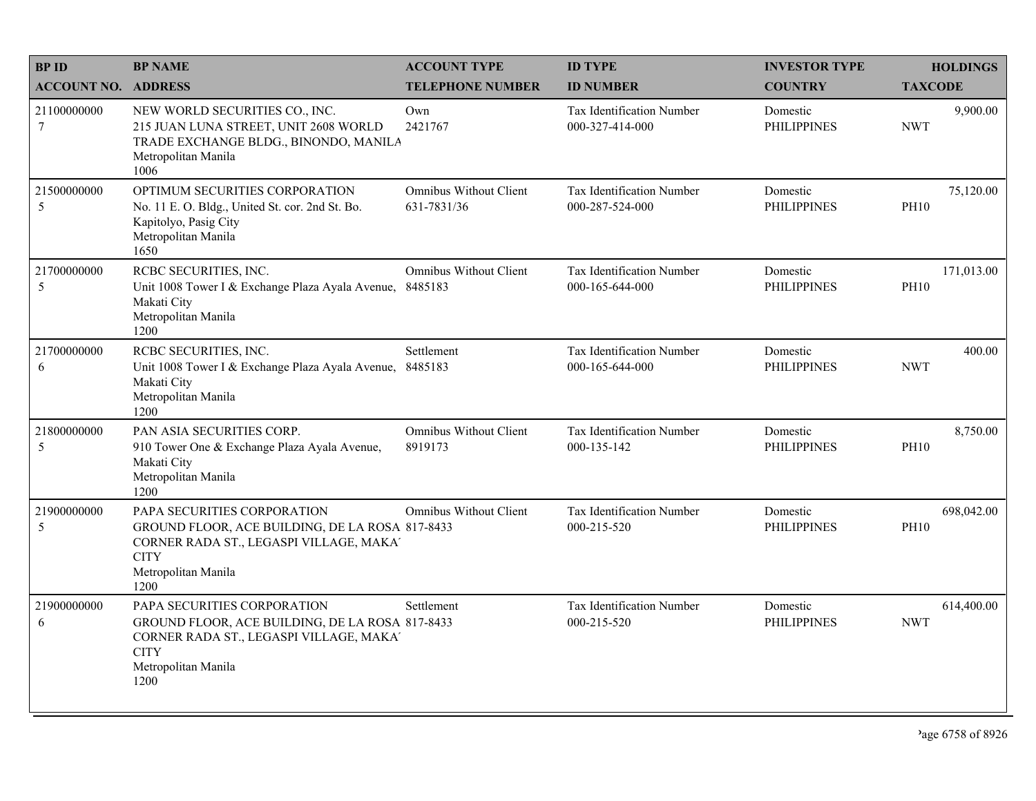| BP ID<br>ACCOUNT NO. | BP NAME<br>ADDRESS | ACCOUNT TYPE<br>TELEPHONE NUMBER | ID TYPE<br>ID NUMBER | INVESTOR TYPE<br>COUNTRY | HOLDINGS<br>TAXCODE |
|---|---|---|---|---|---|
| 21100000000<br>7 | NEW WORLD SECURITIES CO., INC.<br>215 JUAN LUNA STREET, UNIT 2608 WORLD TRADE EXCHANGE BLDG., BINONDO, MANILA<br>Metropolitan Manila<br>1006 | Own<br>2421767 | Tax Identification Number<br>000-327-414-000 | Domestic<br>PHILIPPINES | 9,900.00<br>NWT |
| 21500000000<br>5 | OPTIMUM SECURITIES CORPORATION<br>No. 11 E. O. Bldg., United St. cor. 2nd St. Bo. Kapitolyo, Pasig City<br>Metropolitan Manila<br>1650 | Omnibus Without Client<br>631-7831/36 | Tax Identification Number<br>000-287-524-000 | Domestic<br>PHILIPPINES | 75,120.00<br>PH10 |
| 21700000000<br>5 | RCBC SECURITIES, INC.<br>Unit 1008 Tower I & Exchange Plaza Ayala Avenue, Makati City<br>Metropolitan Manila<br>1200 | Omnibus Without Client<br>8485183 | Tax Identification Number<br>000-165-644-000 | Domestic<br>PHILIPPINES | 171,013.00<br>PH10 |
| 21700000000<br>6 | RCBC SECURITIES, INC.<br>Unit 1008 Tower I & Exchange Plaza Ayala Avenue, Makati City<br>Metropolitan Manila<br>1200 | Settlement<br>8485183 | Tax Identification Number<br>000-165-644-000 | Domestic<br>PHILIPPINES | 400.00<br>NWT |
| 21800000000<br>5 | PAN ASIA SECURITIES CORP.<br>910 Tower One & Exchange Plaza Ayala Avenue, Makati City<br>Metropolitan Manila<br>1200 | Omnibus Without Client<br>8919173 | Tax Identification Number<br>000-135-142 | Domestic<br>PHILIPPINES | 8,750.00<br>PH10 |
| 21900000000<br>5 | PAPA SECURITIES CORPORATION<br>GROUND FLOOR, ACE BUILDING, DE LA ROSA CORNER RADA ST., LEGASPI VILLAGE, MAKA CITY<br>Metropolitan Manila<br>1200 | Omnibus Without Client<br>817-8433 | Tax Identification Number<br>000-215-520 | Domestic<br>PHILIPPINES | 698,042.00<br>PH10 |
| 21900000000<br>6 | PAPA SECURITIES CORPORATION<br>GROUND FLOOR, ACE BUILDING, DE LA ROSA CORNER RADA ST., LEGASPI VILLAGE, MAKA CITY<br>Metropolitan Manila<br>1200 | Settlement<br>817-8433 | Tax Identification Number<br>000-215-520 | Domestic<br>PHILIPPINES | 614,400.00<br>NWT |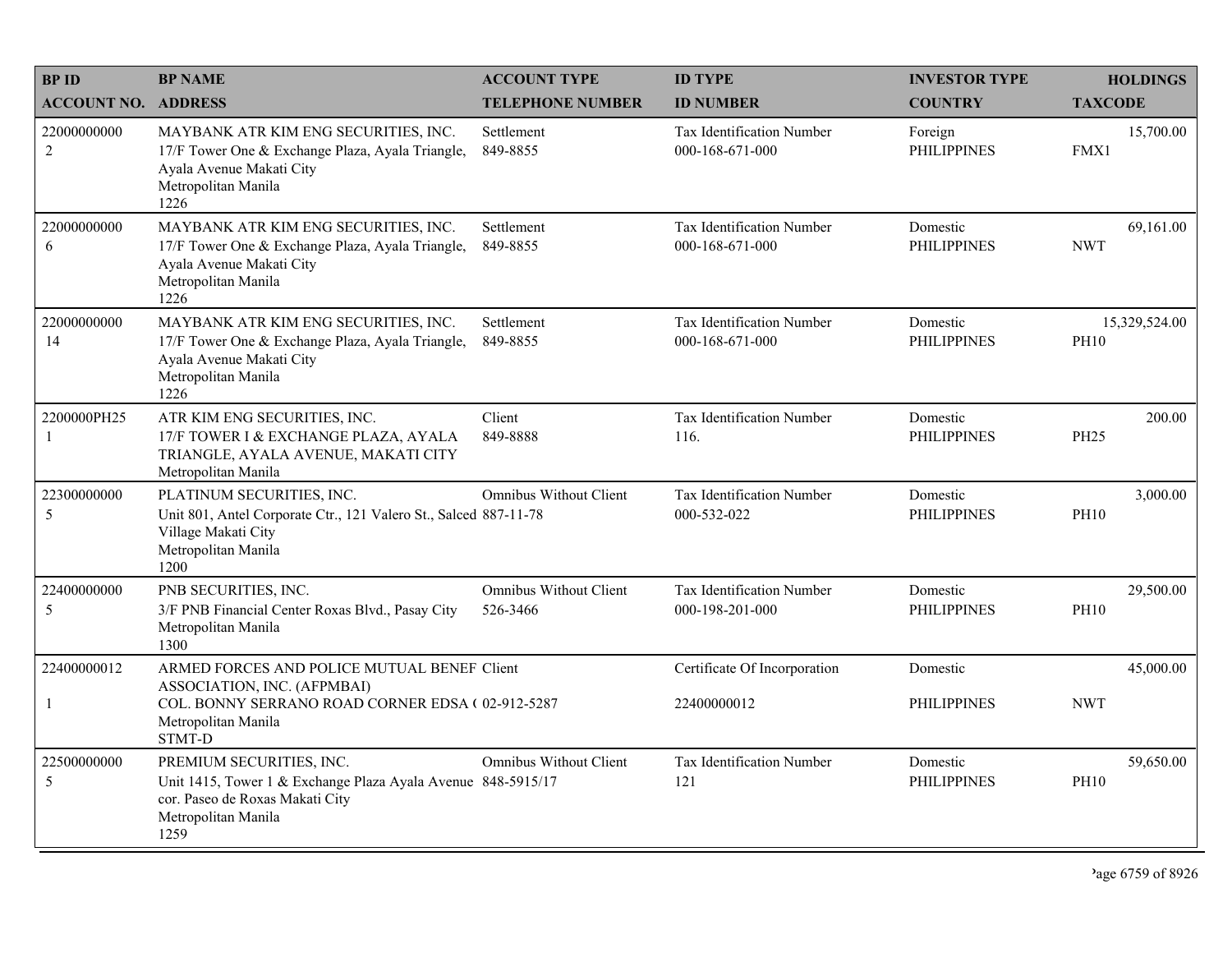| BP ID<br>ACCOUNT NO. | BP NAME<br>ADDRESS | ACCOUNT TYPE<br>TELEPHONE NUMBER | ID TYPE<br>ID NUMBER | INVESTOR TYPE<br>COUNTRY | HOLDINGS<br>TAXCODE |
|---|---|---|---|---|---|
| 22000000000<br>2 | MAYBANK ATR KIM ENG SECURITIES, INC.<br>17/F Tower One & Exchange Plaza, Ayala Triangle, Ayala Avenue Makati City<br>Metropolitan Manila<br>1226 | Settlement<br>849-8855 | Tax Identification Number<br>000-168-671-000 | Foreign<br>PHILIPPINES | 15,700.00<br>FMX1 |
| 22000000000<br>6 | MAYBANK ATR KIM ENG SECURITIES, INC.<br>17/F Tower One & Exchange Plaza, Ayala Triangle, Ayala Avenue Makati City<br>Metropolitan Manila<br>1226 | Settlement<br>849-8855 | Tax Identification Number<br>000-168-671-000 | Domestic<br>PHILIPPINES | 69,161.00<br>NWT |
| 22000000000<br>14 | MAYBANK ATR KIM ENG SECURITIES, INC.<br>17/F Tower One & Exchange Plaza, Ayala Triangle, Ayala Avenue Makati City<br>Metropolitan Manila<br>1226 | Settlement<br>849-8855 | Tax Identification Number<br>000-168-671-000 | Domestic<br>PHILIPPINES | 15,329,524.00<br>PH10 |
| 2200000PH25<br>1 | ATR KIM ENG SECURITIES, INC.<br>17/F TOWER I & EXCHANGE PLAZA, AYALA TRIANGLE, AYALA AVENUE, MAKATI CITY<br>Metropolitan Manila | Client<br>849-8888 | Tax Identification Number<br>116. | Domestic<br>PHILIPPINES | 200.00<br>PH25 |
| 22300000000<br>5 | PLATINUM SECURITIES, INC.<br>Unit 801, Antel Corporate Ctr., 121 Valero St., Salced Village Makati City<br>Metropolitan Manila<br>1200 | Omnibus Without Client<br>887-11-78 | Tax Identification Number<br>000-532-022 | Domestic<br>PHILIPPINES | 3,000.00<br>PH10 |
| 22400000000<br>5 | PNB SECURITIES, INC.<br>3/F PNB Financial Center Roxas Blvd., Pasay City<br>Metropolitan Manila<br>1300 | Omnibus Without Client<br>526-3466 | Tax Identification Number<br>000-198-201-000 | Domestic<br>PHILIPPINES | 29,500.00<br>PH10 |
| 22400000012<br>1 | ARMED FORCES AND POLICE MUTUAL BENEF ASSOCIATION, INC. (AFPMBAI)<br>COL. BONNY SERRANO ROAD CORNER EDSA (<br>Metropolitan Manila<br>STMT-D | Client<br>02-912-5287 | Certificate Of Incorporation<br>22400000012 | Domestic<br>PHILIPPINES | 45,000.00<br>NWT |
| 22500000000<br>5 | PREMIUM SECURITIES, INC.<br>Unit 1415, Tower 1 & Exchange Plaza Ayala Avenue cor. Paseo de Roxas Makati City<br>Metropolitan Manila<br>1259 | Omnibus Without Client<br>848-5915/17 | Tax Identification Number<br>121 | Domestic<br>PHILIPPINES | 59,650.00<br>PH10 |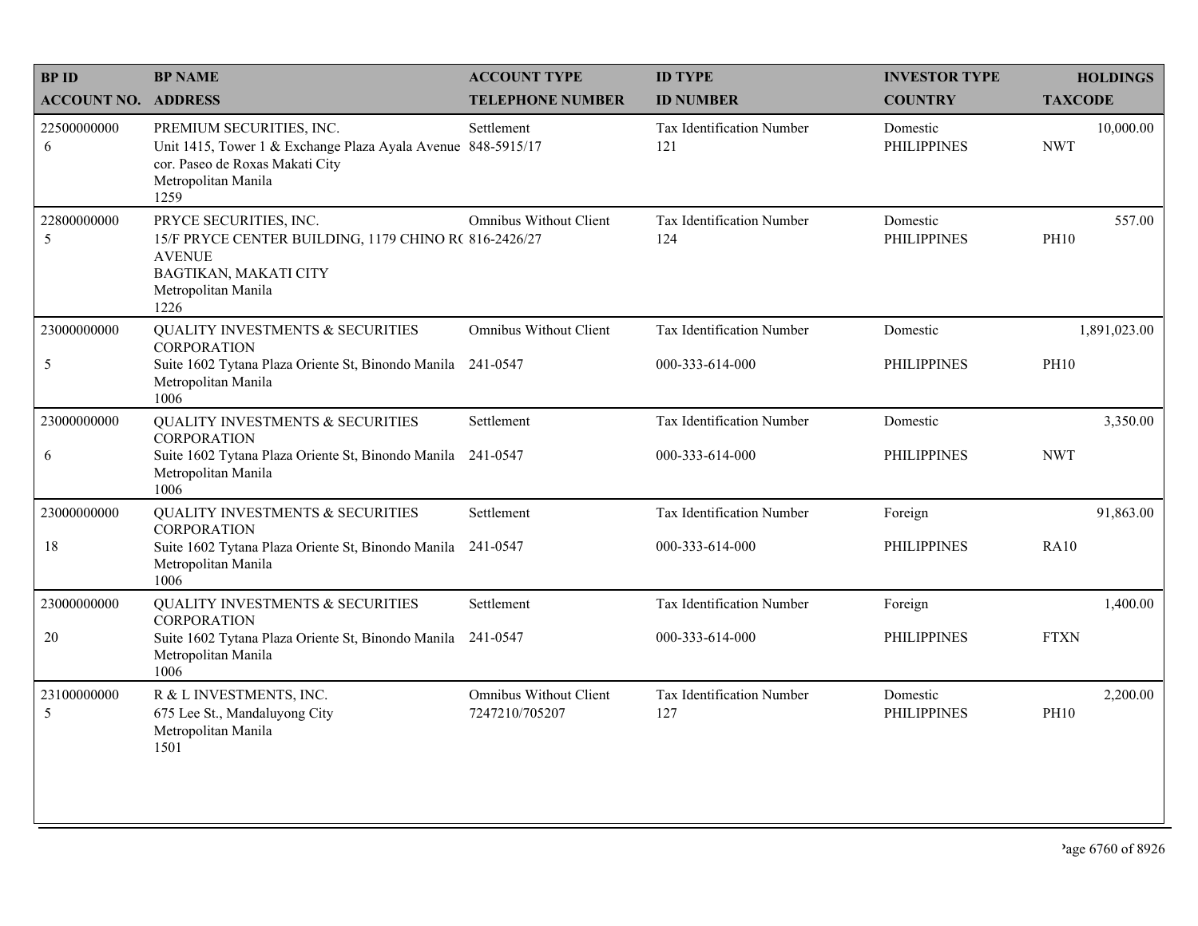| BP ID<br>ACCOUNT NO. | BP NAME<br>ADDRESS | ACCOUNT TYPE<br>TELEPHONE NUMBER | ID TYPE<br>ID NUMBER | INVESTOR TYPE<br>COUNTRY | HOLDINGS<br>TAXCODE |
|---|---|---|---|---|---|
| 22500000000<br>6 | PREMIUM SECURITIES, INC.<br>Unit 1415, Tower 1 & Exchange Plaza Ayala Avenue cor. Paseo de Roxas Makati City<br>Metropolitan Manila<br>1259 | Settlement<br>848-5915/17 | Tax Identification Number<br>121 | Domestic<br>PHILIPPINES | 10,000.00<br>NWT |
| 22800000000<br>5 | PRYCE SECURITIES, INC.<br>15/F PRYCE CENTER BUILDING, 1179 CHINO R( AVENUE<br>BAGTIKAN, MAKATI CITY<br>Metropolitan Manila<br>1226 | Omnibus Without Client<br>816-2426/27 | Tax Identification Number<br>124 | Domestic<br>PHILIPPINES | 557.00<br>PH10 |
| 23000000000<br>5 | QUALITY INVESTMENTS & SECURITIES CORPORATION<br>Suite 1602 Tytana Plaza Oriente St, Binondo Manila<br>Metropolitan Manila<br>1006 | Omnibus Without Client<br>241-0547 | Tax Identification Number<br>000-333-614-000 | Domestic<br>PHILIPPINES | 1,891,023.00<br>PH10 |
| 23000000000<br>6 | QUALITY INVESTMENTS & SECURITIES CORPORATION<br>Suite 1602 Tytana Plaza Oriente St, Binondo Manila<br>Metropolitan Manila<br>1006 | Settlement<br>241-0547 | Tax Identification Number<br>000-333-614-000 | Domestic<br>PHILIPPINES | 3,350.00<br>NWT |
| 23000000000<br>18 | QUALITY INVESTMENTS & SECURITIES CORPORATION<br>Suite 1602 Tytana Plaza Oriente St, Binondo Manila<br>Metropolitan Manila<br>1006 | Settlement<br>241-0547 | Tax Identification Number<br>000-333-614-000 | Foreign<br>PHILIPPINES | 91,863.00<br>RA10 |
| 23000000000<br>20 | QUALITY INVESTMENTS & SECURITIES CORPORATION<br>Suite 1602 Tytana Plaza Oriente St, Binondo Manila<br>Metropolitan Manila<br>1006 | Settlement<br>241-0547 | Tax Identification Number<br>000-333-614-000 | Foreign<br>PHILIPPINES | 1,400.00<br>FTXN |
| 23100000000<br>5 | R & L INVESTMENTS, INC.<br>675 Lee St., Mandaluyong City<br>Metropolitan Manila<br>1501 | Omnibus Without Client<br>7247210/705207 | Tax Identification Number<br>127 | Domestic<br>PHILIPPINES | 2,200.00<br>PH10 |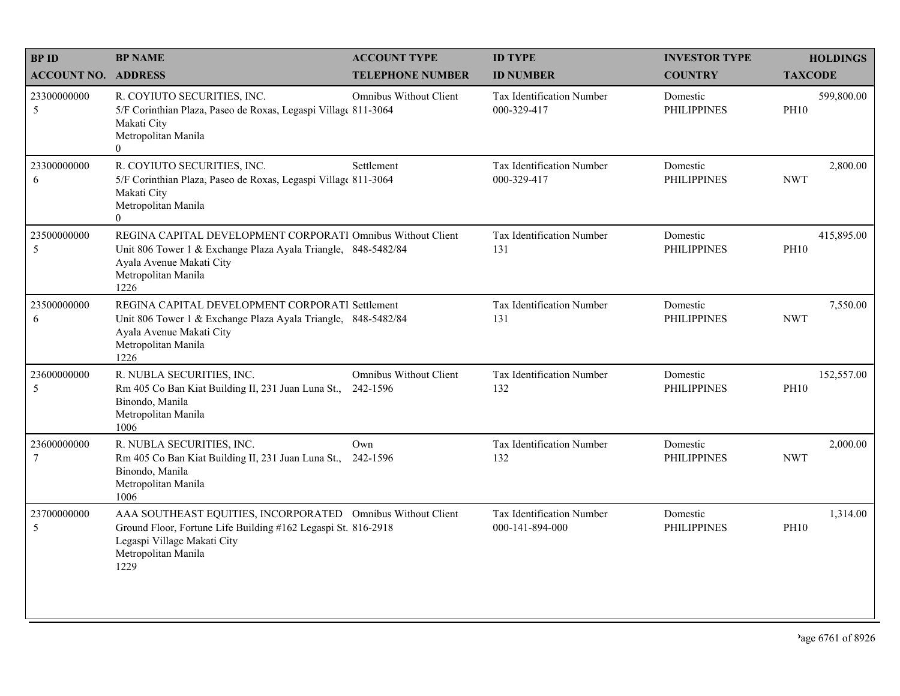| BP ID<br>ACCOUNT NO. | BP NAME<br>ADDRESS | ACCOUNT TYPE<br>TELEPHONE NUMBER | ID TYPE<br>ID NUMBER | INVESTOR TYPE<br>COUNTRY | HOLDINGS<br>TAXCODE |
|---|---|---|---|---|---|
| 23300000000<br>5 | R. COYIUTO SECURITIES, INC.<br>5/F Corinthian Plaza, Paseo de Roxas, Legaspi Villag<br>Makati City<br>Metropolitan Manila<br>0 | Omnibus Without Client<br>811-3064 | Tax Identification Number<br>000-329-417 | Domestic<br>PHILIPPINES | 599,800.00<br>PH10 |
| 23300000000<br>6 | R. COYIUTO SECURITIES, INC.<br>5/F Corinthian Plaza, Paseo de Roxas, Legaspi Villag<br>Makati City<br>Metropolitan Manila<br>0 | Settlement<br>811-3064 | Tax Identification Number<br>000-329-417 | Domestic<br>PHILIPPINES | 2,800.00<br>NWT |
| 23500000000<br>5 | REGINA CAPITAL DEVELOPMENT CORPORATI<br>Unit 806 Tower 1 & Exchange Plaza Ayala Triangle,<br>Ayala Avenue Makati City<br>Metropolitan Manila<br>1226 | Omnibus Without Client<br>848-5482/84 | Tax Identification Number<br>131 | Domestic<br>PHILIPPINES | 415,895.00<br>PH10 |
| 23500000000<br>6 | REGINA CAPITAL DEVELOPMENT CORPORATI<br>Unit 806 Tower 1 & Exchange Plaza Ayala Triangle,<br>Ayala Avenue Makati City<br>Metropolitan Manila<br>1226 | Settlement<br>848-5482/84 | Tax Identification Number<br>131 | Domestic<br>PHILIPPINES | 7,550.00<br>NWT |
| 23600000000<br>5 | R. NUBLA SECURITIES, INC.<br>Rm 405 Co Ban Kiat Building II, 231 Juan Luna St.,<br>Binondo, Manila<br>Metropolitan Manila<br>1006 | Omnibus Without Client<br>242-1596 | Tax Identification Number<br>132 | Domestic<br>PHILIPPINES | 152,557.00<br>PH10 |
| 23600000000<br>7 | R. NUBLA SECURITIES, INC.<br>Rm 405 Co Ban Kiat Building II, 231 Juan Luna St.,<br>Binondo, Manila<br>Metropolitan Manila<br>1006 | Own<br>242-1596 | Tax Identification Number<br>132 | Domestic<br>PHILIPPINES | 2,000.00<br>NWT |
| 23700000000<br>5 | AAA SOUTHEAST EQUITIES, INCORPORATED<br>Ground Floor, Fortune Life Building #162 Legaspi St.<br>Legaspi Village Makati City<br>Metropolitan Manila<br>1229 | Omnibus Without Client<br>816-2918 | Tax Identification Number<br>000-141-894-000 | Domestic<br>PHILIPPINES | 1,314.00<br>PH10 |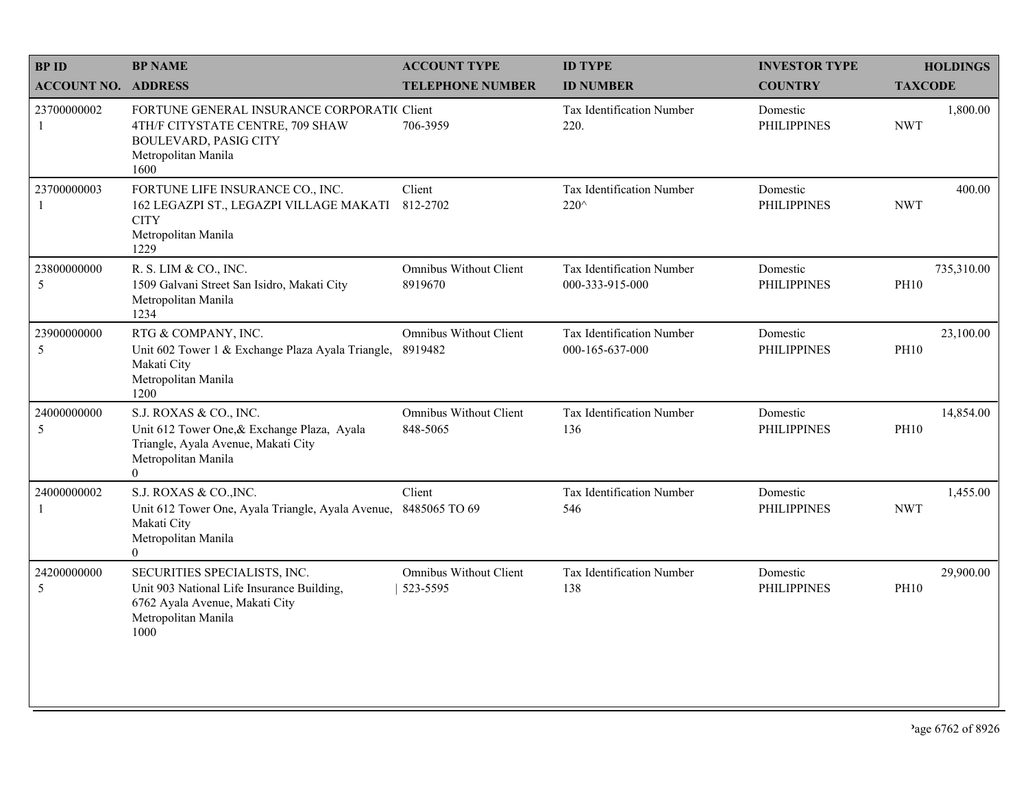| BP ID<br>ACCOUNT NO. | BP NAME<br>ADDRESS | ACCOUNT TYPE<br>TELEPHONE NUMBER | ID TYPE<br>ID NUMBER | INVESTOR TYPE<br>COUNTRY | HOLDINGS<br>TAXCODE |
|---|---|---|---|---|---|
| 23700000002<br>1 | FORTUNE GENERAL INSURANCE CORPORATI(<br>4TH/F CITYSTATE CENTRE, 709 SHAW BOULEVARD, PASIG CITY<br>Metropolitan Manila<br>1600 | Client<br>706-3959 | Tax Identification Number<br>220. | Domestic<br>PHILIPPINES | 1,800.00<br>NWT |
| 23700000003<br>1 | FORTUNE LIFE INSURANCE CO., INC.<br>162 LEGAZPI ST., LEGAZPI VILLAGE MAKATI CITY<br>Metropolitan Manila<br>1229 | Client<br>812-2702 | Tax Identification Number<br>220^ | Domestic<br>PHILIPPINES | 400.00<br>NWT |
| 23800000000<br>5 | R. S. LIM & CO., INC.<br>1509 Galvani Street San Isidro, Makati City<br>Metropolitan Manila<br>1234 | Omnibus Without Client<br>8919670 | Tax Identification Number<br>000-333-915-000 | Domestic<br>PHILIPPINES | 735,310.00<br>PH10 |
| 23900000000<br>5 | RTG & COMPANY, INC.<br>Unit 602 Tower 1 & Exchange Plaza Ayala Triangle, Makati City<br>Metropolitan Manila<br>1200 | Omnibus Without Client<br>8919482 | Tax Identification Number<br>000-165-637-000 | Domestic<br>PHILIPPINES | 23,100.00<br>PH10 |
| 24000000000<br>5 | S.J. ROXAS & CO., INC.<br>Unit 612 Tower One,& Exchange Plaza, Ayala Triangle, Ayala Avenue, Makati City<br>Metropolitan Manila<br>0 | Omnibus Without Client<br>848-5065 | Tax Identification Number<br>136 | Domestic<br>PHILIPPINES | 14,854.00<br>PH10 |
| 24000000002<br>1 | S.J. ROXAS & CO.,INC.<br>Unit 612 Tower One, Ayala Triangle, Ayala Avenue, Makati City<br>Metropolitan Manila<br>0 | Client<br>8485065 TO 69 | Tax Identification Number<br>546 | Domestic<br>PHILIPPINES | 1,455.00<br>NWT |
| 24200000000<br>5 | SECURITIES SPECIALISTS, INC.<br>Unit 903 National Life Insurance Building, 6762 Ayala Avenue, Makati City<br>Metropolitan Manila<br>1000 | Omnibus Without Client<br>523-5595 | Tax Identification Number<br>138 | Domestic<br>PHILIPPINES | 29,900.00<br>PH10 |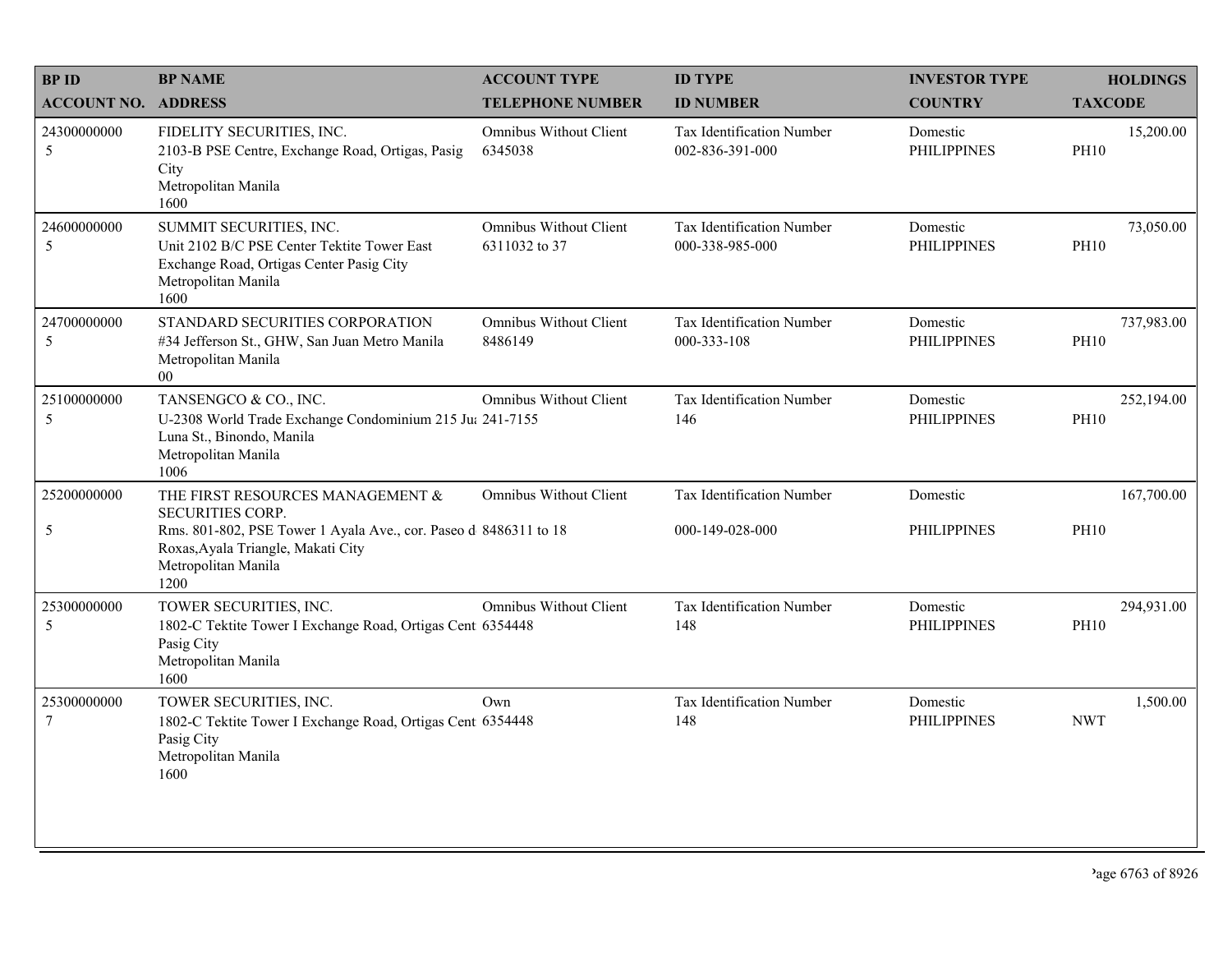| BP ID<br>ACCOUNT NO. | BP NAME<br>ADDRESS | ACCOUNT TYPE<br>TELEPHONE NUMBER | ID TYPE<br>ID NUMBER | INVESTOR TYPE<br>COUNTRY | HOLDINGS<br>TAXCODE |
|---|---|---|---|---|---|
| 24300000000<br>5 | FIDELITY SECURITIES, INC.<br>2103-B PSE Centre, Exchange Road, Ortigas, Pasig City<br>Metropolitan Manila<br>1600 | Omnibus Without Client<br>6345038 | Tax Identification Number<br>002-836-391-000 | Domestic<br>PHILIPPINES | 15,200.00<br>PH10 |
| 24600000000<br>5 | SUMMIT SECURITIES, INC.<br>Unit 2102 B/C PSE Center Tektite Tower East Exchange Road, Ortigas Center Pasig City<br>Metropolitan Manila<br>1600 | Omnibus Without Client<br>6311032 to 37 | Tax Identification Number<br>000-338-985-000 | Domestic<br>PHILIPPINES | 73,050.00<br>PH10 |
| 24700000000<br>5 | STANDARD SECURITIES CORPORATION<br>#34 Jefferson St., GHW, San Juan Metro Manila<br>Metropolitan Manila<br>00 | Omnibus Without Client<br>8486149 | Tax Identification Number<br>000-333-108 | Domestic<br>PHILIPPINES | 737,983.00<br>PH10 |
| 25100000000<br>5 | TANSENGCO & CO., INC.<br>U-2308 World Trade Exchange Condominium 215 Jua Luna St., Binondo, Manila<br>Metropolitan Manila<br>1006 | Omnibus Without Client<br>241-7155 | Tax Identification Number<br>146 | Domestic<br>PHILIPPINES | 252,194.00<br>PH10 |
| 25200000000<br>5 | THE FIRST RESOURCES MANAGEMENT & SECURITIES CORP.<br>Rms. 801-802, PSE Tower 1 Ayala Ave., cor. Paseo de Roxas,Ayala Triangle, Makati City<br>Metropolitan Manila<br>1200 | Omnibus Without Client<br>8486311 to 18 | Tax Identification Number<br>000-149-028-000 | Domestic<br>PHILIPPINES | 167,700.00<br>PH10 |
| 25300000000<br>5 | TOWER SECURITIES, INC.<br>1802-C Tektite Tower I Exchange Road, Ortigas Cent Pasig City<br>Metropolitan Manila<br>1600 | Omnibus Without Client<br>6354448 | Tax Identification Number<br>148 | Domestic<br>PHILIPPINES | 294,931.00<br>PH10 |
| 25300000000<br>7 | TOWER SECURITIES, INC.<br>1802-C Tektite Tower I Exchange Road, Ortigas Cent Pasig City<br>Metropolitan Manila<br>1600 | Own<br>6354448 | Tax Identification Number<br>148 | Domestic<br>PHILIPPINES | 1,500.00<br>NWT |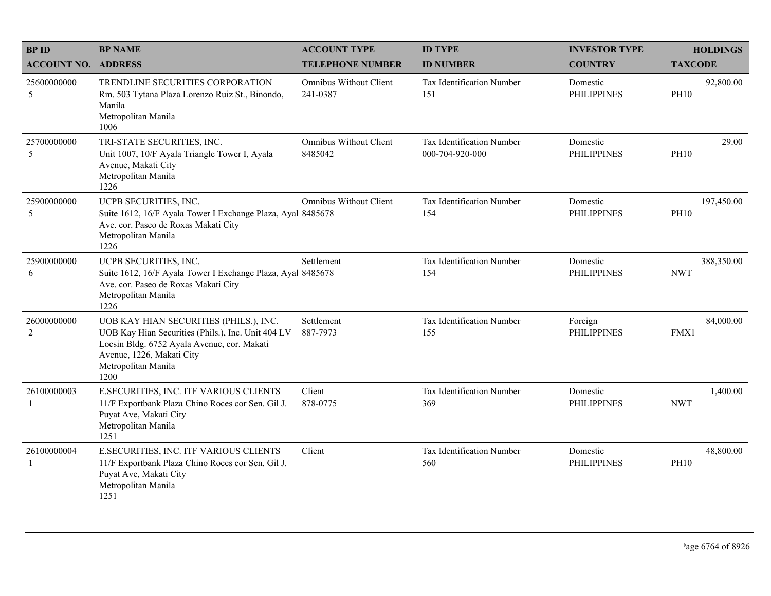| BP ID<br>ACCOUNT NO. | BP NAME<br>ADDRESS | ACCOUNT TYPE<br>TELEPHONE NUMBER | ID TYPE<br>ID NUMBER | INVESTOR TYPE<br>COUNTRY | HOLDINGS<br>TAXCODE |
|---|---|---|---|---|---|
| 25600000000<br>5 | TRENDLINE SECURITIES CORPORATION<br>Rm. 503 Tytana Plaza Lorenzo Ruiz St., Binondo, Manila<br>Metropolitan Manila<br>1006 | Omnibus Without Client<br>241-0387 | Tax Identification Number<br>151 | Domestic<br>PHILIPPINES | 92,800.00<br>PH10 |
| 25700000000<br>5 | TRI-STATE SECURITIES, INC.<br>Unit 1007, 10/F Ayala Triangle Tower I, Ayala Avenue, Makati City<br>Metropolitan Manila<br>1226 | Omnibus Without Client<br>8485042 | Tax Identification Number<br>000-704-920-000 | Domestic<br>PHILIPPINES | 29.00<br>PH10 |
| 25900000000<br>5 | UCPB SECURITIES, INC.<br>Suite 1612, 16/F Ayala Tower I Exchange Plaza, Ayal Ave. cor. Paseo de Roxas Makati City<br>Metropolitan Manila<br>1226 | Omnibus Without Client<br>8485678 | Tax Identification Number<br>154 | Domestic<br>PHILIPPINES | 197,450.00<br>PH10 |
| 25900000000<br>6 | UCPB SECURITIES, INC.<br>Suite 1612, 16/F Ayala Tower I Exchange Plaza, Ayal Ave. cor. Paseo de Roxas Makati City<br>Metropolitan Manila<br>1226 | Settlement<br>8485678 | Tax Identification Number<br>154 | Domestic<br>PHILIPPINES | 388,350.00<br>NWT |
| 26000000000<br>2 | UOB KAY HIAN SECURITIES (PHILS.), INC.<br>UOB Kay Hian Securities (Phils.), Inc. Unit 404 LV Locsin Bldg. 6752 Ayala Avenue, cor. Makati Avenue, 1226, Makati City<br>Metropolitan Manila<br>1200 | Settlement<br>887-7973 | Tax Identification Number<br>155 | Foreign<br>PHILIPPINES | 84,000.00<br>FMX1 |
| 26100000003<br>1 | E.SECURITIES, INC. ITF VARIOUS CLIENTS<br>11/F Exportbank Plaza Chino Roces cor Sen. Gil J. Puyat Ave, Makati City<br>Metropolitan Manila<br>1251 | Client<br>878-0775 | Tax Identification Number<br>369 | Domestic<br>PHILIPPINES | 1,400.00<br>NWT |
| 26100000004<br>1 | E.SECURITIES, INC. ITF VARIOUS CLIENTS<br>11/F Exportbank Plaza Chino Roces cor Sen. Gil J. Puyat Ave, Makati City<br>Metropolitan Manila<br>1251 | Client | Tax Identification Number<br>560 | Domestic<br>PHILIPPINES | 48,800.00<br>PH10 |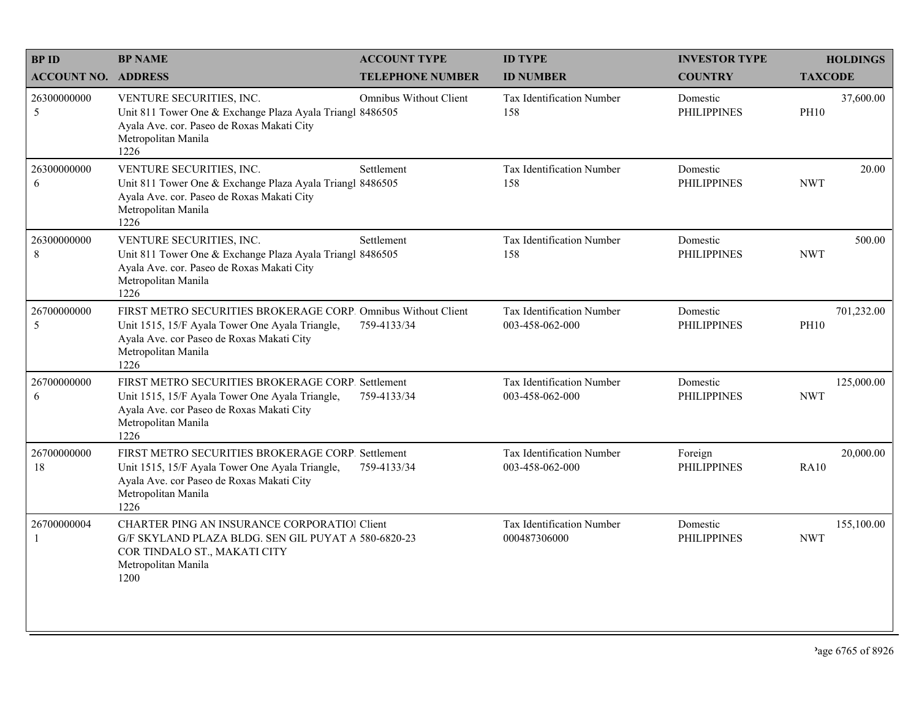| BP ID<br>ACCOUNT NO. | BP NAME<br>ADDRESS | ACCOUNT TYPE<br>TELEPHONE NUMBER | ID TYPE<br>ID NUMBER | INVESTOR TYPE<br>COUNTRY | HOLDINGS<br>TAXCODE |
|---|---|---|---|---|---|
| 26300000000<br>5 | VENTURE SECURITIES, INC.<br>Unit 811 Tower One & Exchange Plaza Ayala Triangl<br>Ayala Ave. cor. Paseo de Roxas Makati City<br>Metropolitan Manila<br>1226 | Omnibus Without Client<br>8486505 | Tax Identification Number<br>158 | Domestic<br>PHILIPPINES | 37,600.00<br>PH10 |
| 26300000000<br>6 | VENTURE SECURITIES, INC.<br>Unit 811 Tower One & Exchange Plaza Ayala Triangl<br>Ayala Ave. cor. Paseo de Roxas Makati City<br>Metropolitan Manila<br>1226 | Settlement<br>8486505 | Tax Identification Number<br>158 | Domestic<br>PHILIPPINES | 20.00<br>NWT |
| 26300000000<br>8 | VENTURE SECURITIES, INC.<br>Unit 811 Tower One & Exchange Plaza Ayala Triangl<br>Ayala Ave. cor. Paseo de Roxas Makati City<br>Metropolitan Manila<br>1226 | Settlement<br>8486505 | Tax Identification Number<br>158 | Domestic<br>PHILIPPINES | 500.00<br>NWT |
| 26700000000<br>5 | FIRST METRO SECURITIES BROKERAGE CORP.<br>Unit 1515, 15/F Ayala Tower One Ayala Triangle,<br>Ayala Ave. cor Paseo de Roxas Makati City<br>Metropolitan Manila<br>1226 | Omnibus Without Client<br>759-4133/34 | Tax Identification Number<br>003-458-062-000 | Domestic<br>PHILIPPINES | 701,232.00<br>PH10 |
| 26700000000<br>6 | FIRST METRO SECURITIES BROKERAGE CORP.<br>Unit 1515, 15/F Ayala Tower One Ayala Triangle,<br>Ayala Ave. cor Paseo de Roxas Makati City<br>Metropolitan Manila<br>1226 | Settlement<br>759-4133/34 | Tax Identification Number<br>003-458-062-000 | Domestic<br>PHILIPPINES | 125,000.00<br>NWT |
| 26700000000<br>18 | FIRST METRO SECURITIES BROKERAGE CORP.<br>Unit 1515, 15/F Ayala Tower One Ayala Triangle,<br>Ayala Ave. cor Paseo de Roxas Makati City<br>Metropolitan Manila<br>1226 | Settlement<br>759-4133/34 | Tax Identification Number<br>003-458-062-000 | Foreign<br>PHILIPPINES | 20,000.00<br>RA10 |
| 26700000004<br>1 | CHARTER PING AN INSURANCE CORPORATIOI<br>G/F SKYLAND PLAZA BLDG. SEN GIL PUYAT A<br>COR TINDALO ST., MAKATI CITY<br>Metropolitan Manila<br>1200 | Client<br>580-6820-23 | Tax Identification Number<br>000487306000 | Domestic<br>PHILIPPINES | 155,100.00<br>NWT |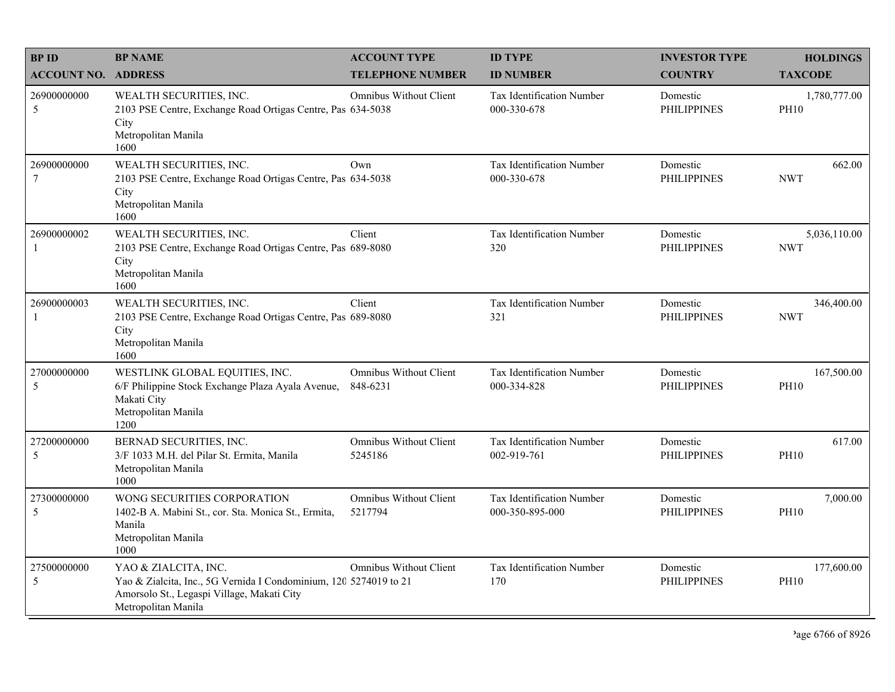| BP ID<br>ACCOUNT NO. | BP NAME<br>ADDRESS | ACCOUNT TYPE<br>TELEPHONE NUMBER | ID TYPE<br>ID NUMBER | INVESTOR TYPE<br>COUNTRY | HOLDINGS<br>TAXCODE |
|---|---|---|---|---|---|
| 26900000000<br>5 | WEALTH SECURITIES, INC.<br>2103 PSE Centre, Exchange Road Ortigas Centre, Pas City<br>Metropolitan Manila<br>1600 | Omnibus Without Client<br>634-5038 | Tax Identification Number<br>000-330-678 | Domestic<br>PHILIPPINES | 1,780,777.00<br>PH10 |
| 26900000000<br>7 | WEALTH SECURITIES, INC.<br>2103 PSE Centre, Exchange Road Ortigas Centre, Pas City<br>Metropolitan Manila<br>1600 | Own<br>634-5038 | Tax Identification Number<br>000-330-678 | Domestic<br>PHILIPPINES | 662.00<br>NWT |
| 26900000002<br>1 | WEALTH SECURITIES, INC.<br>2103 PSE Centre, Exchange Road Ortigas Centre, Pas City<br>Metropolitan Manila<br>1600 | Client<br>689-8080 | Tax Identification Number<br>320 | Domestic<br>PHILIPPINES | 5,036,110.00<br>NWT |
| 26900000003<br>1 | WEALTH SECURITIES, INC.<br>2103 PSE Centre, Exchange Road Ortigas Centre, Pas City<br>Metropolitan Manila<br>1600 | Client<br>689-8080 | Tax Identification Number<br>321 | Domestic<br>PHILIPPINES | 346,400.00<br>NWT |
| 27000000000<br>5 | WESTLINK GLOBAL EQUITIES, INC.<br>6/F Philippine Stock Exchange Plaza Ayala Avenue, Makati City<br>Metropolitan Manila<br>1200 | Omnibus Without Client<br>848-6231 | Tax Identification Number<br>000-334-828 | Domestic<br>PHILIPPINES | 167,500.00<br>PH10 |
| 27200000000<br>5 | BERNAD SECURITIES, INC.<br>3/F 1033 M.H. del Pilar St. Ermita, Manila<br>Metropolitan Manila<br>1000 | Omnibus Without Client<br>5245186 | Tax Identification Number<br>002-919-761 | Domestic<br>PHILIPPINES | 617.00<br>PH10 |
| 27300000000<br>5 | WONG SECURITIES CORPORATION<br>1402-B A. Mabini St., cor. Sta. Monica St., Ermita, Manila<br>Metropolitan Manila<br>1000 | Omnibus Without Client<br>5217794 | Tax Identification Number<br>000-350-895-000 | Domestic<br>PHILIPPINES | 7,000.00<br>PH10 |
| 27500000000<br>5 | YAO & ZIALCITA, INC.<br>Yao & Zialcita, Inc., 5G Vernida I Condominium, 120 Amorsolo St., Legaspi Village, Makati City<br>Metropolitan Manila | Omnibus Without Client<br>5274019 to 21 | Tax Identification Number<br>170 | Domestic<br>PHILIPPINES | 177,600.00<br>PH10 |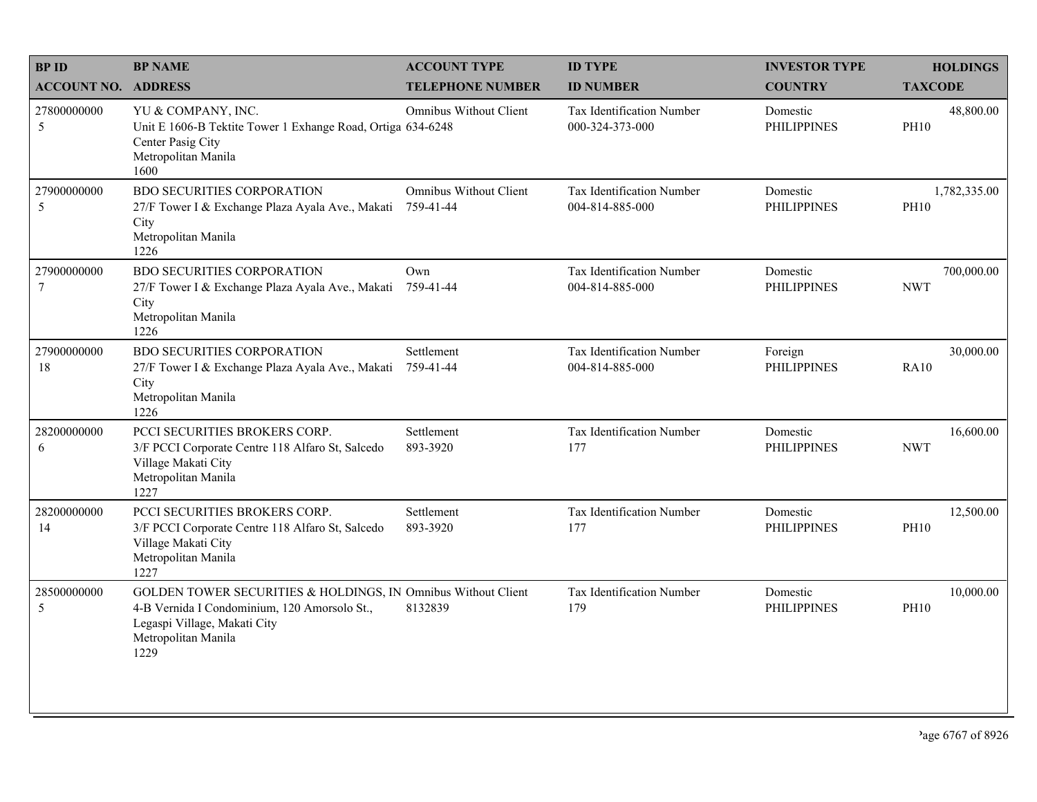| BP ID<br>ACCOUNT NO. | BP NAME<br>ADDRESS | ACCOUNT TYPE<br>TELEPHONE NUMBER | ID TYPE<br>ID NUMBER | INVESTOR TYPE<br>COUNTRY | HOLDINGS<br>TAXCODE |
|---|---|---|---|---|---|
| 27800000000<br>5 | YU & COMPANY, INC.<br>Unit E 1606-B Tektite Tower 1 Exhange Road, Ortiga Center Pasig City<br>Metropolitan Manila<br>1600 | Omnibus Without Client<br>634-6248 | Tax Identification Number<br>000-324-373-000 | Domestic<br>PHILIPPINES | 48,800.00<br>PH10 |
| 27900000000<br>5 | BDO SECURITIES CORPORATION<br>27/F Tower I & Exchange Plaza Ayala Ave., Makati City<br>Metropolitan Manila<br>1226 | Omnibus Without Client<br>759-41-44 | Tax Identification Number<br>004-814-885-000 | Domestic<br>PHILIPPINES | 1,782,335.00<br>PH10 |
| 27900000000<br>7 | BDO SECURITIES CORPORATION<br>27/F Tower I & Exchange Plaza Ayala Ave., Makati City<br>Metropolitan Manila<br>1226 | Own<br>759-41-44 | Tax Identification Number<br>004-814-885-000 | Domestic<br>PHILIPPINES | 700,000.00<br>NWT |
| 27900000000<br>18 | BDO SECURITIES CORPORATION<br>27/F Tower I & Exchange Plaza Ayala Ave., Makati City<br>Metropolitan Manila<br>1226 | Settlement<br>759-41-44 | Tax Identification Number<br>004-814-885-000 | Foreign<br>PHILIPPINES | 30,000.00<br>RA10 |
| 28200000000<br>6 | PCCI SECURITIES BROKERS CORP.<br>3/F PCCI Corporate Centre 118 Alfaro St, Salcedo Village Makati City<br>Metropolitan Manila<br>1227 | Settlement<br>893-3920 | Tax Identification Number<br>177 | Domestic<br>PHILIPPINES | 16,600.00<br>NWT |
| 28200000000<br>14 | PCCI SECURITIES BROKERS CORP.<br>3/F PCCI Corporate Centre 118 Alfaro St, Salcedo Village Makati City<br>Metropolitan Manila<br>1227 | Settlement<br>893-3920 | Tax Identification Number<br>177 | Domestic<br>PHILIPPINES | 12,500.00<br>PH10 |
| 28500000000<br>5 | GOLDEN TOWER SECURITIES & HOLDINGS, IN<br>4-B Vernida I Condominium, 120 Amorsolo St., Legaspi Village, Makati City<br>Metropolitan Manila<br>1229 | Omnibus Without Client<br>8132839 | Tax Identification Number<br>179 | Domestic<br>PHILIPPINES | 10,000.00<br>PH10 |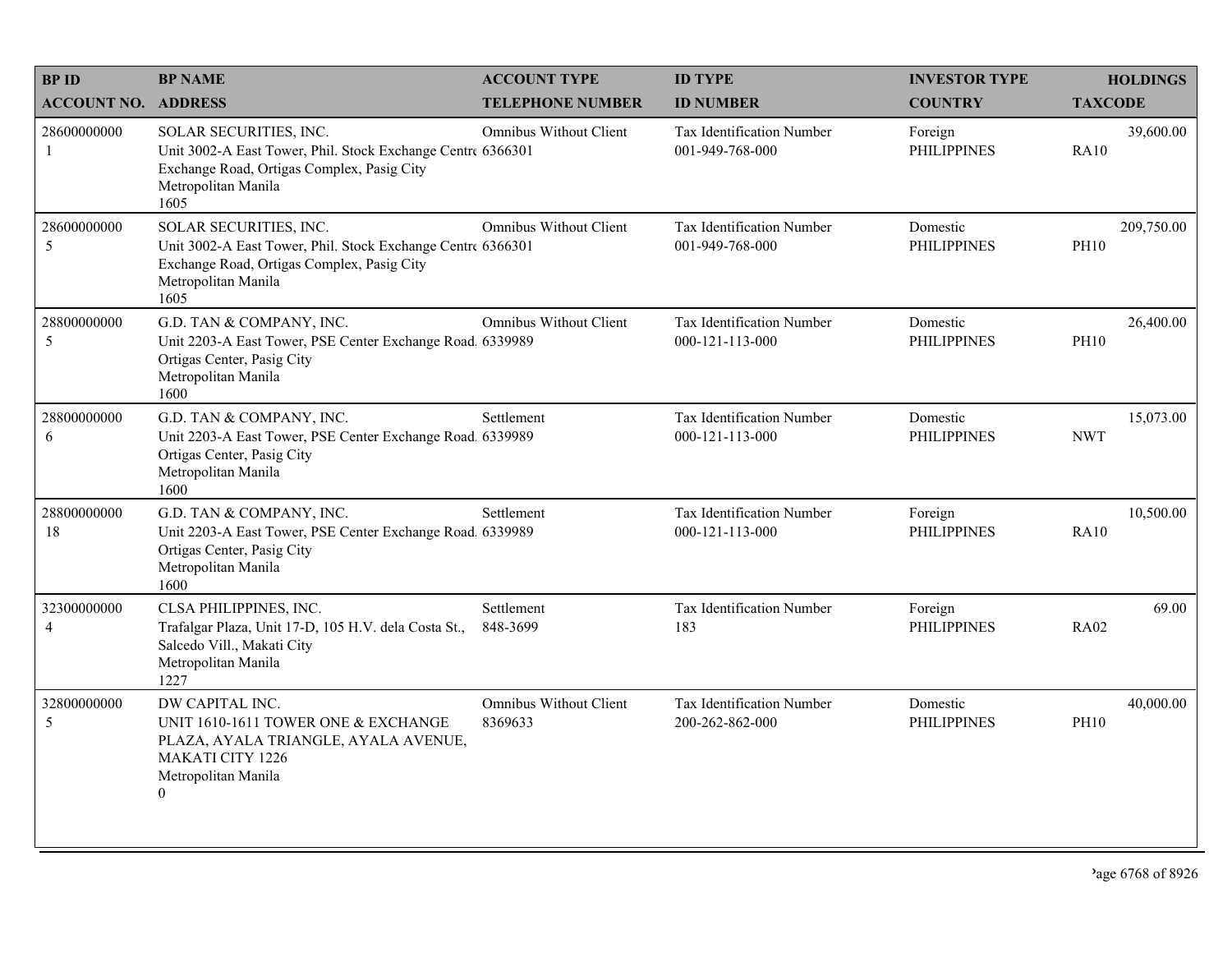| BP ID<br>ACCOUNT NO. | BP NAME<br>ADDRESS | ACCOUNT TYPE<br>TELEPHONE NUMBER | ID TYPE<br>ID NUMBER | INVESTOR TYPE<br>COUNTRY | HOLDINGS<br>TAXCODE |
|---|---|---|---|---|---|
| 28600000000<br>1 | SOLAR SECURITIES, INC.<br>Unit 3002-A East Tower, Phil. Stock Exchange Centre Exchange Road, Ortigas Complex, Pasig City<br>Metropolitan Manila<br>1605 | Omnibus Without Client<br>6366301 | Tax Identification Number<br>001-949-768-000 | Foreign<br>PHILIPPINES | 39,600.00<br>RA10 |
| 28600000000<br>5 | SOLAR SECURITIES, INC.<br>Unit 3002-A East Tower, Phil. Stock Exchange Centre Exchange Road, Ortigas Complex, Pasig City<br>Metropolitan Manila<br>1605 | Omnibus Without Client<br>6366301 | Tax Identification Number<br>001-949-768-000 | Domestic<br>PHILIPPINES | 209,750.00<br>PH10 |
| 28800000000<br>5 | G.D. TAN & COMPANY, INC.<br>Unit 2203-A East Tower, PSE Center Exchange Road, Ortigas Center, Pasig City<br>Metropolitan Manila<br>1600 | Omnibus Without Client<br>6339989 | Tax Identification Number<br>000-121-113-000 | Domestic<br>PHILIPPINES | 26,400.00<br>PH10 |
| 28800000000<br>6 | G.D. TAN & COMPANY, INC.<br>Unit 2203-A East Tower, PSE Center Exchange Road, Ortigas Center, Pasig City<br>Metropolitan Manila<br>1600 | Settlement<br>6339989 | Tax Identification Number<br>000-121-113-000 | Domestic<br>PHILIPPINES | 15,073.00<br>NWT |
| 28800000000<br>18 | G.D. TAN & COMPANY, INC.<br>Unit 2203-A East Tower, PSE Center Exchange Road, Ortigas Center, Pasig City<br>Metropolitan Manila<br>1600 | Settlement<br>6339989 | Tax Identification Number<br>000-121-113-000 | Foreign<br>PHILIPPINES | 10,500.00<br>RA10 |
| 32300000000<br>4 | CLSA PHILIPPINES, INC.<br>Trafalgar Plaza, Unit 17-D, 105 H.V. dela Costa St., Salcedo Vill., Makati City<br>Metropolitan Manila<br>1227 | Settlement<br>848-3699 | Tax Identification Number<br>183 | Foreign<br>PHILIPPINES | 69.00<br>RA02 |
| 32800000000<br>5 | DW CAPITAL INC.<br>UNIT 1610-1611 TOWER ONE & EXCHANGE PLAZA, AYALA TRIANGLE, AYALA AVENUE, MAKATI CITY 1226<br>Metropolitan Manila<br>0 | Omnibus Without Client<br>8369633 | Tax Identification Number<br>200-262-862-000 | Domestic<br>PHILIPPINES | 40,000.00<br>PH10 |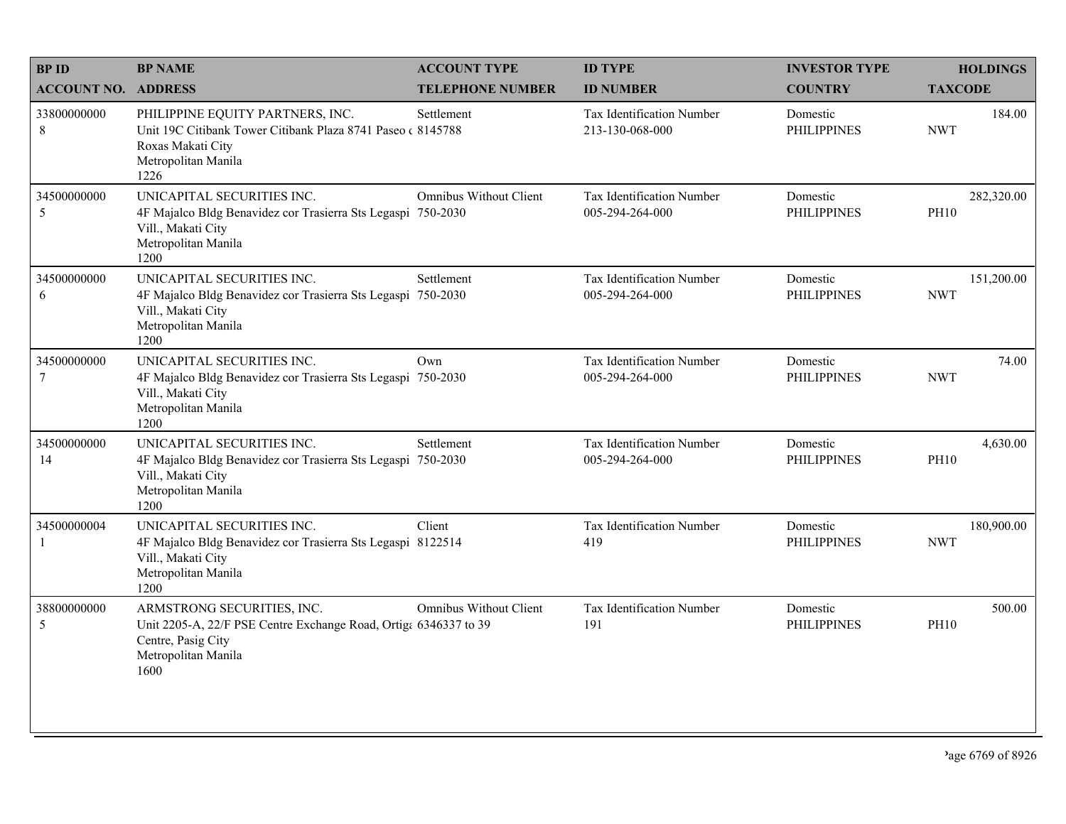| BP ID<br>ACCOUNT NO. | BP NAME<br>ADDRESS | ACCOUNT TYPE<br>TELEPHONE NUMBER | ID TYPE<br>ID NUMBER | INVESTOR TYPE<br>COUNTRY | HOLDINGS<br>TAXCODE |
|---|---|---|---|---|---|
| 33800000000<br>8 | PHILIPPINE EQUITY PARTNERS, INC.<br>Unit 19C Citibank Tower Citibank Plaza 8741 Paseo de Roxas Makati City<br>Metropolitan Manila<br>1226 | Settlement<br>8145788 | Tax Identification Number<br>213-130-068-000 | Domestic<br>PHILIPPINES | 184.00<br>NWT |
| 34500000000<br>5 | UNICAPITAL SECURITIES INC.<br>4F Majalco Bldg Benavidez cor Trasierra Sts Legaspi Vill., Makati City<br>Metropolitan Manila<br>1200 | Omnibus Without Client<br>750-2030 | Tax Identification Number<br>005-294-264-000 | Domestic<br>PHILIPPINES | 282,320.00<br>PH10 |
| 34500000000<br>6 | UNICAPITAL SECURITIES INC.<br>4F Majalco Bldg Benavidez cor Trasierra Sts Legaspi Vill., Makati City<br>Metropolitan Manila<br>1200 | Settlement<br>750-2030 | Tax Identification Number<br>005-294-264-000 | Domestic<br>PHILIPPINES | 151,200.00<br>NWT |
| 34500000000<br>7 | UNICAPITAL SECURITIES INC.<br>4F Majalco Bldg Benavidez cor Trasierra Sts Legaspi Vill., Makati City<br>Metropolitan Manila<br>1200 | Own<br>750-2030 | Tax Identification Number<br>005-294-264-000 | Domestic<br>PHILIPPINES | 74.00<br>NWT |
| 34500000000<br>14 | UNICAPITAL SECURITIES INC.<br>4F Majalco Bldg Benavidez cor Trasierra Sts Legaspi Vill., Makati City<br>Metropolitan Manila<br>1200 | Settlement<br>750-2030 | Tax Identification Number<br>005-294-264-000 | Domestic<br>PHILIPPINES | 4,630.00<br>PH10 |
| 34500000004<br>1 | UNICAPITAL SECURITIES INC.<br>4F Majalco Bldg Benavidez cor Trasierra Sts Legaspi Vill., Makati City<br>Metropolitan Manila<br>1200 | Client<br>8122514 | Tax Identification Number<br>419 | Domestic<br>PHILIPPINES | 180,900.00<br>NWT |
| 38800000000<br>5 | ARMSTRONG SECURITIES, INC.<br>Unit 2205-A, 22/F PSE Centre Exchange Road, Ortigas Centre, Pasig City<br>Metropolitan Manila<br>1600 | Omnibus Without Client<br>6346337 to 39 | Tax Identification Number<br>191 | Domestic<br>PHILIPPINES | 500.00<br>PH10 |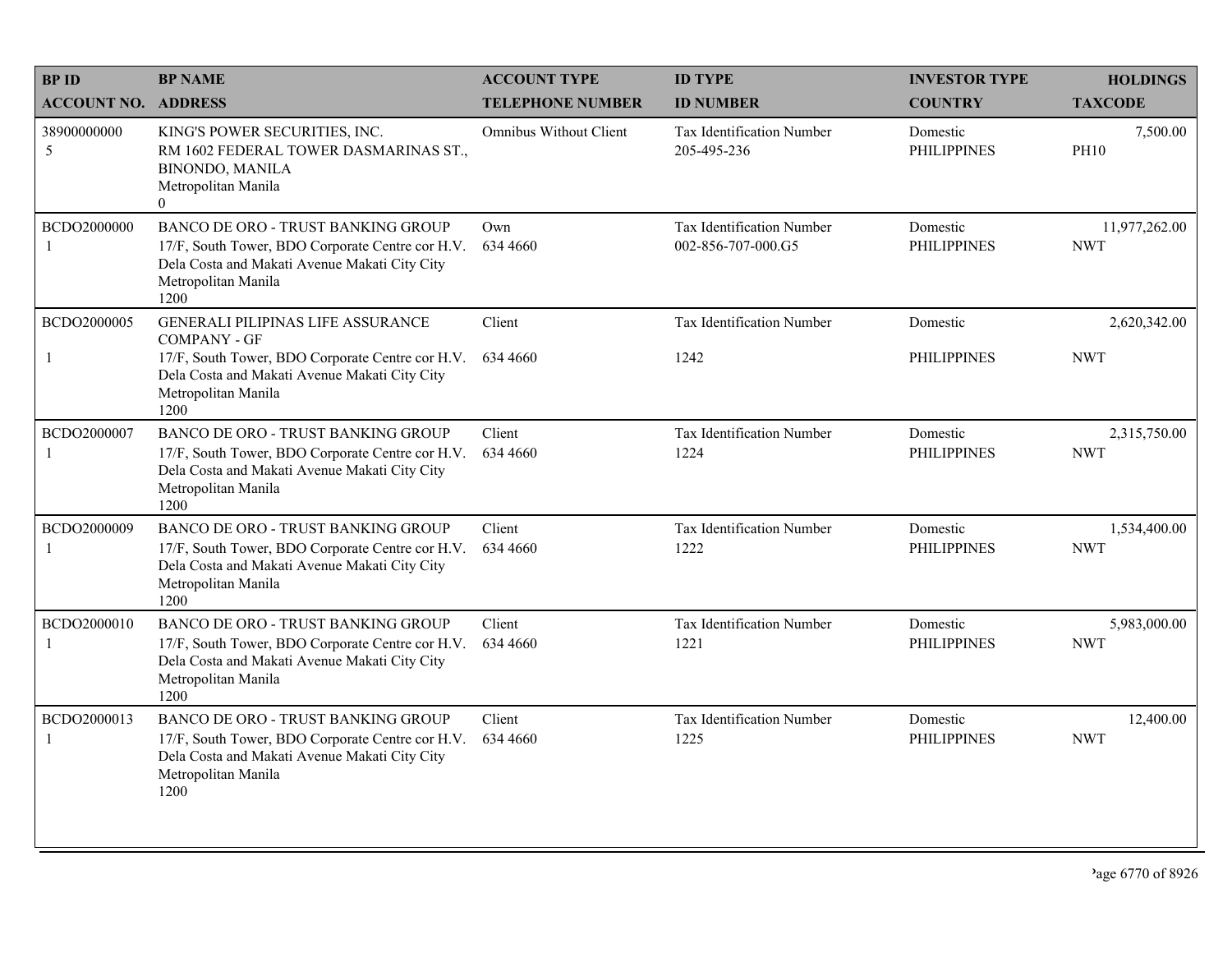| BP ID<br>ACCOUNT NO. | BP NAME<br>ADDRESS | ACCOUNT TYPE<br>TELEPHONE NUMBER | ID TYPE<br>ID NUMBER | INVESTOR TYPE<br>COUNTRY | HOLDINGS<br>TAXCODE |
|---|---|---|---|---|---|
| 38900000000<br>5 | KING'S POWER SECURITIES, INC.<br>RM 1602 FEDERAL TOWER DASMARINAS ST., BINONDO, MANILA<br>Metropolitan Manila<br>0 | Omnibus Without Client | Tax Identification Number<br>205-495-236 | Domestic<br>PHILIPPINES | 7,500.00<br>PH10 |
| BCDO2000000<br>1 | BANCO DE ORO - TRUST BANKING GROUP<br>17/F, South Tower, BDO Corporate Centre cor H.V. Dela Costa and Makati Avenue Makati City City<br>Metropolitan Manila<br>1200 | Own<br>634 4660 | Tax Identification Number<br>002-856-707-000.G5 | Domestic<br>PHILIPPINES | 11,977,262.00<br>NWT |
| BCDO2000005<br>1 | GENERALI PILIPINAS LIFE ASSURANCE COMPANY - GF<br>17/F, South Tower, BDO Corporate Centre cor H.V. Dela Costa and Makati Avenue Makati City City<br>Metropolitan Manila<br>1200 | Client<br>634 4660 | Tax Identification Number<br>1242 | Domestic<br>PHILIPPINES | 2,620,342.00<br>NWT |
| BCDO2000007<br>1 | BANCO DE ORO - TRUST BANKING GROUP<br>17/F, South Tower, BDO Corporate Centre cor H.V. Dela Costa and Makati Avenue Makati City City<br>Metropolitan Manila<br>1200 | Client<br>634 4660 | Tax Identification Number<br>1224 | Domestic<br>PHILIPPINES | 2,315,750.00<br>NWT |
| BCDO2000009<br>1 | BANCO DE ORO - TRUST BANKING GROUP<br>17/F, South Tower, BDO Corporate Centre cor H.V. Dela Costa and Makati Avenue Makati City City<br>Metropolitan Manila<br>1200 | Client<br>634 4660 | Tax Identification Number<br>1222 | Domestic<br>PHILIPPINES | 1,534,400.00<br>NWT |
| BCDO2000010<br>1 | BANCO DE ORO - TRUST BANKING GROUP<br>17/F, South Tower, BDO Corporate Centre cor H.V. Dela Costa and Makati Avenue Makati City City<br>Metropolitan Manila<br>1200 | Client<br>634 4660 | Tax Identification Number<br>1221 | Domestic<br>PHILIPPINES | 5,983,000.00<br>NWT |
| BCDO2000013<br>1 | BANCO DE ORO - TRUST BANKING GROUP<br>17/F, South Tower, BDO Corporate Centre cor H.V. Dela Costa and Makati Avenue Makati City City<br>Metropolitan Manila<br>1200 | Client<br>634 4660 | Tax Identification Number<br>1225 | Domestic<br>PHILIPPINES | 12,400.00<br>NWT |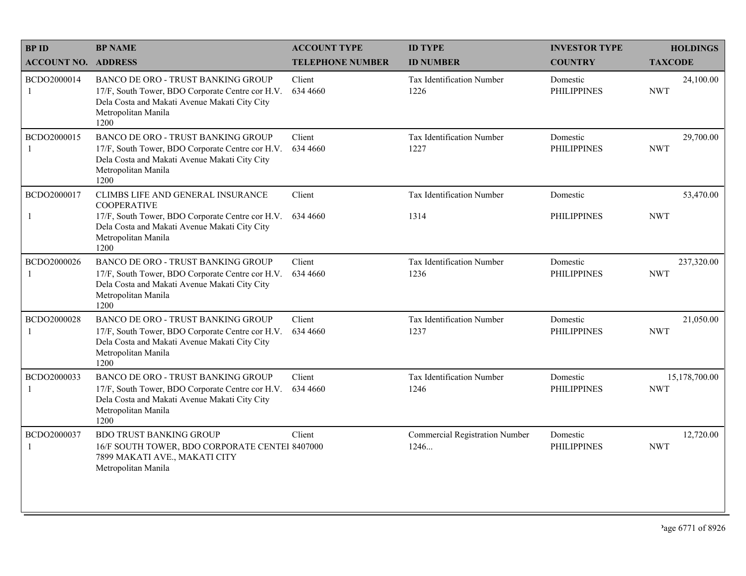| BP ID<br>ACCOUNT NO. | BP NAME<br>ADDRESS | ACCOUNT TYPE<br>TELEPHONE NUMBER | ID TYPE<br>ID NUMBER | INVESTOR TYPE<br>COUNTRY | HOLDINGS<br>TAXCODE |
|---|---|---|---|---|---|
| BCDO2000014<br>1 | BANCO DE ORO - TRUST BANKING GROUP<br>17/F, South Tower, BDO Corporate Centre cor H.V. Dela Costa and Makati Avenue Makati City City Metropolitan Manila<br>1200 | Client<br>634 4660 | Tax Identification Number<br>1226 | Domestic<br>PHILIPPINES | 24,100.00<br>NWT |
| BCDO2000015<br>1 | BANCO DE ORO - TRUST BANKING GROUP<br>17/F, South Tower, BDO Corporate Centre cor H.V. Dela Costa and Makati Avenue Makati City City Metropolitan Manila<br>1200 | Client<br>634 4660 | Tax Identification Number<br>1227 | Domestic<br>PHILIPPINES | 29,700.00<br>NWT |
| BCDO2000017<br>1 | CLIMBS LIFE AND GENERAL INSURANCE COOPERATIVE<br>17/F, South Tower, BDO Corporate Centre cor H.V. Dela Costa and Makati Avenue Makati City City Metropolitan Manila<br>1200 | Client<br>634 4660 | Tax Identification Number<br>1314 | Domestic<br>PHILIPPINES | 53,470.00<br>NWT |
| BCDO2000026<br>1 | BANCO DE ORO - TRUST BANKING GROUP<br>17/F, South Tower, BDO Corporate Centre cor H.V. Dela Costa and Makati Avenue Makati City City Metropolitan Manila<br>1200 | Client<br>634 4660 | Tax Identification Number<br>1236 | Domestic<br>PHILIPPINES | 237,320.00<br>NWT |
| BCDO2000028<br>1 | BANCO DE ORO - TRUST BANKING GROUP<br>17/F, South Tower, BDO Corporate Centre cor H.V. Dela Costa and Makati Avenue Makati City City Metropolitan Manila<br>1200 | Client<br>634 4660 | Tax Identification Number<br>1237 | Domestic<br>PHILIPPINES | 21,050.00<br>NWT |
| BCDO2000033<br>1 | BANCO DE ORO - TRUST BANKING GROUP<br>17/F, South Tower, BDO Corporate Centre cor H.V. Dela Costa and Makati Avenue Makati City City Metropolitan Manila<br>1200 | Client<br>634 4660 | Tax Identification Number<br>1246 | Domestic<br>PHILIPPINES | 15,178,700.00<br>NWT |
| BCDO2000037<br>1 | BDO TRUST BANKING GROUP<br>16/F SOUTH TOWER, BDO CORPORATE CENTEI 7899 MAKATI AVE., MAKATI CITY<br>Metropolitan Manila | Client<br>8407000 | Commercial Registration Number<br>1246... | Domestic<br>PHILIPPINES | 12,720.00<br>NWT |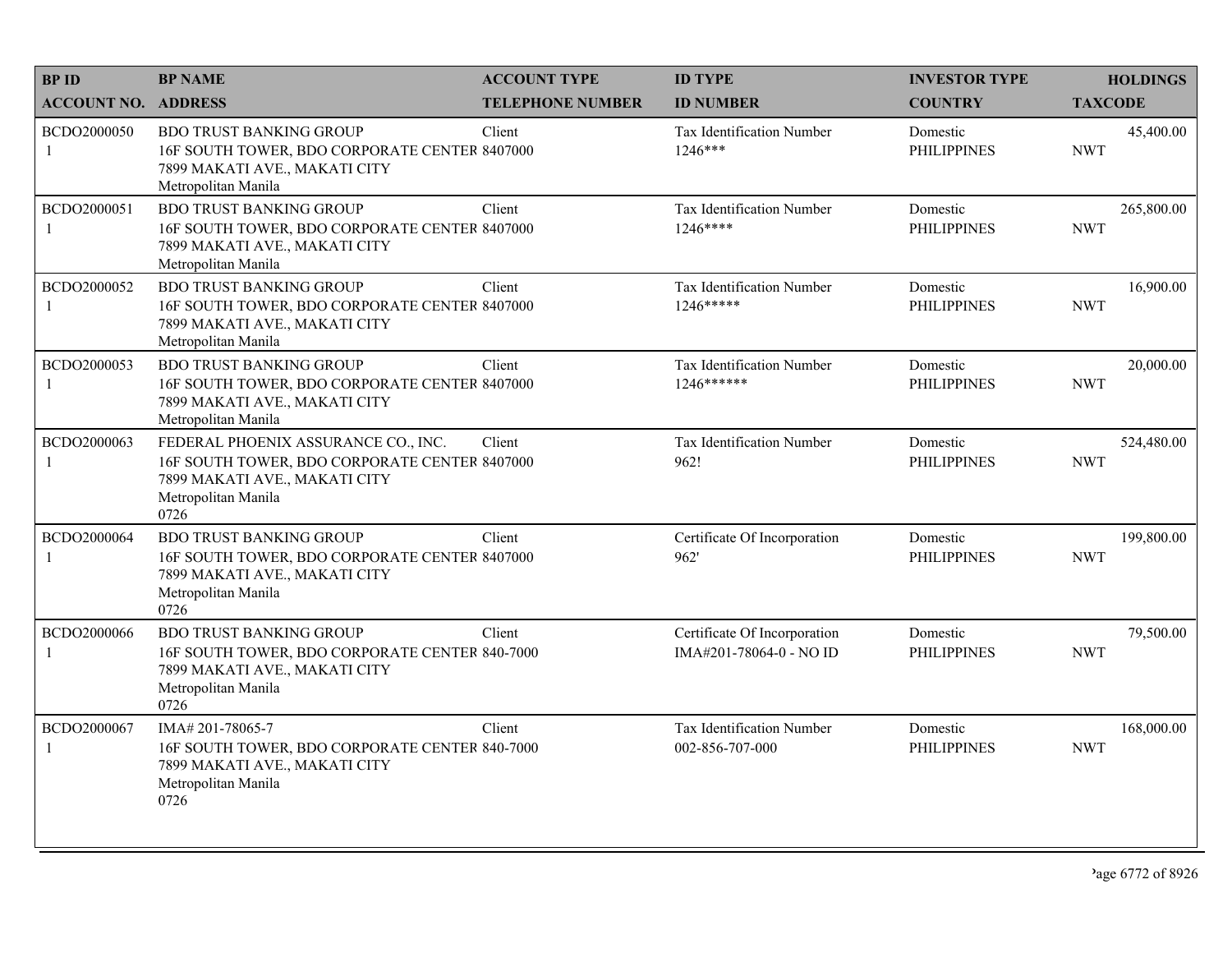| BP ID<br>ACCOUNT NO. | BP NAME<br>ADDRESS | ACCOUNT TYPE<br>TELEPHONE NUMBER | ID TYPE<br>ID NUMBER | INVESTOR TYPE<br>COUNTRY | HOLDINGS<br>TAXCODE |
|---|---|---|---|---|---|
| BCDO2000050<br>1 | BDO TRUST BANKING GROUP<br>16F SOUTH TOWER, BDO CORPORATE CENTER<br>7899 MAKATI AVE., MAKATI CITY<br>Metropolitan Manila | Client<br>8407000 | Tax Identification Number<br>1246*** | Domestic<br>PHILIPPINES | 45,400.00<br>NWT |
| BCDO2000051<br>1 | BDO TRUST BANKING GROUP<br>16F SOUTH TOWER, BDO CORPORATE CENTER<br>7899 MAKATI AVE., MAKATI CITY<br>Metropolitan Manila | Client<br>8407000 | Tax Identification Number<br>1246**** | Domestic<br>PHILIPPINES | 265,800.00<br>NWT |
| BCDO2000052<br>1 | BDO TRUST BANKING GROUP<br>16F SOUTH TOWER, BDO CORPORATE CENTER<br>7899 MAKATI AVE., MAKATI CITY<br>Metropolitan Manila | Client<br>8407000 | Tax Identification Number<br>1246***** | Domestic<br>PHILIPPINES | 16,900.00<br>NWT |
| BCDO2000053<br>1 | BDO TRUST BANKING GROUP<br>16F SOUTH TOWER, BDO CORPORATE CENTER<br>7899 MAKATI AVE., MAKATI CITY<br>Metropolitan Manila | Client<br>8407000 | Tax Identification Number<br>1246****** | Domestic<br>PHILIPPINES | 20,000.00<br>NWT |
| BCDO2000063<br>1 | FEDERAL PHOENIX ASSURANCE CO., INC.<br>16F SOUTH TOWER, BDO CORPORATE CENTER<br>7899 MAKATI AVE., MAKATI CITY<br>Metropolitan Manila<br>0726 | Client<br>8407000 | Tax Identification Number<br>962! | Domestic<br>PHILIPPINES | 524,480.00<br>NWT |
| BCDO2000064<br>1 | BDO TRUST BANKING GROUP<br>16F SOUTH TOWER, BDO CORPORATE CENTER<br>7899 MAKATI AVE., MAKATI CITY<br>Metropolitan Manila<br>0726 | Client<br>8407000 | Certificate Of Incorporation<br>962' | Domestic<br>PHILIPPINES | 199,800.00<br>NWT |
| BCDO2000066<br>1 | BDO TRUST BANKING GROUP<br>16F SOUTH TOWER, BDO CORPORATE CENTER<br>7899 MAKATI AVE., MAKATI CITY<br>Metropolitan Manila<br>0726 | Client<br>840-7000 | Certificate Of Incorporation<br>IMA#201-78064-0 - NO ID | Domestic<br>PHILIPPINES | 79,500.00<br>NWT |
| BCDO2000067<br>1 | IMA# 201-78065-7<br>16F SOUTH TOWER, BDO CORPORATE CENTER<br>7899 MAKATI AVE., MAKATI CITY<br>Metropolitan Manila<br>0726 | Client<br>840-7000 | Tax Identification Number<br>002-856-707-000 | Domestic<br>PHILIPPINES | 168,000.00<br>NWT |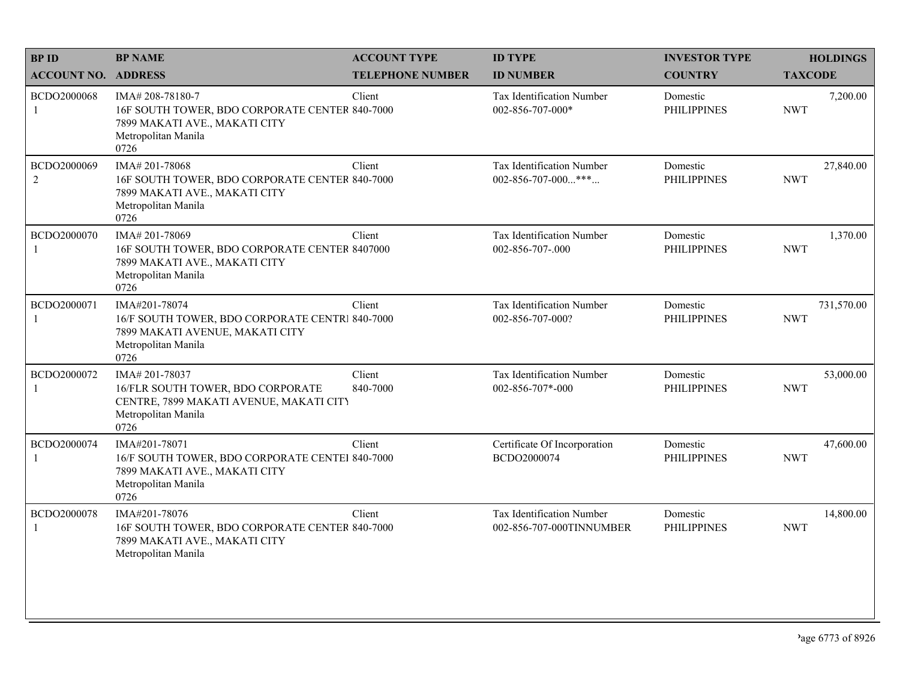| BP ID | BP NAME | ACCOUNT TYPE | ID TYPE | INVESTOR TYPE | HOLDINGS |
|---|---|---|---|---|---|
| ACCOUNT NO. | ADDRESS | TELEPHONE NUMBER | ID NUMBER | COUNTRY | TAXCODE |
| BCDO2000068<br>1 | IMA# 208-78180-7<br>16F SOUTH TOWER, BDO CORPORATE CENTER<br>7899 MAKATI AVE., MAKATI CITY<br>Metropolitan Manila<br>0726 | Client<br>840-7000 | Tax Identification Number<br>002-856-707-000* | Domestic<br>PHILIPPINES | 7,200.00<br>NWT |
| BCDO2000069<br>2 | IMA# 201-78068<br>16F SOUTH TOWER, BDO CORPORATE CENTER<br>7899 MAKATI AVE., MAKATI CITY<br>Metropolitan Manila<br>0726 | Client<br>840-7000 | Tax Identification Number<br>002-856-707-000...***... | Domestic<br>PHILIPPINES | 27,840.00<br>NWT |
| BCDO2000070<br>1 | IMA# 201-78069<br>16F SOUTH TOWER, BDO CORPORATE CENTER<br>7899 MAKATI AVE., MAKATI CITY<br>Metropolitan Manila<br>0726 | Client<br>8407000 | Tax Identification Number<br>002-856-707-.000 | Domestic<br>PHILIPPINES | 1,370.00<br>NWT |
| BCDO2000071<br>1 | IMA#201-78074<br>16/F SOUTH TOWER, BDO CORPORATE CENTRI<br>7899 MAKATI AVENUE, MAKATI CITY<br>Metropolitan Manila<br>0726 | Client<br>840-7000 | Tax Identification Number<br>002-856-707-000? | Domestic<br>PHILIPPINES | 731,570.00<br>NWT |
| BCDO2000072<br>1 | IMA# 201-78037<br>16/FLR SOUTH TOWER, BDO CORPORATE CENTRE, 7899 MAKATI AVENUE, MAKATI CITY<br>Metropolitan Manila<br>0726 | Client<br>840-7000 | Tax Identification Number<br>002-856-707*-000 | Domestic<br>PHILIPPINES | 53,000.00<br>NWT |
| BCDO2000074<br>1 | IMA#201-78071<br>16/F SOUTH TOWER, BDO CORPORATE CENTEI<br>7899 MAKATI AVE., MAKATI CITY<br>Metropolitan Manila<br>0726 | Client<br>840-7000 | Certificate Of Incorporation<br>BCDO2000074 | Domestic<br>PHILIPPINES | 47,600.00<br>NWT |
| BCDO2000078<br>1 | IMA#201-78076<br>16F SOUTH TOWER, BDO CORPORATE CENTER<br>7899 MAKATI AVE., MAKATI CITY<br>Metropolitan Manila | Client<br>840-7000 | Tax Identification Number<br>002-856-707-000TINNUMBER | Domestic<br>PHILIPPINES | 14,800.00<br>NWT |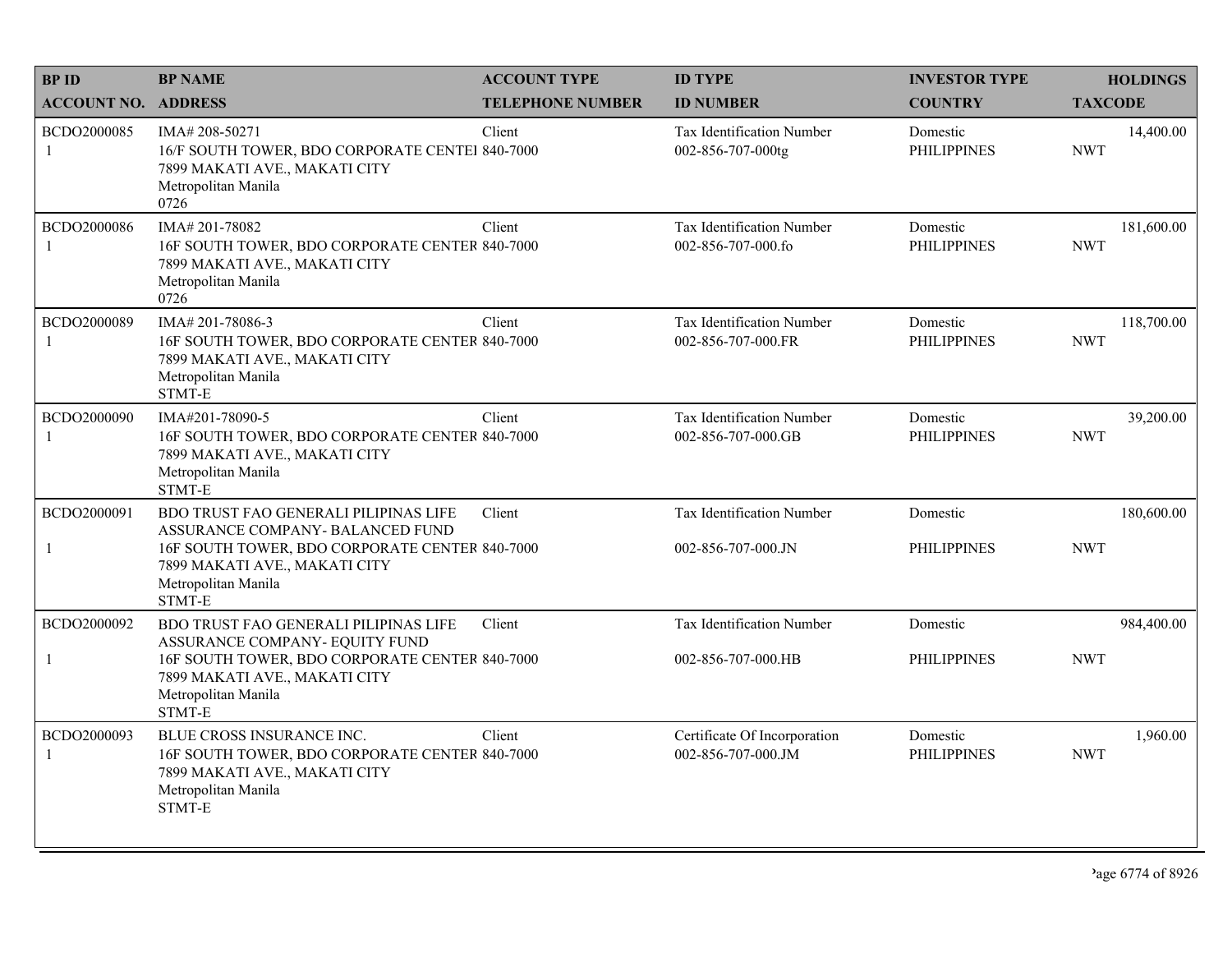| BP ID<br>ACCOUNT NO. | BP NAME<br>ADDRESS | ACCOUNT TYPE<br>TELEPHONE NUMBER | ID TYPE<br>ID NUMBER | INVESTOR TYPE<br>COUNTRY | HOLDINGS<br>TAXCODE |
|---|---|---|---|---|---|
| BCDO2000085<br>1 | IMA# 208-50271<br>16/F SOUTH TOWER, BDO CORPORATE CENTEI<br>7899 MAKATI AVE., MAKATI CITY<br>Metropolitan Manila<br>0726 | Client<br>840-7000 | Tax Identification Number<br>002-856-707-000tg | Domestic<br>PHILIPPINES | 14,400.00<br>NWT |
| BCDO2000086<br>1 | IMA# 201-78082<br>16F SOUTH TOWER, BDO CORPORATE CENTER<br>7899 MAKATI AVE., MAKATI CITY<br>Metropolitan Manila<br>0726 | Client<br>840-7000 | Tax Identification Number<br>002-856-707-000.fo | Domestic<br>PHILIPPINES | 181,600.00<br>NWT |
| BCDO2000089<br>1 | IMA# 201-78086-3<br>16F SOUTH TOWER, BDO CORPORATE CENTER<br>7899 MAKATI AVE., MAKATI CITY<br>Metropolitan Manila<br>STMT-E | Client<br>840-7000 | Tax Identification Number<br>002-856-707-000.FR | Domestic<br>PHILIPPINES | 118,700.00<br>NWT |
| BCDO2000090<br>1 | IMA#201-78090-5<br>16F SOUTH TOWER, BDO CORPORATE CENTER<br>7899 MAKATI AVE., MAKATI CITY<br>Metropolitan Manila<br>STMT-E | Client<br>840-7000 | Tax Identification Number<br>002-856-707-000.GB | Domestic<br>PHILIPPINES | 39,200.00<br>NWT |
| BCDO2000091<br>1 | BDO TRUST FAO GENERALI PILIPINAS LIFE ASSURANCE COMPANY- BALANCED FUND<br>16F SOUTH TOWER, BDO CORPORATE CENTER<br>7899 MAKATI AVE., MAKATI CITY<br>Metropolitan Manila<br>STMT-E | Client<br>840-7000 | Tax Identification Number<br>002-856-707-000.JN | Domestic<br>PHILIPPINES | 180,600.00<br>NWT |
| BCDO2000092<br>1 | BDO TRUST FAO GENERALI PILIPINAS LIFE ASSURANCE COMPANY- EQUITY FUND<br>16F SOUTH TOWER, BDO CORPORATE CENTER<br>7899 MAKATI AVE., MAKATI CITY<br>Metropolitan Manila<br>STMT-E | Client<br>840-7000 | Tax Identification Number<br>002-856-707-000.HB | Domestic<br>PHILIPPINES | 984,400.00<br>NWT |
| BCDO2000093<br>1 | BLUE CROSS INSURANCE INC.<br>16F SOUTH TOWER, BDO CORPORATE CENTER<br>7899 MAKATI AVE., MAKATI CITY<br>Metropolitan Manila<br>STMT-E | Client<br>840-7000 | Certificate Of Incorporation<br>002-856-707-000.JM | Domestic<br>PHILIPPINES | 1,960.00<br>NWT |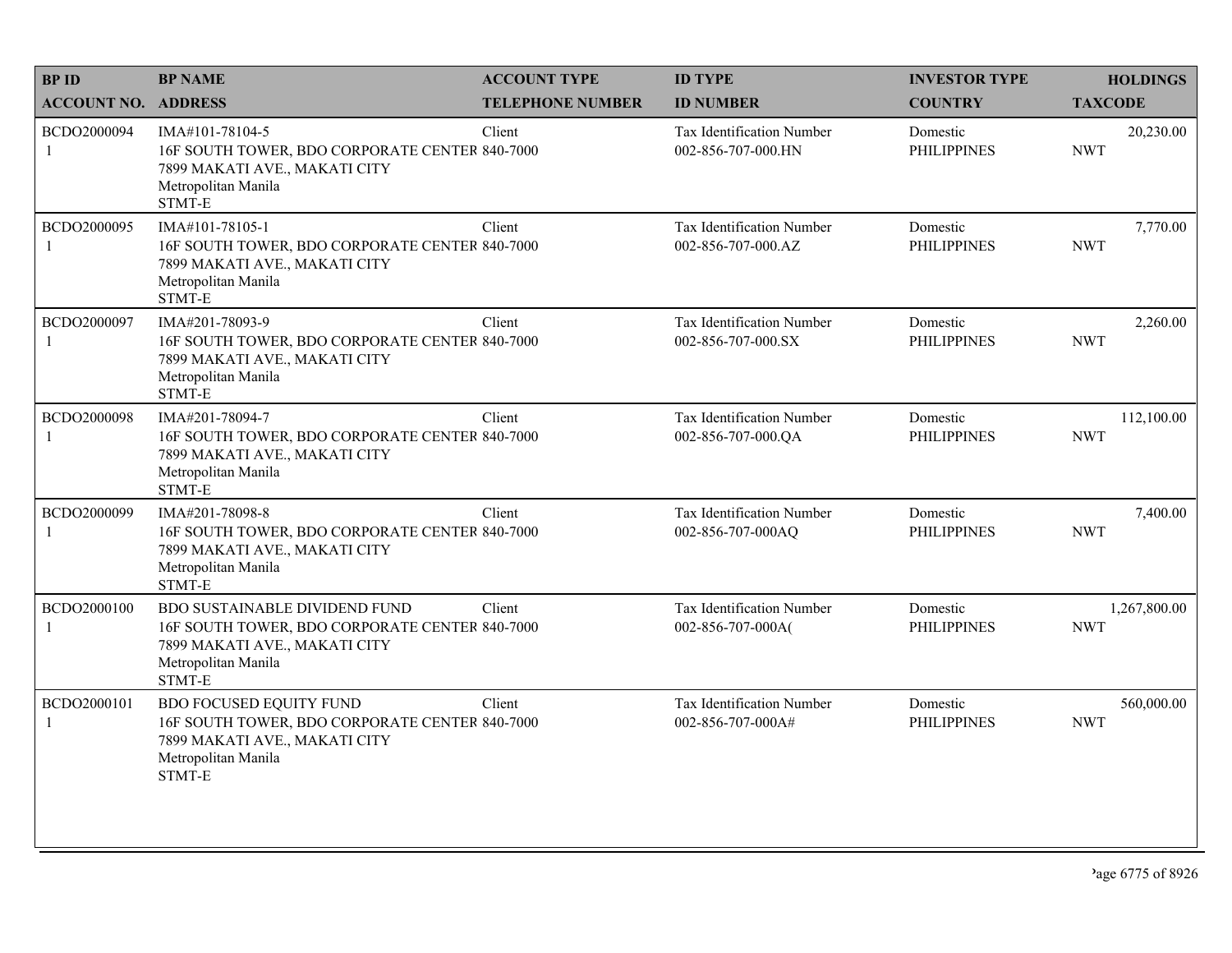| BP ID<br>ACCOUNT NO. | BP NAME<br>ADDRESS | ACCOUNT TYPE<br>TELEPHONE NUMBER | ID TYPE<br>ID NUMBER | INVESTOR TYPE<br>COUNTRY | HOLDINGS<br>TAXCODE |
|---|---|---|---|---|---|
| BCDO2000094<br>1 | IMA#101-78104-5<br>16F SOUTH TOWER, BDO CORPORATE CENTER<br>7899 MAKATI AVE., MAKATI CITY<br>Metropolitan Manila<br>STMT-E | Client<br>840-7000 | Tax Identification Number<br>002-856-707-000.HN | Domestic<br>PHILIPPINES | 20,230.00<br>NWT |
| BCDO2000095<br>1 | IMA#101-78105-1<br>16F SOUTH TOWER, BDO CORPORATE CENTER<br>7899 MAKATI AVE., MAKATI CITY<br>Metropolitan Manila<br>STMT-E | Client<br>840-7000 | Tax Identification Number<br>002-856-707-000.AZ | Domestic<br>PHILIPPINES | 7,770.00<br>NWT |
| BCDO2000097<br>1 | IMA#201-78093-9<br>16F SOUTH TOWER, BDO CORPORATE CENTER<br>7899 MAKATI AVE., MAKATI CITY<br>Metropolitan Manila<br>STMT-E | Client<br>840-7000 | Tax Identification Number<br>002-856-707-000.SX | Domestic<br>PHILIPPINES | 2,260.00<br>NWT |
| BCDO2000098<br>1 | IMA#201-78094-7<br>16F SOUTH TOWER, BDO CORPORATE CENTER<br>7899 MAKATI AVE., MAKATI CITY<br>Metropolitan Manila<br>STMT-E | Client<br>840-7000 | Tax Identification Number<br>002-856-707-000.QA | Domestic<br>PHILIPPINES | 112,100.00<br>NWT |
| BCDO2000099<br>1 | IMA#201-78098-8<br>16F SOUTH TOWER, BDO CORPORATE CENTER<br>7899 MAKATI AVE., MAKATI CITY<br>Metropolitan Manila<br>STMT-E | Client<br>840-7000 | Tax Identification Number<br>002-856-707-000AQ | Domestic<br>PHILIPPINES | 7,400.00<br>NWT |
| BCDO2000100<br>1 | BDO SUSTAINABLE DIVIDEND FUND<br>16F SOUTH TOWER, BDO CORPORATE CENTER<br>7899 MAKATI AVE., MAKATI CITY<br>Metropolitan Manila<br>STMT-E | Client<br>840-7000 | Tax Identification Number<br>002-856-707-000A( | Domestic<br>PHILIPPINES | 1,267,800.00<br>NWT |
| BCDO2000101<br>1 | BDO FOCUSED EQUITY FUND<br>16F SOUTH TOWER, BDO CORPORATE CENTER<br>7899 MAKATI AVE., MAKATI CITY<br>Metropolitan Manila<br>STMT-E | Client<br>840-7000 | Tax Identification Number<br>002-856-707-000A# | Domestic<br>PHILIPPINES | 560,000.00<br>NWT |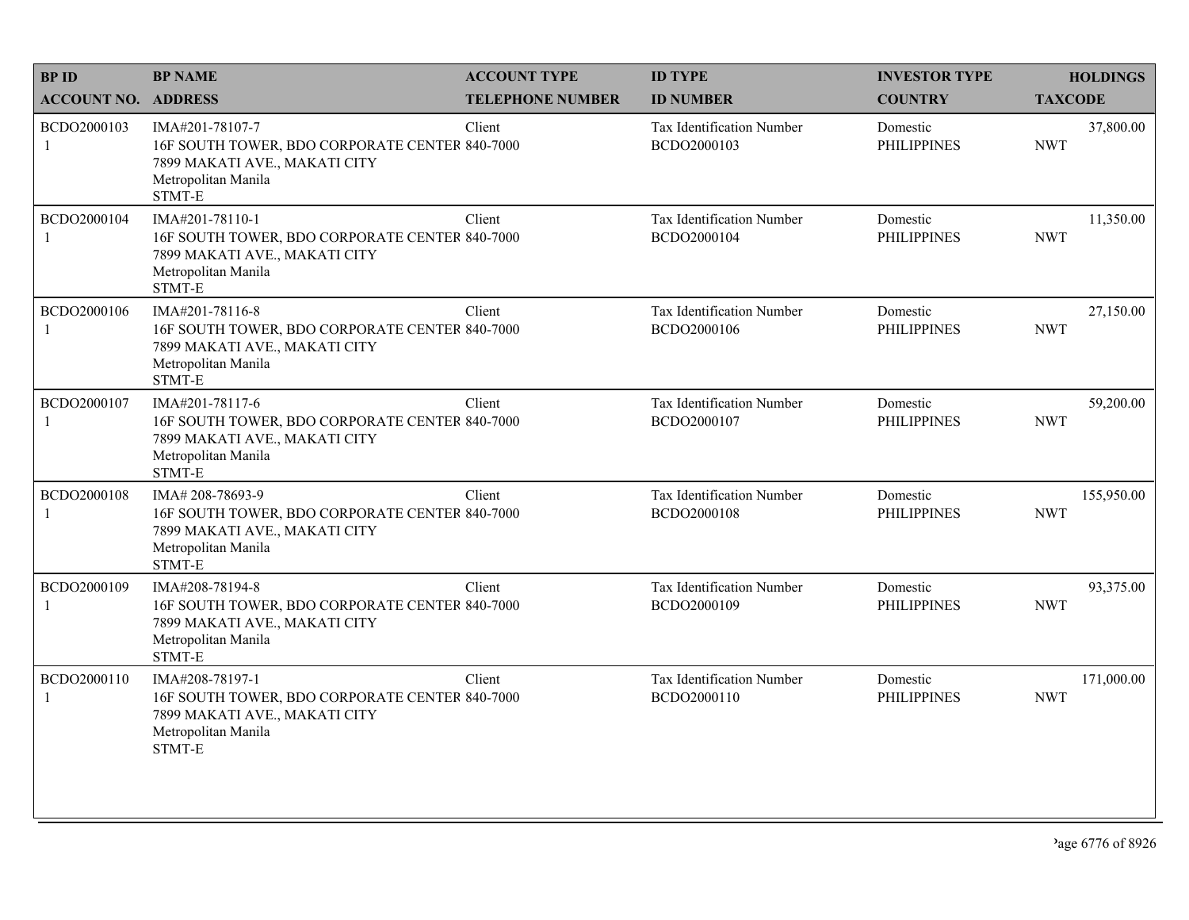| BP ID<br>ACCOUNT NO. | BP NAME<br>ADDRESS | ACCOUNT TYPE<br>TELEPHONE NUMBER | ID TYPE<br>ID NUMBER | INVESTOR TYPE<br>COUNTRY | HOLDINGS<br>TAXCODE |
|---|---|---|---|---|---|
| BCDO2000103<br>1 | IMA#201-78107-7<br>16F SOUTH TOWER, BDO CORPORATE CENTER<br>7899 MAKATI AVE., MAKATI CITY<br>Metropolitan Manila<br>STMT-E | Client<br>840-7000 | Tax Identification Number<br>BCDO2000103 | Domestic<br>PHILIPPINES | 37,800.00<br>NWT |
| BCDO2000104<br>1 | IMA#201-78110-1<br>16F SOUTH TOWER, BDO CORPORATE CENTER<br>7899 MAKATI AVE., MAKATI CITY<br>Metropolitan Manila<br>STMT-E | Client<br>840-7000 | Tax Identification Number<br>BCDO2000104 | Domestic<br>PHILIPPINES | 11,350.00<br>NWT |
| BCDO2000106<br>1 | IMA#201-78116-8<br>16F SOUTH TOWER, BDO CORPORATE CENTER<br>7899 MAKATI AVE., MAKATI CITY<br>Metropolitan Manila<br>STMT-E | Client<br>840-7000 | Tax Identification Number<br>BCDO2000106 | Domestic<br>PHILIPPINES | 27,150.00<br>NWT |
| BCDO2000107<br>1 | IMA#201-78117-6<br>16F SOUTH TOWER, BDO CORPORATE CENTER<br>7899 MAKATI AVE., MAKATI CITY<br>Metropolitan Manila<br>STMT-E | Client<br>840-7000 | Tax Identification Number<br>BCDO2000107 | Domestic<br>PHILIPPINES | 59,200.00<br>NWT |
| BCDO2000108<br>1 | IMA# 208-78693-9<br>16F SOUTH TOWER, BDO CORPORATE CENTER<br>7899 MAKATI AVE., MAKATI CITY<br>Metropolitan Manila<br>STMT-E | Client<br>840-7000 | Tax Identification Number<br>BCDO2000108 | Domestic<br>PHILIPPINES | 155,950.00<br>NWT |
| BCDO2000109<br>1 | IMA#208-78194-8<br>16F SOUTH TOWER, BDO CORPORATE CENTER<br>7899 MAKATI AVE., MAKATI CITY<br>Metropolitan Manila<br>STMT-E | Client<br>840-7000 | Tax Identification Number<br>BCDO2000109 | Domestic<br>PHILIPPINES | 93,375.00<br>NWT |
| BCDO2000110<br>1 | IMA#208-78197-1<br>16F SOUTH TOWER, BDO CORPORATE CENTER<br>7899 MAKATI AVE., MAKATI CITY<br>Metropolitan Manila<br>STMT-E | Client<br>840-7000 | Tax Identification Number<br>BCDO2000110 | Domestic<br>PHILIPPINES | 171,000.00<br>NWT |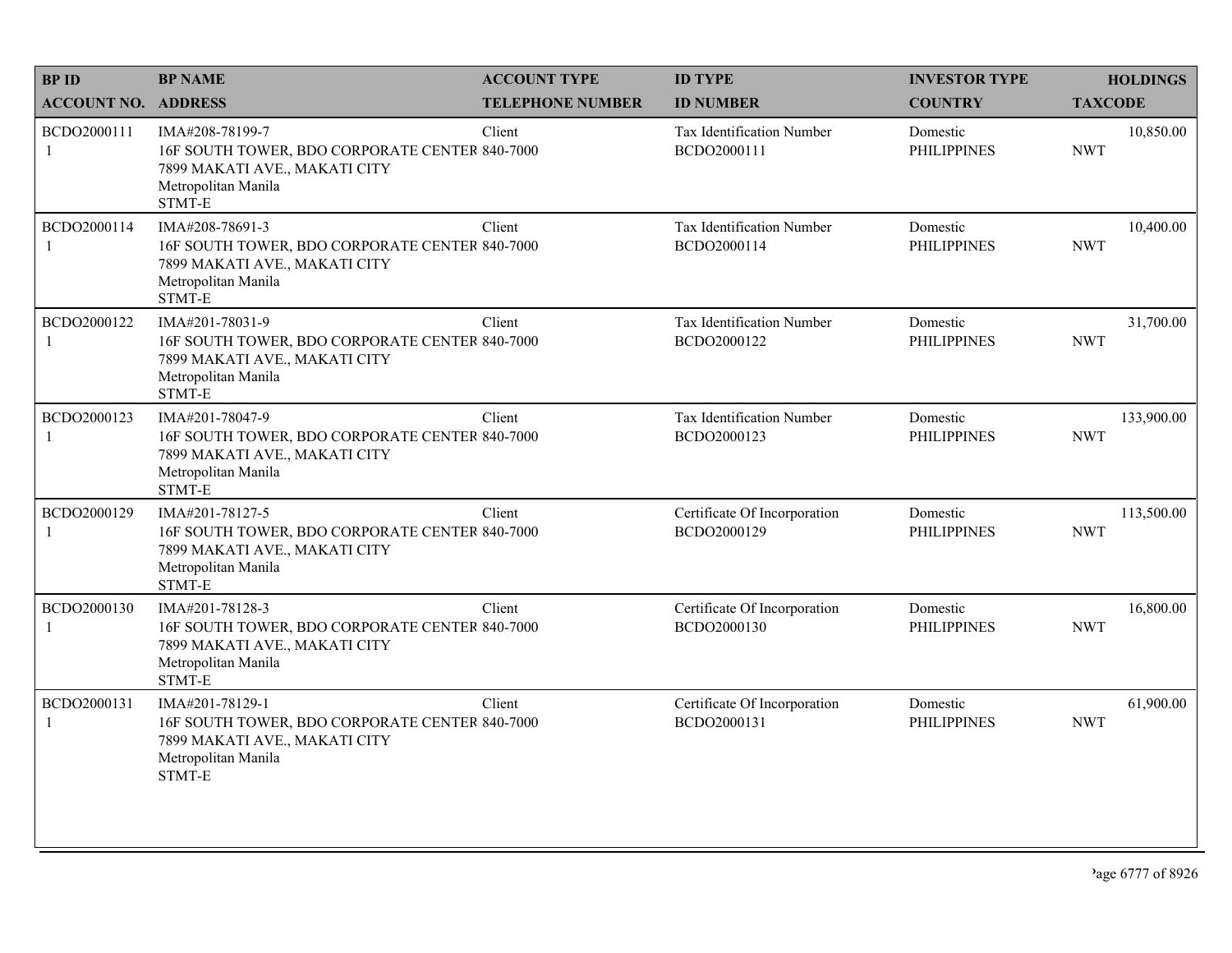| BP ID<br>ACCOUNT NO. | BP NAME<br>ADDRESS | ACCOUNT TYPE<br>TELEPHONE NUMBER | ID TYPE<br>ID NUMBER | INVESTOR TYPE<br>COUNTRY | HOLDINGS<br>TAXCODE |
|---|---|---|---|---|---|
| BCDO2000111<br>1 | IMA#208-78199-7<br>16F SOUTH TOWER, BDO CORPORATE CENTER<br>7899 MAKATI AVE., MAKATI CITY<br>Metropolitan Manila<br>STMT-E | Client<br>840-7000 | Tax Identification Number<br>BCDO2000111 | Domestic<br>PHILIPPINES | 10,850.00<br>NWT |
| BCDO2000114<br>1 | IMA#208-78691-3<br>16F SOUTH TOWER, BDO CORPORATE CENTER<br>7899 MAKATI AVE., MAKATI CITY<br>Metropolitan Manila<br>STMT-E | Client<br>840-7000 | Tax Identification Number<br>BCDO2000114 | Domestic<br>PHILIPPINES | 10,400.00<br>NWT |
| BCDO2000122<br>1 | IMA#201-78031-9<br>16F SOUTH TOWER, BDO CORPORATE CENTER<br>7899 MAKATI AVE., MAKATI CITY<br>Metropolitan Manila<br>STMT-E | Client<br>840-7000 | Tax Identification Number<br>BCDO2000122 | Domestic<br>PHILIPPINES | 31,700.00<br>NWT |
| BCDO2000123<br>1 | IMA#201-78047-9<br>16F SOUTH TOWER, BDO CORPORATE CENTER<br>7899 MAKATI AVE., MAKATI CITY<br>Metropolitan Manila<br>STMT-E | Client<br>840-7000 | Tax Identification Number<br>BCDO2000123 | Domestic<br>PHILIPPINES | 133,900.00<br>NWT |
| BCDO2000129<br>1 | IMA#201-78127-5<br>16F SOUTH TOWER, BDO CORPORATE CENTER<br>7899 MAKATI AVE., MAKATI CITY<br>Metropolitan Manila<br>STMT-E | Client<br>840-7000 | Certificate Of Incorporation<br>BCDO2000129 | Domestic<br>PHILIPPINES | 113,500.00<br>NWT |
| BCDO2000130<br>1 | IMA#201-78128-3<br>16F SOUTH TOWER, BDO CORPORATE CENTER<br>7899 MAKATI AVE., MAKATI CITY<br>Metropolitan Manila<br>STMT-E | Client<br>840-7000 | Certificate Of Incorporation<br>BCDO2000130 | Domestic<br>PHILIPPINES | 16,800.00<br>NWT |
| BCDO2000131<br>1 | IMA#201-78129-1<br>16F SOUTH TOWER, BDO CORPORATE CENTER<br>7899 MAKATI AVE., MAKATI CITY<br>Metropolitan Manila<br>STMT-E | Client<br>840-7000 | Certificate Of Incorporation<br>BCDO2000131 | Domestic<br>PHILIPPINES | 61,900.00<br>NWT |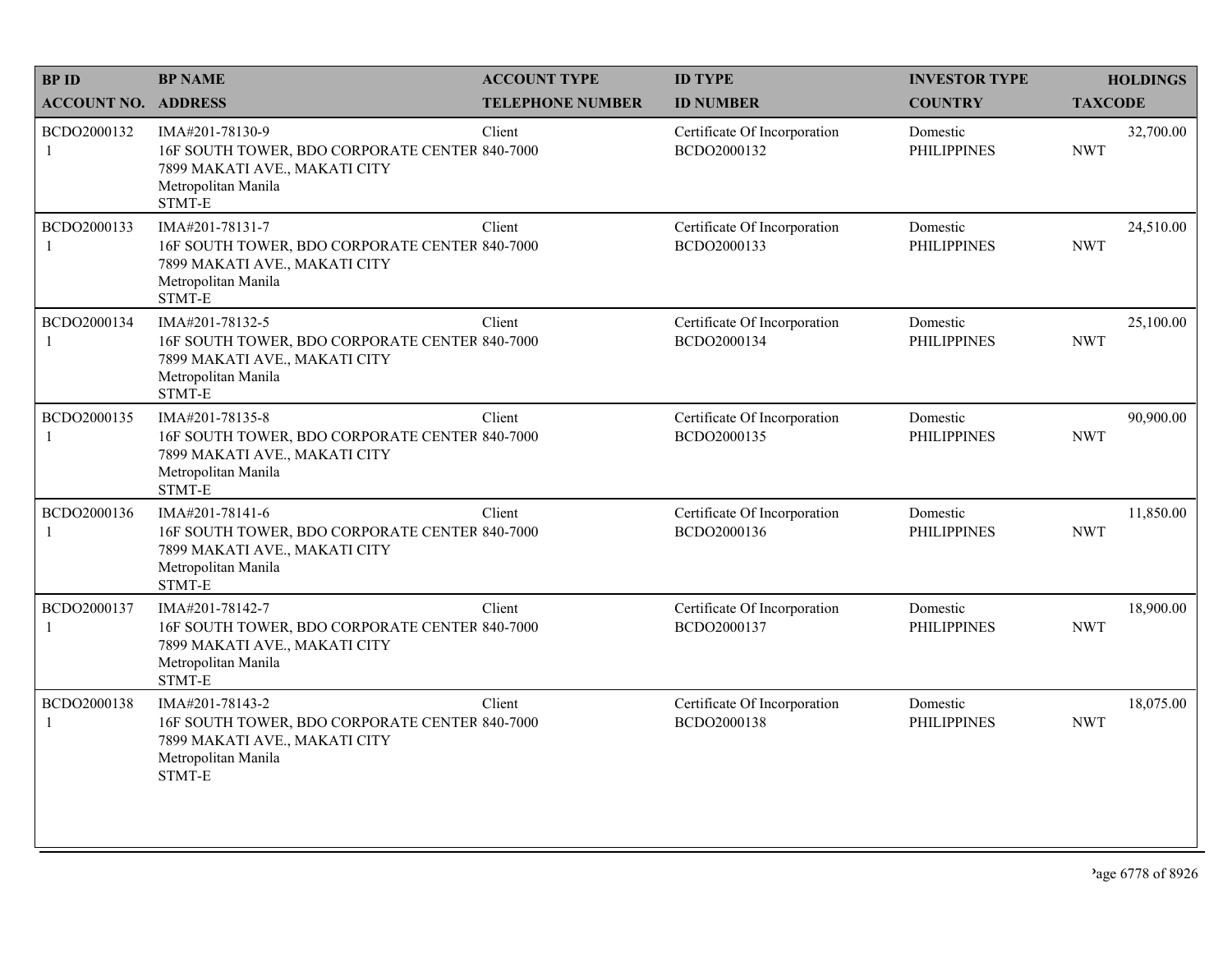| BP ID<br>ACCOUNT NO. | BP NAME<br>ADDRESS | ACCOUNT TYPE<br>TELEPHONE NUMBER | ID TYPE<br>ID NUMBER | INVESTOR TYPE<br>COUNTRY | HOLDINGS<br>TAXCODE |
|---|---|---|---|---|---|
| BCDO2000132<br>1 | IMA#201-78130-9<br>16F SOUTH TOWER, BDO CORPORATE CENTER<br>7899 MAKATI AVE., MAKATI CITY<br>Metropolitan Manila<br>STMT-E | Client<br>840-7000 | Certificate Of Incorporation<br>BCDO2000132 | Domestic<br>PHILIPPINES | 32,700.00<br>NWT |
| BCDO2000133<br>1 | IMA#201-78131-7<br>16F SOUTH TOWER, BDO CORPORATE CENTER<br>7899 MAKATI AVE., MAKATI CITY<br>Metropolitan Manila<br>STMT-E | Client<br>840-7000 | Certificate Of Incorporation<br>BCDO2000133 | Domestic<br>PHILIPPINES | 24,510.00<br>NWT |
| BCDO2000134<br>1 | IMA#201-78132-5<br>16F SOUTH TOWER, BDO CORPORATE CENTER<br>7899 MAKATI AVE., MAKATI CITY<br>Metropolitan Manila<br>STMT-E | Client<br>840-7000 | Certificate Of Incorporation<br>BCDO2000134 | Domestic<br>PHILIPPINES | 25,100.00<br>NWT |
| BCDO2000135<br>1 | IMA#201-78135-8<br>16F SOUTH TOWER, BDO CORPORATE CENTER<br>7899 MAKATI AVE., MAKATI CITY<br>Metropolitan Manila<br>STMT-E | Client<br>840-7000 | Certificate Of Incorporation<br>BCDO2000135 | Domestic<br>PHILIPPINES | 90,900.00<br>NWT |
| BCDO2000136<br>1 | IMA#201-78141-6<br>16F SOUTH TOWER, BDO CORPORATE CENTER<br>7899 MAKATI AVE., MAKATI CITY<br>Metropolitan Manila<br>STMT-E | Client<br>840-7000 | Certificate Of Incorporation<br>BCDO2000136 | Domestic<br>PHILIPPINES | 11,850.00<br>NWT |
| BCDO2000137<br>1 | IMA#201-78142-7<br>16F SOUTH TOWER, BDO CORPORATE CENTER<br>7899 MAKATI AVE., MAKATI CITY<br>Metropolitan Manila<br>STMT-E | Client<br>840-7000 | Certificate Of Incorporation<br>BCDO2000137 | Domestic<br>PHILIPPINES | 18,900.00<br>NWT |
| BCDO2000138<br>1 | IMA#201-78143-2<br>16F SOUTH TOWER, BDO CORPORATE CENTER<br>7899 MAKATI AVE., MAKATI CITY<br>Metropolitan Manila<br>STMT-E | Client<br>840-7000 | Certificate Of Incorporation<br>BCDO2000138 | Domestic<br>PHILIPPINES | 18,075.00<br>NWT |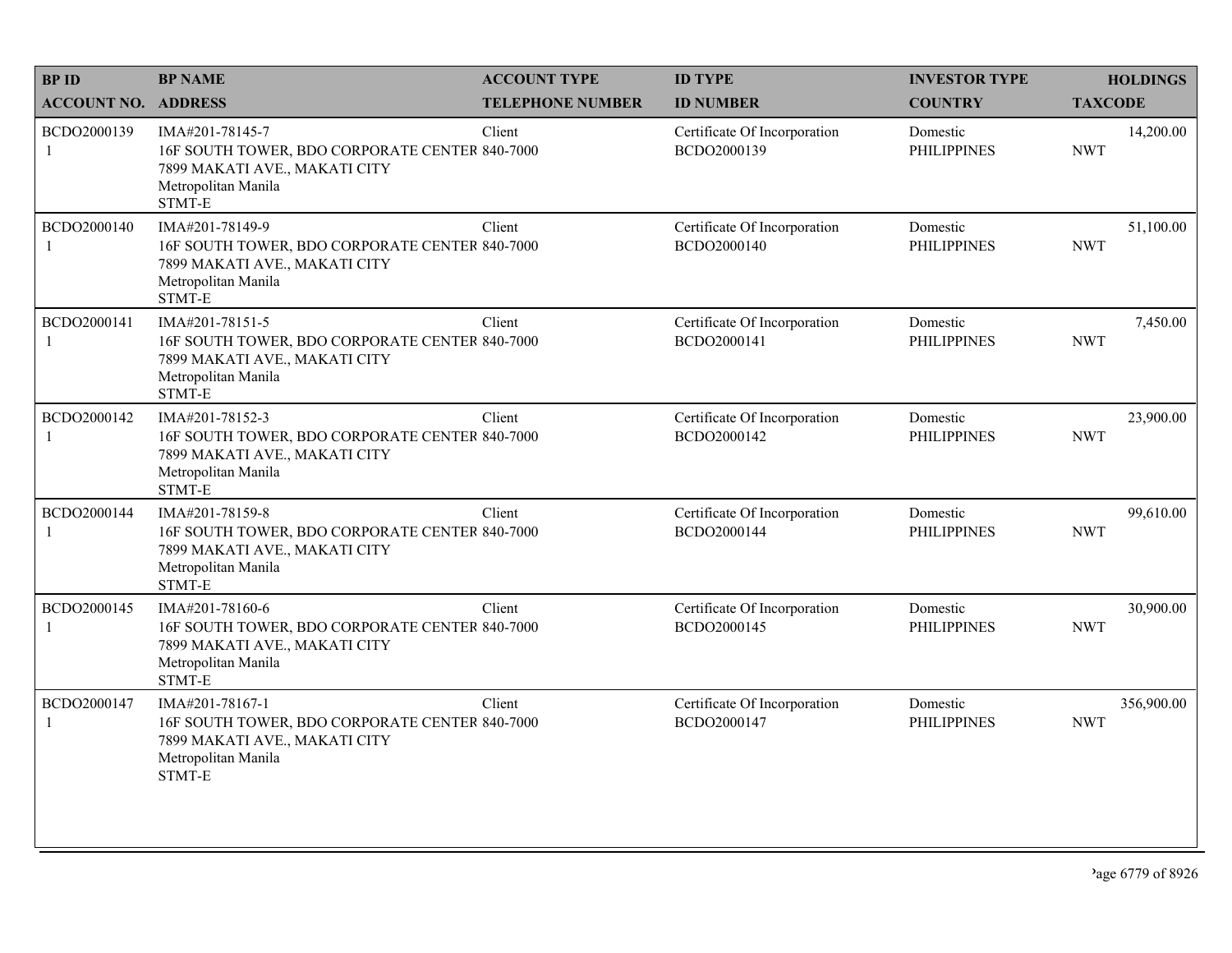| BP ID<br>ACCOUNT NO. | BP NAME<br>ADDRESS | ACCOUNT TYPE<br>TELEPHONE NUMBER | ID TYPE<br>ID NUMBER | INVESTOR TYPE<br>COUNTRY | HOLDINGS<br>TAXCODE |
|---|---|---|---|---|---|
| BCDO2000139<br>1 | IMA#201-78145-7<br>16F SOUTH TOWER, BDO CORPORATE CENTER<br>7899 MAKATI AVE., MAKATI CITY<br>Metropolitan Manila<br>STMT-E | Client<br>840-7000 | Certificate Of Incorporation<br>BCDO2000139 | Domestic<br>PHILIPPINES | 14,200.00<br>NWT |
| BCDO2000140<br>1 | IMA#201-78149-9<br>16F SOUTH TOWER, BDO CORPORATE CENTER<br>7899 MAKATI AVE., MAKATI CITY<br>Metropolitan Manila<br>STMT-E | Client<br>840-7000 | Certificate Of Incorporation<br>BCDO2000140 | Domestic<br>PHILIPPINES | 51,100.00<br>NWT |
| BCDO2000141<br>1 | IMA#201-78151-5<br>16F SOUTH TOWER, BDO CORPORATE CENTER<br>7899 MAKATI AVE., MAKATI CITY<br>Metropolitan Manila<br>STMT-E | Client<br>840-7000 | Certificate Of Incorporation<br>BCDO2000141 | Domestic<br>PHILIPPINES | 7,450.00<br>NWT |
| BCDO2000142<br>1 | IMA#201-78152-3<br>16F SOUTH TOWER, BDO CORPORATE CENTER<br>7899 MAKATI AVE., MAKATI CITY<br>Metropolitan Manila<br>STMT-E | Client<br>840-7000 | Certificate Of Incorporation<br>BCDO2000142 | Domestic<br>PHILIPPINES | 23,900.00<br>NWT |
| BCDO2000144<br>1 | IMA#201-78159-8<br>16F SOUTH TOWER, BDO CORPORATE CENTER<br>7899 MAKATI AVE., MAKATI CITY<br>Metropolitan Manila<br>STMT-E | Client<br>840-7000 | Certificate Of Incorporation<br>BCDO2000144 | Domestic<br>PHILIPPINES | 99,610.00<br>NWT |
| BCDO2000145<br>1 | IMA#201-78160-6<br>16F SOUTH TOWER, BDO CORPORATE CENTER<br>7899 MAKATI AVE., MAKATI CITY<br>Metropolitan Manila<br>STMT-E | Client<br>840-7000 | Certificate Of Incorporation<br>BCDO2000145 | Domestic<br>PHILIPPINES | 30,900.00<br>NWT |
| BCDO2000147<br>1 | IMA#201-78167-1<br>16F SOUTH TOWER, BDO CORPORATE CENTER<br>7899 MAKATI AVE., MAKATI CITY<br>Metropolitan Manila<br>STMT-E | Client<br>840-7000 | Certificate Of Incorporation<br>BCDO2000147 | Domestic<br>PHILIPPINES | 356,900.00<br>NWT |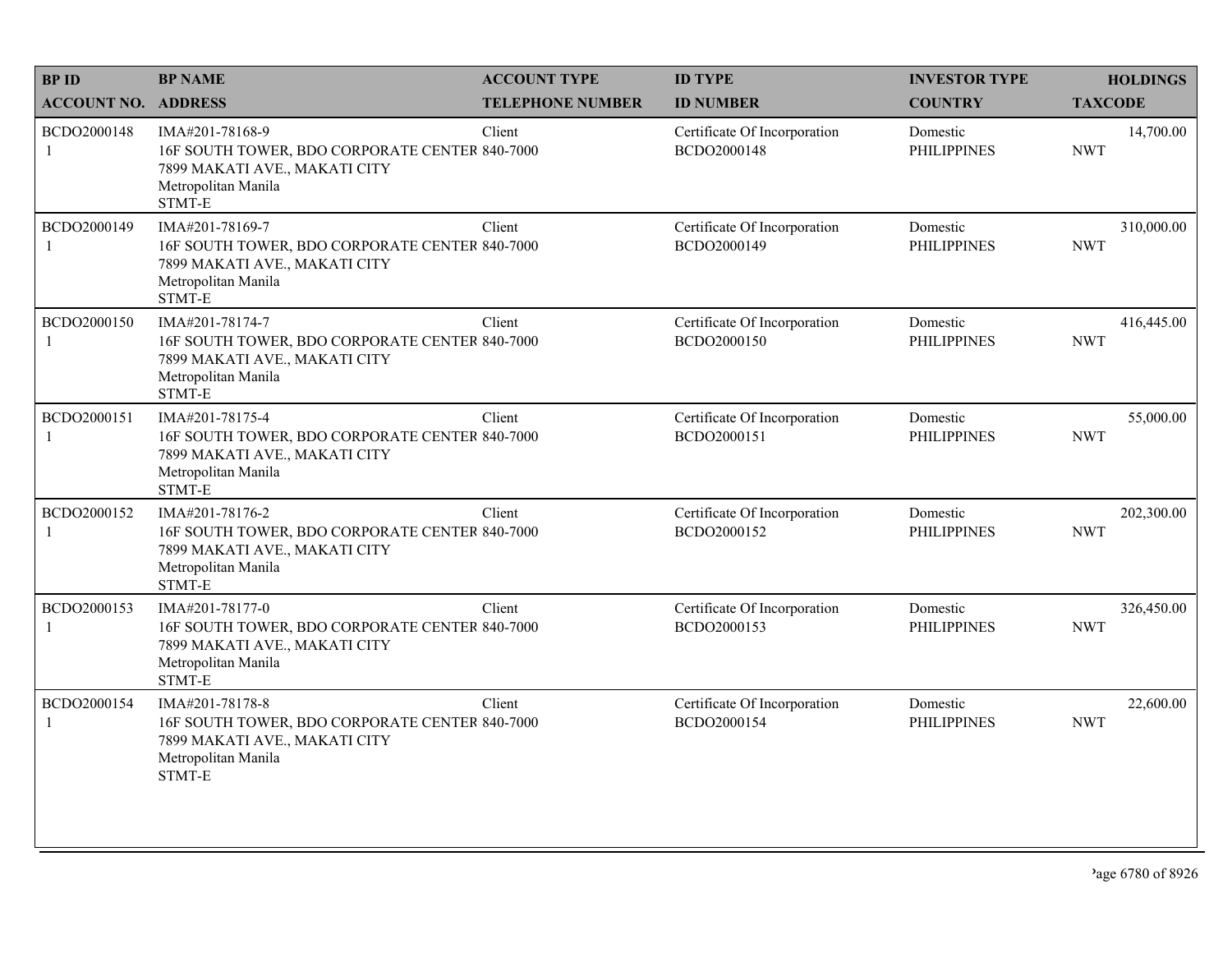| BP ID<br>ACCOUNT NO. | BP NAME<br>ADDRESS | ACCOUNT TYPE<br>TELEPHONE NUMBER | ID TYPE<br>ID NUMBER | INVESTOR TYPE<br>COUNTRY | HOLDINGS<br>TAXCODE |
|---|---|---|---|---|---|
| BCDO2000148<br>1 | IMA#201-78168-9<br>16F SOUTH TOWER, BDO CORPORATE CENTER<br>7899 MAKATI AVE., MAKATI CITY<br>Metropolitan Manila<br>STMT-E | Client<br>840-7000 | Certificate Of Incorporation<br>BCDO2000148 | Domestic<br>PHILIPPINES | 14,700.00<br>NWT |
| BCDO2000149<br>1 | IMA#201-78169-7<br>16F SOUTH TOWER, BDO CORPORATE CENTER<br>7899 MAKATI AVE., MAKATI CITY<br>Metropolitan Manila<br>STMT-E | Client<br>840-7000 | Certificate Of Incorporation<br>BCDO2000149 | Domestic<br>PHILIPPINES | 310,000.00<br>NWT |
| BCDO2000150<br>1 | IMA#201-78174-7<br>16F SOUTH TOWER, BDO CORPORATE CENTER<br>7899 MAKATI AVE., MAKATI CITY<br>Metropolitan Manila<br>STMT-E | Client<br>840-7000 | Certificate Of Incorporation<br>BCDO2000150 | Domestic<br>PHILIPPINES | 416,445.00<br>NWT |
| BCDO2000151<br>1 | IMA#201-78175-4<br>16F SOUTH TOWER, BDO CORPORATE CENTER<br>7899 MAKATI AVE., MAKATI CITY<br>Metropolitan Manila<br>STMT-E | Client<br>840-7000 | Certificate Of Incorporation<br>BCDO2000151 | Domestic<br>PHILIPPINES | 55,000.00<br>NWT |
| BCDO2000152<br>1 | IMA#201-78176-2<br>16F SOUTH TOWER, BDO CORPORATE CENTER<br>7899 MAKATI AVE., MAKATI CITY<br>Metropolitan Manila<br>STMT-E | Client<br>840-7000 | Certificate Of Incorporation<br>BCDO2000152 | Domestic<br>PHILIPPINES | 202,300.00<br>NWT |
| BCDO2000153<br>1 | IMA#201-78177-0<br>16F SOUTH TOWER, BDO CORPORATE CENTER<br>7899 MAKATI AVE., MAKATI CITY<br>Metropolitan Manila<br>STMT-E | Client<br>840-7000 | Certificate Of Incorporation<br>BCDO2000153 | Domestic<br>PHILIPPINES | 326,450.00<br>NWT |
| BCDO2000154<br>1 | IMA#201-78178-8<br>16F SOUTH TOWER, BDO CORPORATE CENTER<br>7899 MAKATI AVE., MAKATI CITY<br>Metropolitan Manila<br>STMT-E | Client<br>840-7000 | Certificate Of Incorporation<br>BCDO2000154 | Domestic<br>PHILIPPINES | 22,600.00<br>NWT |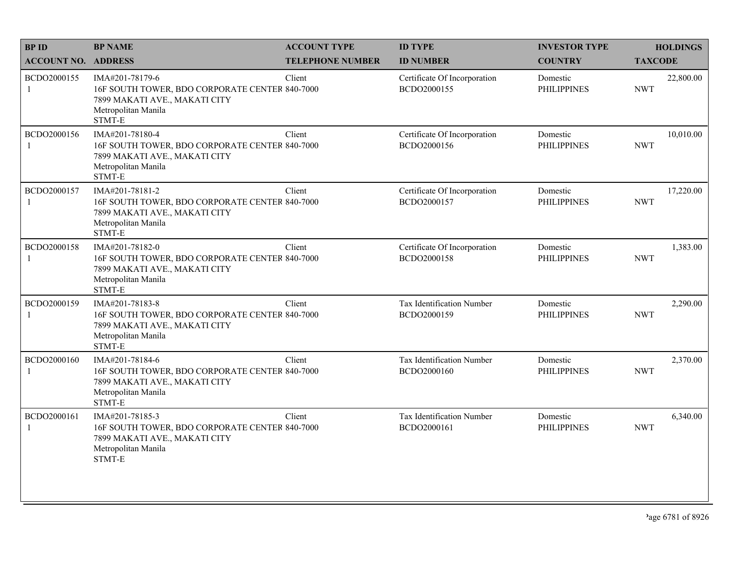| BP ID<br>ACCOUNT NO. | BP NAME<br>ADDRESS | ACCOUNT TYPE<br>TELEPHONE NUMBER | ID TYPE<br>ID NUMBER | INVESTOR TYPE<br>COUNTRY | HOLDINGS<br>TAXCODE |
|---|---|---|---|---|---|
| BCDO2000155<br>1 | IMA#201-78179-6<br>16F SOUTH TOWER, BDO CORPORATE CENTER<br>7899 MAKATI AVE., MAKATI CITY<br>Metropolitan Manila<br>STMT-E | Client<br>840-7000 | Certificate Of Incorporation<br>BCDO2000155 | Domestic<br>PHILIPPINES | 22,800.00<br>NWT |
| BCDO2000156<br>1 | IMA#201-78180-4<br>16F SOUTH TOWER, BDO CORPORATE CENTER<br>7899 MAKATI AVE., MAKATI CITY<br>Metropolitan Manila<br>STMT-E | Client<br>840-7000 | Certificate Of Incorporation<br>BCDO2000156 | Domestic<br>PHILIPPINES | 10,010.00<br>NWT |
| BCDO2000157<br>1 | IMA#201-78181-2<br>16F SOUTH TOWER, BDO CORPORATE CENTER<br>7899 MAKATI AVE., MAKATI CITY<br>Metropolitan Manila<br>STMT-E | Client<br>840-7000 | Certificate Of Incorporation<br>BCDO2000157 | Domestic<br>PHILIPPINES | 17,220.00<br>NWT |
| BCDO2000158<br>1 | IMA#201-78182-0<br>16F SOUTH TOWER, BDO CORPORATE CENTER<br>7899 MAKATI AVE., MAKATI CITY<br>Metropolitan Manila<br>STMT-E | Client<br>840-7000 | Certificate Of Incorporation<br>BCDO2000158 | Domestic<br>PHILIPPINES | 1,383.00<br>NWT |
| BCDO2000159<br>1 | IMA#201-78183-8<br>16F SOUTH TOWER, BDO CORPORATE CENTER<br>7899 MAKATI AVE., MAKATI CITY<br>Metropolitan Manila<br>STMT-E | Client<br>840-7000 | Tax Identification Number<br>BCDO2000159 | Domestic<br>PHILIPPINES | 2,290.00<br>NWT |
| BCDO2000160<br>1 | IMA#201-78184-6<br>16F SOUTH TOWER, BDO CORPORATE CENTER<br>7899 MAKATI AVE., MAKATI CITY<br>Metropolitan Manila<br>STMT-E | Client<br>840-7000 | Tax Identification Number<br>BCDO2000160 | Domestic<br>PHILIPPINES | 2,370.00<br>NWT |
| BCDO2000161<br>1 | IMA#201-78185-3<br>16F SOUTH TOWER, BDO CORPORATE CENTER<br>7899 MAKATI AVE., MAKATI CITY<br>Metropolitan Manila<br>STMT-E | Client<br>840-7000 | Tax Identification Number<br>BCDO2000161 | Domestic<br>PHILIPPINES | 6,340.00<br>NWT |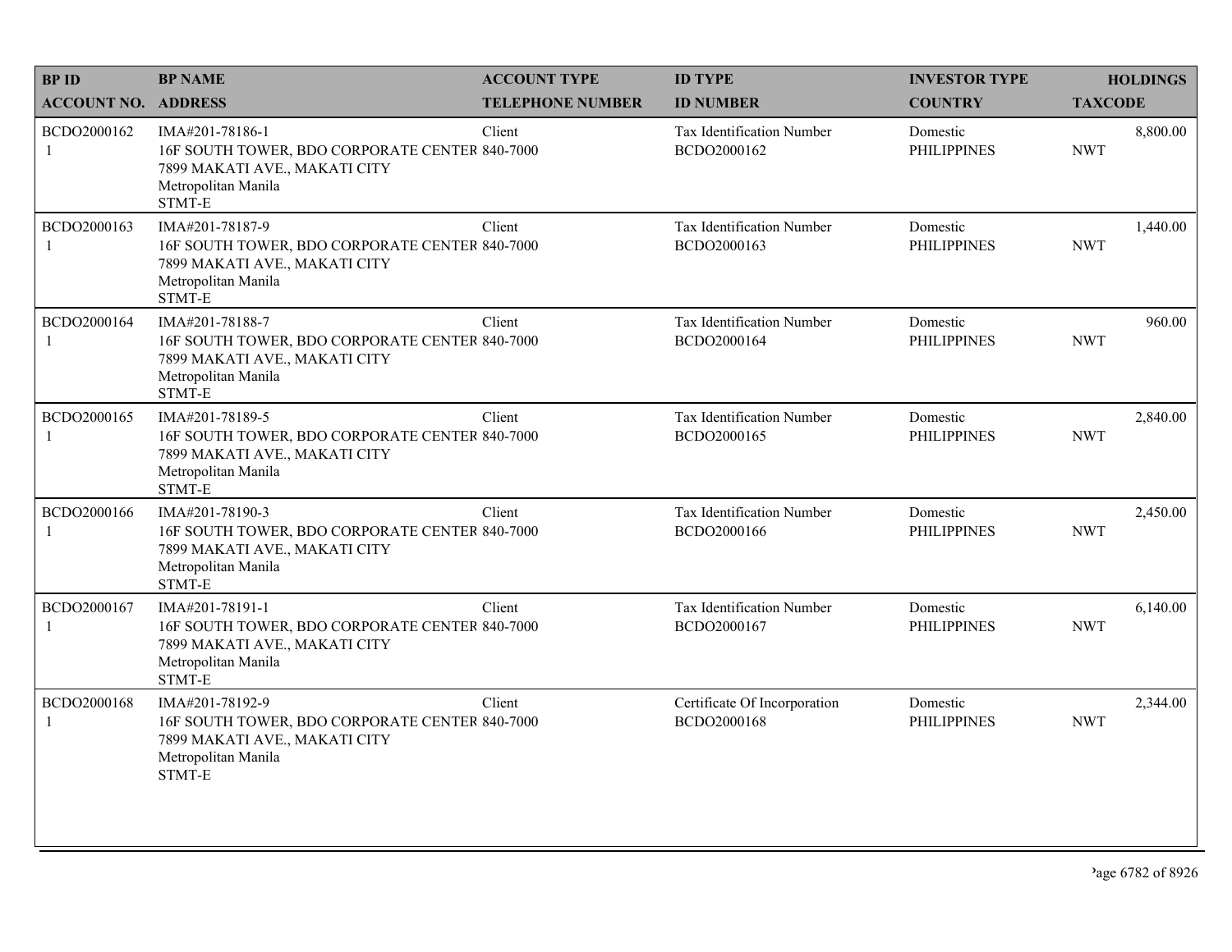| BP ID<br>ACCOUNT NO. | BP NAME<br>ADDRESS | ACCOUNT TYPE<br>TELEPHONE NUMBER | ID TYPE<br>ID NUMBER | INVESTOR TYPE<br>COUNTRY | HOLDINGS<br>TAXCODE |
|---|---|---|---|---|---|
| BCDO2000162<br>1 | IMA#201-78186-1<br>16F SOUTH TOWER, BDO CORPORATE CENTER<br>7899 MAKATI AVE., MAKATI CITY<br>Metropolitan Manila<br>STMT-E | Client<br>840-7000 | Tax Identification Number<br>BCDO2000162 | Domestic<br>PHILIPPINES | 8,800.00<br>NWT |
| BCDO2000163<br>1 | IMA#201-78187-9<br>16F SOUTH TOWER, BDO CORPORATE CENTER<br>7899 MAKATI AVE., MAKATI CITY<br>Metropolitan Manila<br>STMT-E | Client<br>840-7000 | Tax Identification Number<br>BCDO2000163 | Domestic<br>PHILIPPINES | 1,440.00<br>NWT |
| BCDO2000164<br>1 | IMA#201-78188-7<br>16F SOUTH TOWER, BDO CORPORATE CENTER<br>7899 MAKATI AVE., MAKATI CITY<br>Metropolitan Manila<br>STMT-E | Client<br>840-7000 | Tax Identification Number<br>BCDO2000164 | Domestic<br>PHILIPPINES | 960.00<br>NWT |
| BCDO2000165<br>1 | IMA#201-78189-5<br>16F SOUTH TOWER, BDO CORPORATE CENTER<br>7899 MAKATI AVE., MAKATI CITY<br>Metropolitan Manila<br>STMT-E | Client<br>840-7000 | Tax Identification Number<br>BCDO2000165 | Domestic<br>PHILIPPINES | 2,840.00<br>NWT |
| BCDO2000166<br>1 | IMA#201-78190-3<br>16F SOUTH TOWER, BDO CORPORATE CENTER<br>7899 MAKATI AVE., MAKATI CITY<br>Metropolitan Manila<br>STMT-E | Client<br>840-7000 | Tax Identification Number<br>BCDO2000166 | Domestic<br>PHILIPPINES | 2,450.00<br>NWT |
| BCDO2000167<br>1 | IMA#201-78191-1<br>16F SOUTH TOWER, BDO CORPORATE CENTER<br>7899 MAKATI AVE., MAKATI CITY<br>Metropolitan Manila<br>STMT-E | Client<br>840-7000 | Tax Identification Number<br>BCDO2000167 | Domestic<br>PHILIPPINES | 6,140.00<br>NWT |
| BCDO2000168<br>1 | IMA#201-78192-9<br>16F SOUTH TOWER, BDO CORPORATE CENTER<br>7899 MAKATI AVE., MAKATI CITY<br>Metropolitan Manila<br>STMT-E | Client<br>840-7000 | Certificate Of Incorporation<br>BCDO2000168 | Domestic<br>PHILIPPINES | 2,344.00<br>NWT |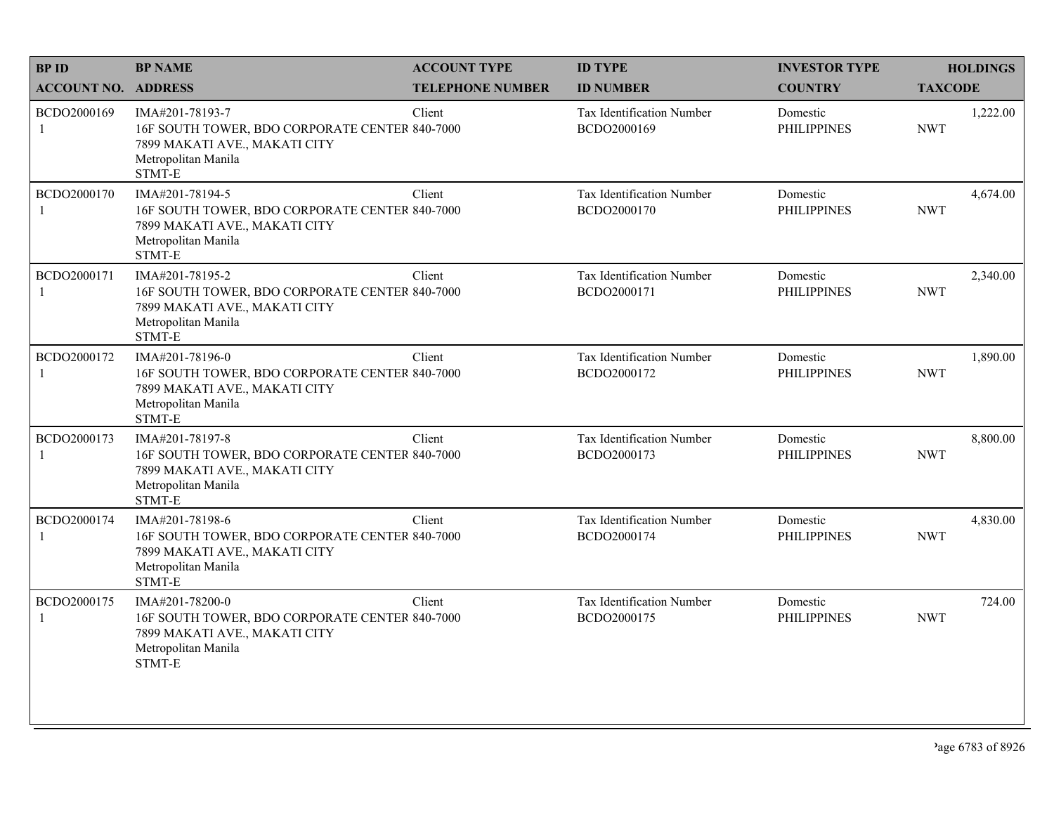| BP ID<br>ACCOUNT NO. | BP NAME<br>ADDRESS | ACCOUNT TYPE<br>TELEPHONE NUMBER | ID TYPE<br>ID NUMBER | INVESTOR TYPE<br>COUNTRY | HOLDINGS<br>TAXCODE |
|---|---|---|---|---|---|
| BCDO2000169<br>1 | IMA#201-78193-7<br>16F SOUTH TOWER, BDO CORPORATE CENTER<br>7899 MAKATI AVE., MAKATI CITY<br>Metropolitan Manila<br>STMT-E | Client<br>840-7000 | Tax Identification Number<br>BCDO2000169 | Domestic<br>PHILIPPINES | 1,222.00<br>NWT |
| BCDO2000170<br>1 | IMA#201-78194-5<br>16F SOUTH TOWER, BDO CORPORATE CENTER<br>7899 MAKATI AVE., MAKATI CITY<br>Metropolitan Manila<br>STMT-E | Client<br>840-7000 | Tax Identification Number<br>BCDO2000170 | Domestic<br>PHILIPPINES | 4,674.00<br>NWT |
| BCDO2000171<br>1 | IMA#201-78195-2<br>16F SOUTH TOWER, BDO CORPORATE CENTER<br>7899 MAKATI AVE., MAKATI CITY<br>Metropolitan Manila<br>STMT-E | Client<br>840-7000 | Tax Identification Number<br>BCDO2000171 | Domestic<br>PHILIPPINES | 2,340.00<br>NWT |
| BCDO2000172<br>1 | IMA#201-78196-0<br>16F SOUTH TOWER, BDO CORPORATE CENTER<br>7899 MAKATI AVE., MAKATI CITY<br>Metropolitan Manila<br>STMT-E | Client<br>840-7000 | Tax Identification Number<br>BCDO2000172 | Domestic<br>PHILIPPINES | 1,890.00<br>NWT |
| BCDO2000173<br>1 | IMA#201-78197-8<br>16F SOUTH TOWER, BDO CORPORATE CENTER<br>7899 MAKATI AVE., MAKATI CITY<br>Metropolitan Manila<br>STMT-E | Client<br>840-7000 | Tax Identification Number<br>BCDO2000173 | Domestic<br>PHILIPPINES | 8,800.00<br>NWT |
| BCDO2000174<br>1 | IMA#201-78198-6<br>16F SOUTH TOWER, BDO CORPORATE CENTER<br>7899 MAKATI AVE., MAKATI CITY<br>Metropolitan Manila<br>STMT-E | Client<br>840-7000 | Tax Identification Number<br>BCDO2000174 | Domestic<br>PHILIPPINES | 4,830.00<br>NWT |
| BCDO2000175<br>1 | IMA#201-78200-0<br>16F SOUTH TOWER, BDO CORPORATE CENTER<br>7899 MAKATI AVE., MAKATI CITY<br>Metropolitan Manila<br>STMT-E | Client<br>840-7000 | Tax Identification Number<br>BCDO2000175 | Domestic<br>PHILIPPINES | 724.00<br>NWT |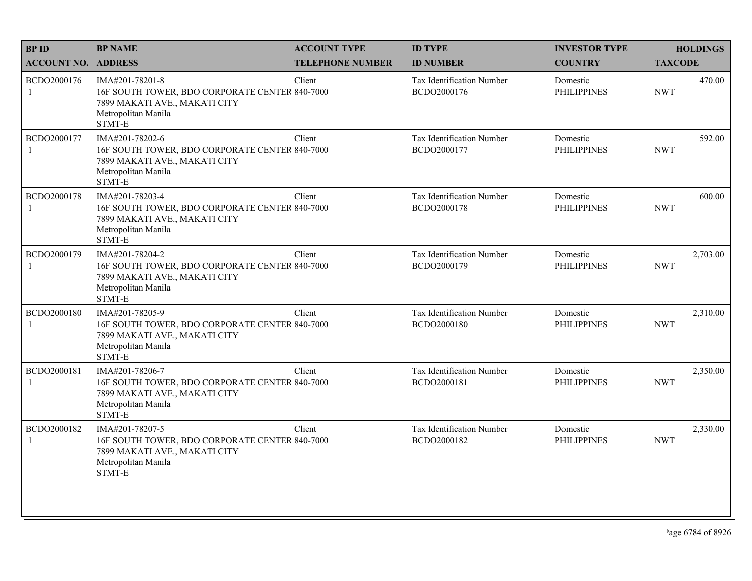| BP ID | BP NAME | ACCOUNT TYPE | ID TYPE | INVESTOR TYPE | HOLDINGS |
|---|---|---|---|---|---|
| ACCOUNT NO. | ADDRESS | TELEPHONE NUMBER | ID NUMBER | COUNTRY | TAXCODE |
| BCDO2000176<br>1 | IMA#201-78201-8<br>16F SOUTH TOWER, BDO CORPORATE CENTER<br>7899 MAKATI AVE., MAKATI CITY<br>Metropolitan Manila<br>STMT-E | Client<br>840-7000 | Tax Identification Number<br>BCDO2000176 | Domestic<br>PHILIPPINES | 470.00<br>NWT |
| BCDO2000177<br>1 | IMA#201-78202-6<br>16F SOUTH TOWER, BDO CORPORATE CENTER<br>7899 MAKATI AVE., MAKATI CITY<br>Metropolitan Manila<br>STMT-E | Client<br>840-7000 | Tax Identification Number<br>BCDO2000177 | Domestic<br>PHILIPPINES | 592.00<br>NWT |
| BCDO2000178<br>1 | IMA#201-78203-4<br>16F SOUTH TOWER, BDO CORPORATE CENTER<br>7899 MAKATI AVE., MAKATI CITY<br>Metropolitan Manila<br>STMT-E | Client<br>840-7000 | Tax Identification Number<br>BCDO2000178 | Domestic<br>PHILIPPINES | 600.00<br>NWT |
| BCDO2000179<br>1 | IMA#201-78204-2<br>16F SOUTH TOWER, BDO CORPORATE CENTER<br>7899 MAKATI AVE., MAKATI CITY<br>Metropolitan Manila<br>STMT-E | Client<br>840-7000 | Tax Identification Number<br>BCDO2000179 | Domestic<br>PHILIPPINES | 2,703.00<br>NWT |
| BCDO2000180<br>1 | IMA#201-78205-9<br>16F SOUTH TOWER, BDO CORPORATE CENTER<br>7899 MAKATI AVE., MAKATI CITY<br>Metropolitan Manila<br>STMT-E | Client<br>840-7000 | Tax Identification Number<br>BCDO2000180 | Domestic<br>PHILIPPINES | 2,310.00<br>NWT |
| BCDO2000181<br>1 | IMA#201-78206-7<br>16F SOUTH TOWER, BDO CORPORATE CENTER<br>7899 MAKATI AVE., MAKATI CITY<br>Metropolitan Manila<br>STMT-E | Client<br>840-7000 | Tax Identification Number<br>BCDO2000181 | Domestic<br>PHILIPPINES | 2,350.00<br>NWT |
| BCDO2000182<br>1 | IMA#201-78207-5<br>16F SOUTH TOWER, BDO CORPORATE CENTER<br>7899 MAKATI AVE., MAKATI CITY<br>Metropolitan Manila<br>STMT-E | Client<br>840-7000 | Tax Identification Number<br>BCDO2000182 | Domestic<br>PHILIPPINES | 2,330.00<br>NWT |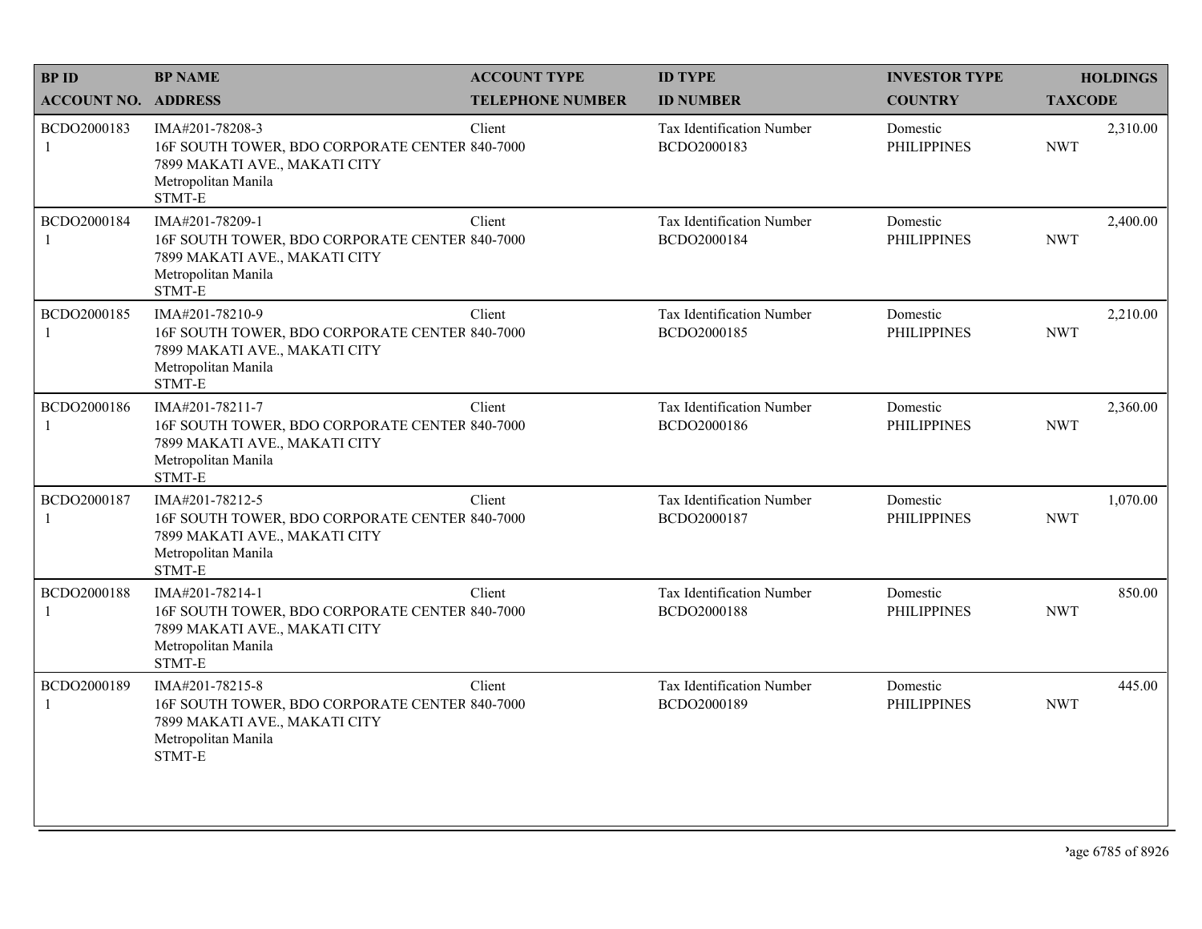| BP ID<br>ACCOUNT NO. | BP NAME<br>ADDRESS | ACCOUNT TYPE<br>TELEPHONE NUMBER | ID TYPE<br>ID NUMBER | INVESTOR TYPE<br>COUNTRY | HOLDINGS<br>TAXCODE |
|---|---|---|---|---|---|
| BCDO2000183<br>1 | IMA#201-78208-3<br>16F SOUTH TOWER, BDO CORPORATE CENTER<br>7899 MAKATI AVE., MAKATI CITY<br>Metropolitan Manila<br>STMT-E | Client<br>840-7000 | Tax Identification Number<br>BCDO2000183 | Domestic<br>PHILIPPINES | 2,310.00<br>NWT |
| BCDO2000184<br>1 | IMA#201-78209-1<br>16F SOUTH TOWER, BDO CORPORATE CENTER<br>7899 MAKATI AVE., MAKATI CITY<br>Metropolitan Manila<br>STMT-E | Client<br>840-7000 | Tax Identification Number<br>BCDO2000184 | Domestic<br>PHILIPPINES | 2,400.00<br>NWT |
| BCDO2000185<br>1 | IMA#201-78210-9<br>16F SOUTH TOWER, BDO CORPORATE CENTER<br>7899 MAKATI AVE., MAKATI CITY<br>Metropolitan Manila<br>STMT-E | Client<br>840-7000 | Tax Identification Number<br>BCDO2000185 | Domestic<br>PHILIPPINES | 2,210.00<br>NWT |
| BCDO2000186<br>1 | IMA#201-78211-7<br>16F SOUTH TOWER, BDO CORPORATE CENTER<br>7899 MAKATI AVE., MAKATI CITY<br>Metropolitan Manila<br>STMT-E | Client<br>840-7000 | Tax Identification Number<br>BCDO2000186 | Domestic<br>PHILIPPINES | 2,360.00<br>NWT |
| BCDO2000187<br>1 | IMA#201-78212-5<br>16F SOUTH TOWER, BDO CORPORATE CENTER<br>7899 MAKATI AVE., MAKATI CITY<br>Metropolitan Manila<br>STMT-E | Client<br>840-7000 | Tax Identification Number<br>BCDO2000187 | Domestic<br>PHILIPPINES | 1,070.00<br>NWT |
| BCDO2000188<br>1 | IMA#201-78214-1<br>16F SOUTH TOWER, BDO CORPORATE CENTER<br>7899 MAKATI AVE., MAKATI CITY<br>Metropolitan Manila<br>STMT-E | Client<br>840-7000 | Tax Identification Number<br>BCDO2000188 | Domestic<br>PHILIPPINES | 850.00<br>NWT |
| BCDO2000189<br>1 | IMA#201-78215-8<br>16F SOUTH TOWER, BDO CORPORATE CENTER<br>7899 MAKATI AVE., MAKATI CITY<br>Metropolitan Manila<br>STMT-E | Client<br>840-7000 | Tax Identification Number<br>BCDO2000189 | Domestic<br>PHILIPPINES | 445.00<br>NWT |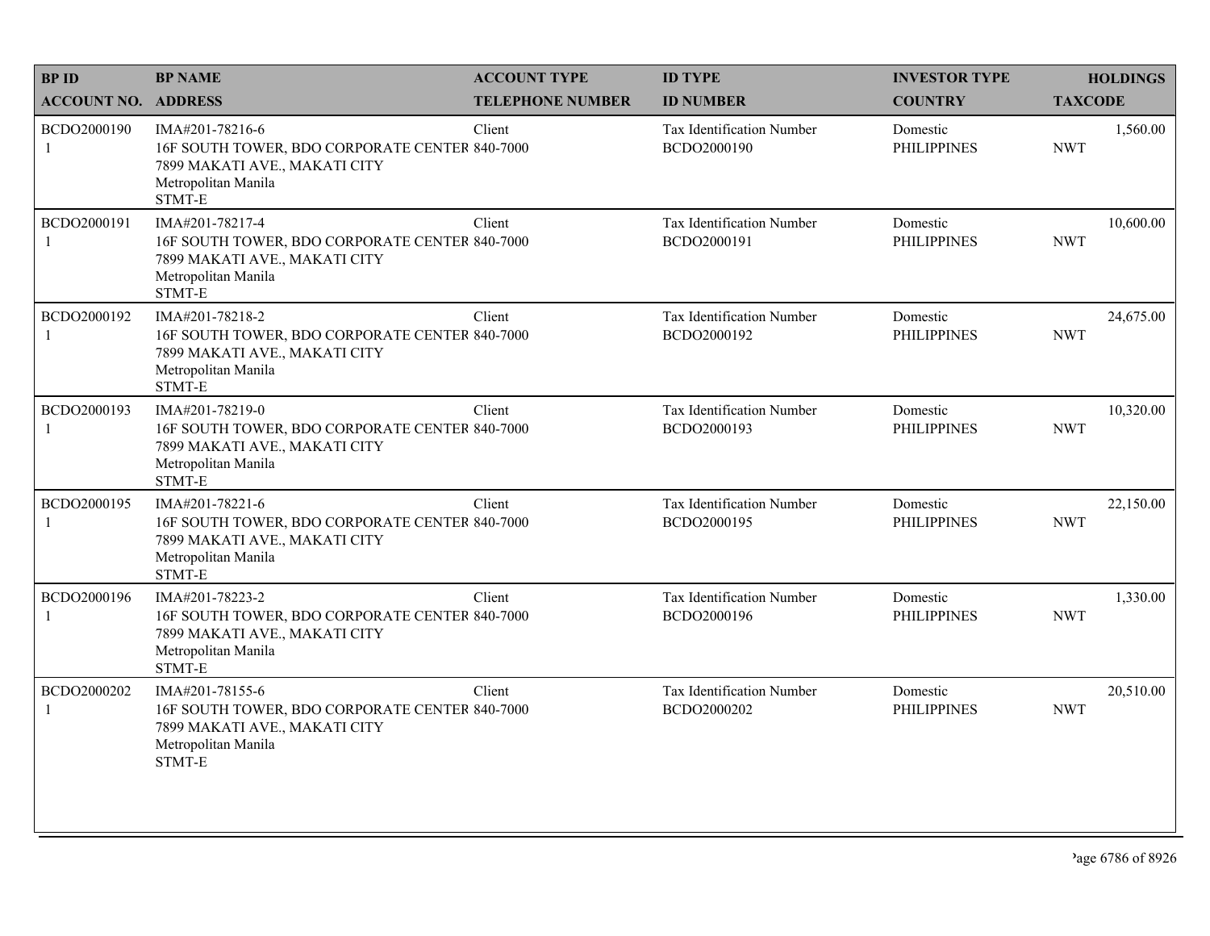| BP ID<br>ACCOUNT NO. | BP NAME<br>ADDRESS | ACCOUNT TYPE<br>TELEPHONE NUMBER | ID TYPE<br>ID NUMBER | INVESTOR TYPE<br>COUNTRY | HOLDINGS<br>TAXCODE |
|---|---|---|---|---|---|
| BCDO2000190<br>1 | IMA#201-78216-6<br>16F SOUTH TOWER, BDO CORPORATE CENTER<br>7899 MAKATI AVE., MAKATI CITY<br>Metropolitan Manila<br>STMT-E | Client<br>840-7000 | Tax Identification Number<br>BCDO2000190 | Domestic<br>PHILIPPINES | 1,560.00<br>NWT |
| BCDO2000191<br>1 | IMA#201-78217-4<br>16F SOUTH TOWER, BDO CORPORATE CENTER<br>7899 MAKATI AVE., MAKATI CITY<br>Metropolitan Manila<br>STMT-E | Client<br>840-7000 | Tax Identification Number<br>BCDO2000191 | Domestic<br>PHILIPPINES | 10,600.00<br>NWT |
| BCDO2000192<br>1 | IMA#201-78218-2<br>16F SOUTH TOWER, BDO CORPORATE CENTER<br>7899 MAKATI AVE., MAKATI CITY<br>Metropolitan Manila<br>STMT-E | Client<br>840-7000 | Tax Identification Number<br>BCDO2000192 | Domestic<br>PHILIPPINES | 24,675.00<br>NWT |
| BCDO2000193<br>1 | IMA#201-78219-0<br>16F SOUTH TOWER, BDO CORPORATE CENTER<br>7899 MAKATI AVE., MAKATI CITY<br>Metropolitan Manila<br>STMT-E | Client<br>840-7000 | Tax Identification Number<br>BCDO2000193 | Domestic<br>PHILIPPINES | 10,320.00<br>NWT |
| BCDO2000195<br>1 | IMA#201-78221-6<br>16F SOUTH TOWER, BDO CORPORATE CENTER<br>7899 MAKATI AVE., MAKATI CITY<br>Metropolitan Manila<br>STMT-E | Client<br>840-7000 | Tax Identification Number<br>BCDO2000195 | Domestic<br>PHILIPPINES | 22,150.00<br>NWT |
| BCDO2000196<br>1 | IMA#201-78223-2<br>16F SOUTH TOWER, BDO CORPORATE CENTER<br>7899 MAKATI AVE., MAKATI CITY<br>Metropolitan Manila<br>STMT-E | Client<br>840-7000 | Tax Identification Number<br>BCDO2000196 | Domestic<br>PHILIPPINES | 1,330.00<br>NWT |
| BCDO2000202<br>1 | IMA#201-78155-6<br>16F SOUTH TOWER, BDO CORPORATE CENTER<br>7899 MAKATI AVE., MAKATI CITY<br>Metropolitan Manila<br>STMT-E | Client<br>840-7000 | Tax Identification Number<br>BCDO2000202 | Domestic<br>PHILIPPINES | 20,510.00<br>NWT |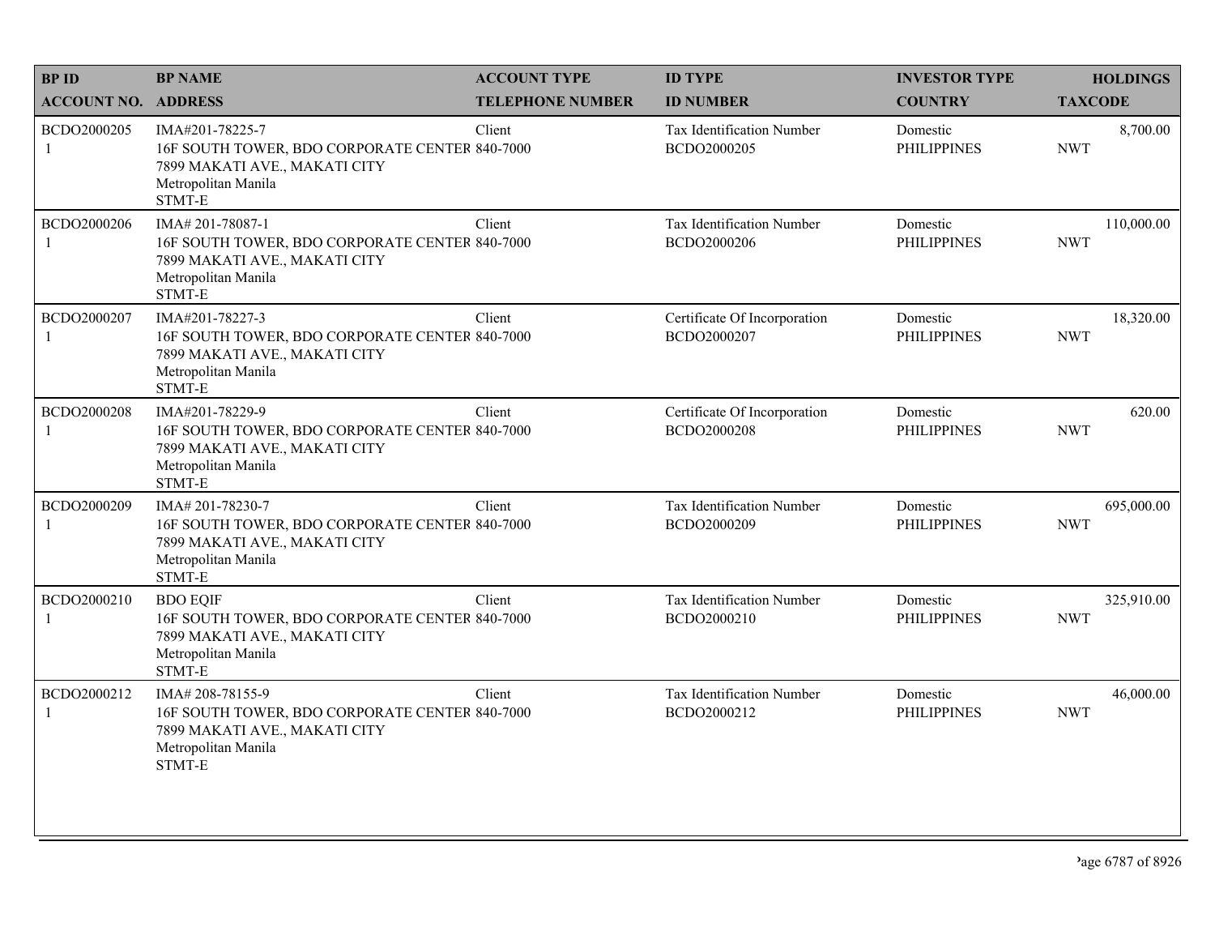| BP ID<br>ACCOUNT NO. | BP NAME<br>ADDRESS | ACCOUNT TYPE<br>TELEPHONE NUMBER | ID TYPE<br>ID NUMBER | INVESTOR TYPE<br>COUNTRY | HOLDINGS<br>TAXCODE |
|---|---|---|---|---|---|
| BCDO2000205<br>1 | IMA#201-78225-7<br>16F SOUTH TOWER, BDO CORPORATE CENTER<br>7899 MAKATI AVE., MAKATI CITY<br>Metropolitan Manila<br>STMT-E | Client<br>840-7000 | Tax Identification Number<br>BCDO2000205 | Domestic<br>PHILIPPINES | 8,700.00<br>NWT |
| BCDO2000206<br>1 | IMA# 201-78087-1<br>16F SOUTH TOWER, BDO CORPORATE CENTER<br>7899 MAKATI AVE., MAKATI CITY<br>Metropolitan Manila<br>STMT-E | Client<br>840-7000 | Tax Identification Number<br>BCDO2000206 | Domestic<br>PHILIPPINES | 110,000.00<br>NWT |
| BCDO2000207<br>1 | IMA#201-78227-3<br>16F SOUTH TOWER, BDO CORPORATE CENTER<br>7899 MAKATI AVE., MAKATI CITY<br>Metropolitan Manila<br>STMT-E | Client<br>840-7000 | Certificate Of Incorporation<br>BCDO2000207 | Domestic<br>PHILIPPINES | 18,320.00<br>NWT |
| BCDO2000208<br>1 | IMA#201-78229-9<br>16F SOUTH TOWER, BDO CORPORATE CENTER<br>7899 MAKATI AVE., MAKATI CITY<br>Metropolitan Manila<br>STMT-E | Client<br>840-7000 | Certificate Of Incorporation<br>BCDO2000208 | Domestic<br>PHILIPPINES | 620.00<br>NWT |
| BCDO2000209<br>1 | IMA# 201-78230-7<br>16F SOUTH TOWER, BDO CORPORATE CENTER<br>7899 MAKATI AVE., MAKATI CITY<br>Metropolitan Manila<br>STMT-E | Client<br>840-7000 | Tax Identification Number<br>BCDO2000209 | Domestic<br>PHILIPPINES | 695,000.00<br>NWT |
| BCDO2000210<br>1 | BDO EQIF<br>16F SOUTH TOWER, BDO CORPORATE CENTER<br>7899 MAKATI AVE., MAKATI CITY<br>Metropolitan Manila<br>STMT-E | Client<br>840-7000 | Tax Identification Number<br>BCDO2000210 | Domestic<br>PHILIPPINES | 325,910.00<br>NWT |
| BCDO2000212<br>1 | IMA# 208-78155-9<br>16F SOUTH TOWER, BDO CORPORATE CENTER<br>7899 MAKATI AVE., MAKATI CITY<br>Metropolitan Manila<br>STMT-E | Client<br>840-7000 | Tax Identification Number<br>BCDO2000212 | Domestic<br>PHILIPPINES | 46,000.00<br>NWT |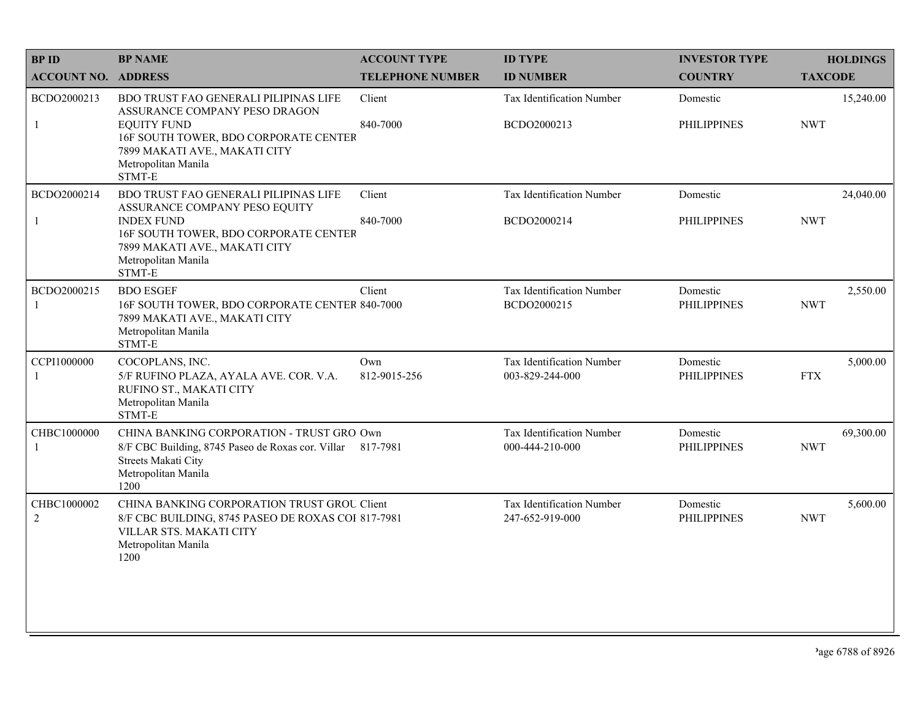| BP ID<br>ACCOUNT NO. | BP NAME<br>ADDRESS | ACCOUNT TYPE<br>TELEPHONE NUMBER | ID TYPE<br>ID NUMBER | INVESTOR TYPE<br>COUNTRY | HOLDINGS<br>TAXCODE |
|---|---|---|---|---|---|
| BCDO2000213<br>1 | BDO TRUST FAO GENERALI PILIPINAS LIFE ASSURANCE COMPANY PESO DRAGON EQUITY FUND<br>16F SOUTH TOWER, BDO CORPORATE CENTER 7899 MAKATI AVE., MAKATI CITY<br>Metropolitan Manila<br>STMT-E | Client<br>840-7000 | Tax Identification Number<br>BCDO2000213 | Domestic<br>PHILIPPINES | 15,240.00<br>NWT |
| BCDO2000214<br>1 | BDO TRUST FAO GENERALI PILIPINAS LIFE ASSURANCE COMPANY PESO EQUITY INDEX FUND<br>16F SOUTH TOWER, BDO CORPORATE CENTER 7899 MAKATI AVE., MAKATI CITY<br>Metropolitan Manila<br>STMT-E | Client<br>840-7000 | Tax Identification Number<br>BCDO2000214 | Domestic<br>PHILIPPINES | 24,040.00<br>NWT |
| BCDO2000215<br>1 | BDO ESGEF<br>16F SOUTH TOWER, BDO CORPORATE CENTER 7899 MAKATI AVE., MAKATI CITY<br>Metropolitan Manila<br>STMT-E | Client<br>840-7000 | Tax Identification Number<br>BCDO2000215 | Domestic<br>PHILIPPINES | 2,550.00<br>NWT |
| CCPI1000000<br>1 | COCOPLANS, INC.<br>5/F RUFINO PLAZA, AYALA AVE. COR. V.A. RUFINO ST., MAKATI CITY<br>Metropolitan Manila<br>STMT-E | Own<br>812-9015-256 | Tax Identification Number<br>003-829-244-000 | Domestic<br>PHILIPPINES | 5,000.00<br>FTX |
| CHBC1000000<br>1 | CHINA BANKING CORPORATION - TRUST GRO<br>8/F CBC Building, 8745 Paseo de Roxas cor. Villar Streets Makati City<br>Metropolitan Manila<br>1200 | Own<br>817-7981 | Tax Identification Number<br>000-444-210-000 | Domestic<br>PHILIPPINES | 69,300.00<br>NWT |
| CHBC1000002<br>2 | CHINA BANKING CORPORATION TRUST GROU<br>8/F CBC BUILDING, 8745 PASEO DE ROXAS COI VILLAR STS. MAKATI CITY<br>Metropolitan Manila<br>1200 | Client<br>817-7981 | Tax Identification Number<br>247-652-919-000 | Domestic<br>PHILIPPINES | 5,600.00<br>NWT |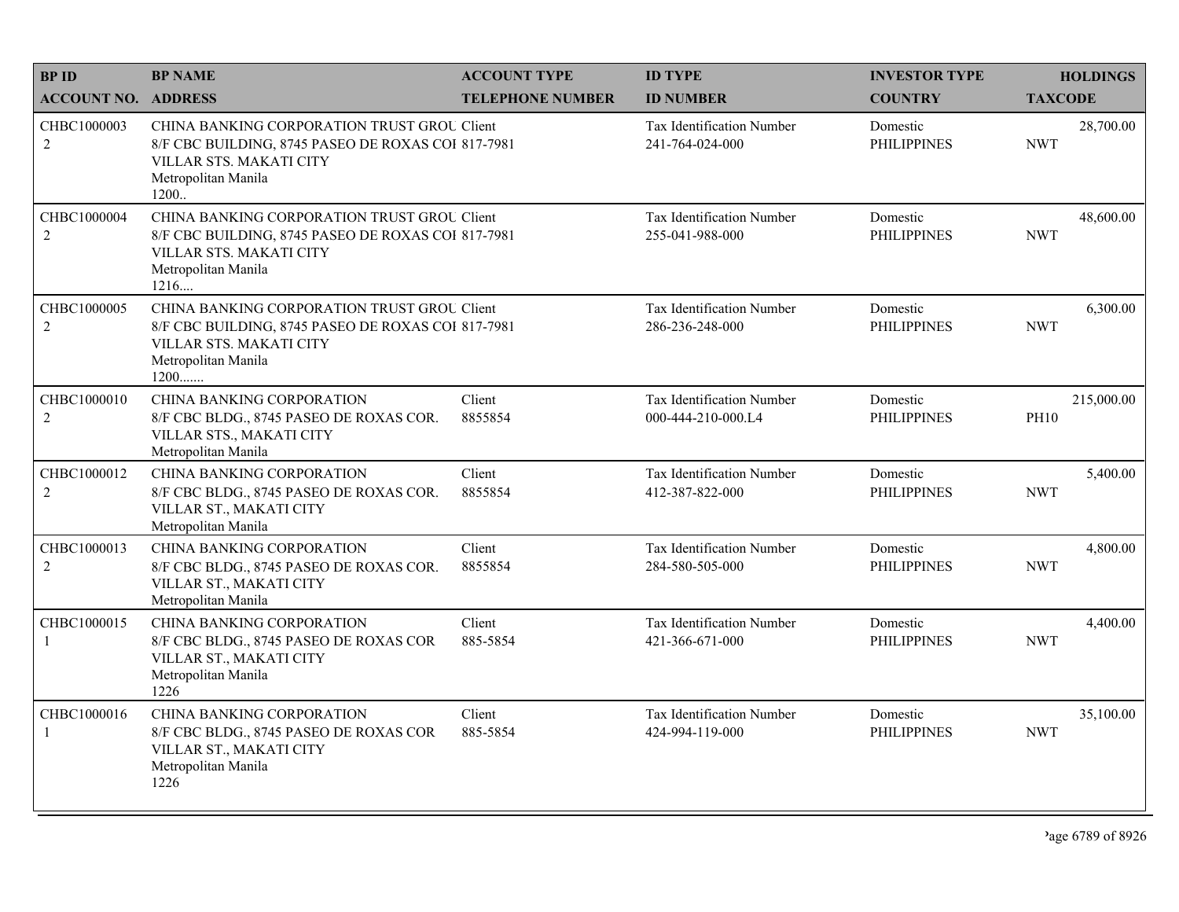| BP ID | BP NAME | ACCOUNT TYPE | ID TYPE | INVESTOR TYPE | HOLDINGS |
|---|---|---|---|---|---|
| ACCOUNT NO. | ADDRESS | TELEPHONE NUMBER | ID NUMBER | COUNTRY | TAXCODE |
| CHBC1000003<br>2 | CHINA BANKING CORPORATION TRUST GROU<br>8/F CBC BUILDING, 8745 PASEO DE ROXAS COI<br>VILLAR STS. MAKATI CITY<br>Metropolitan Manila<br>1200.. | Client<br>817-7981 | Tax Identification Number<br>241-764-024-000 | Domestic<br>PHILIPPINES | 28,700.00<br>NWT |
| CHBC1000004<br>2 | CHINA BANKING CORPORATION TRUST GROU<br>8/F CBC BUILDING, 8745 PASEO DE ROXAS COI<br>VILLAR STS. MAKATI CITY<br>Metropolitan Manila<br>1216.... | Client<br>817-7981 | Tax Identification Number<br>255-041-988-000 | Domestic<br>PHILIPPINES | 48,600.00<br>NWT |
| CHBC1000005<br>2 | CHINA BANKING CORPORATION TRUST GROU<br>8/F CBC BUILDING, 8745 PASEO DE ROXAS COI<br>VILLAR STS. MAKATI CITY<br>Metropolitan Manila<br>1200....... | Client<br>817-7981 | Tax Identification Number<br>286-236-248-000 | Domestic<br>PHILIPPINES | 6,300.00<br>NWT |
| CHBC1000010<br>2 | CHINA BANKING CORPORATION<br>8/F CBC BLDG., 8745 PASEO DE ROXAS COR.<br>VILLAR STS., MAKATI CITY<br>Metropolitan Manila | Client<br>8855854 | Tax Identification Number<br>000-444-210-000.L4 | Domestic<br>PHILIPPINES | 215,000.00<br>PH10 |
| CHBC1000012<br>2 | CHINA BANKING CORPORATION<br>8/F CBC BLDG., 8745 PASEO DE ROXAS COR.<br>VILLAR ST., MAKATI CITY<br>Metropolitan Manila | Client<br>8855854 | Tax Identification Number<br>412-387-822-000 | Domestic<br>PHILIPPINES | 5,400.00<br>NWT |
| CHBC1000013<br>2 | CHINA BANKING CORPORATION<br>8/F CBC BLDG., 8745 PASEO DE ROXAS COR.<br>VILLAR ST., MAKATI CITY<br>Metropolitan Manila | Client<br>8855854 | Tax Identification Number<br>284-580-505-000 | Domestic<br>PHILIPPINES | 4,800.00<br>NWT |
| CHBC1000015<br>1 | CHINA BANKING CORPORATION<br>8/F CBC BLDG., 8745 PASEO DE ROXAS COR<br>VILLAR ST., MAKATI CITY<br>Metropolitan Manila<br>1226 | Client<br>885-5854 | Tax Identification Number<br>421-366-671-000 | Domestic<br>PHILIPPINES | 4,400.00<br>NWT |
| CHBC1000016<br>1 | CHINA BANKING CORPORATION<br>8/F CBC BLDG., 8745 PASEO DE ROXAS COR<br>VILLAR ST., MAKATI CITY<br>Metropolitan Manila<br>1226 | Client<br>885-5854 | Tax Identification Number<br>424-994-119-000 | Domestic<br>PHILIPPINES | 35,100.00<br>NWT |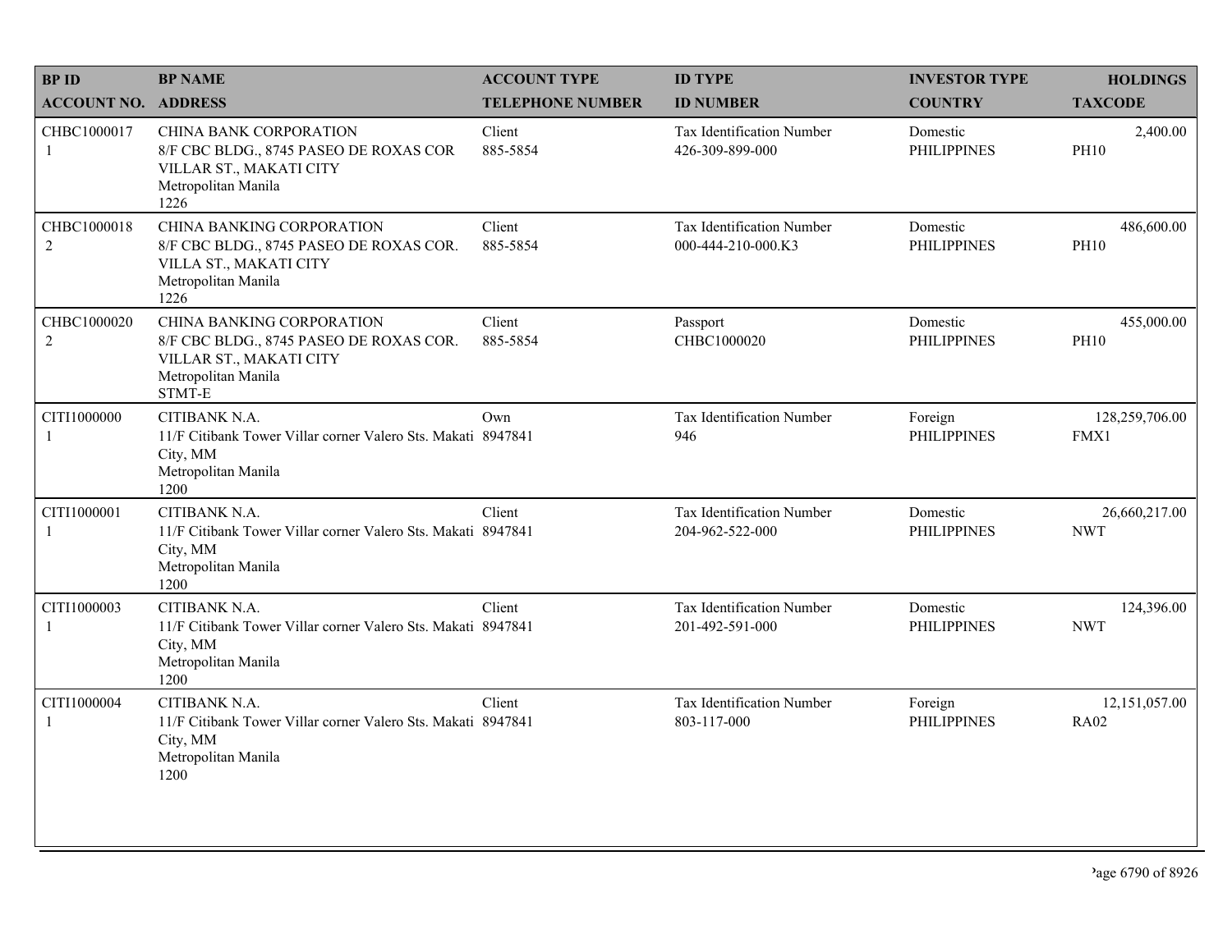| BP ID<br>ACCOUNT NO. | BP NAME<br>ADDRESS | ACCOUNT TYPE<br>TELEPHONE NUMBER | ID TYPE<br>ID NUMBER | INVESTOR TYPE<br>COUNTRY | HOLDINGS<br>TAXCODE |
|---|---|---|---|---|---|
| CHBC1000017<br>1 | CHINA BANK CORPORATION<br>8/F CBC BLDG., 8745 PASEO DE ROXAS COR VILLAR ST., MAKATI CITY<br>Metropolitan Manila<br>1226 | Client<br>885-5854 | Tax Identification Number<br>426-309-899-000 | Domestic<br>PHILIPPINES | 2,400.00<br>PH10 |
| CHBC1000018<br>2 | CHINA BANKING CORPORATION<br>8/F CBC BLDG., 8745 PASEO DE ROXAS COR. VILLA ST., MAKATI CITY<br>Metropolitan Manila<br>1226 | Client<br>885-5854 | Tax Identification Number<br>000-444-210-000.K3 | Domestic<br>PHILIPPINES | 486,600.00<br>PH10 |
| CHBC1000020<br>2 | CHINA BANKING CORPORATION<br>8/F CBC BLDG., 8745 PASEO DE ROXAS COR. VILLAR ST., MAKATI CITY<br>Metropolitan Manila<br>STMT-E | Client<br>885-5854 | Passport<br>CHBC1000020 | Domestic<br>PHILIPPINES | 455,000.00<br>PH10 |
| CITI1000000<br>1 | CITIBANK N.A.<br>11/F Citibank Tower Villar corner Valero Sts. Makati City, MM<br>Metropolitan Manila<br>1200 | Own<br>8947841 | Tax Identification Number<br>946 | Foreign<br>PHILIPPINES | 128,259,706.00<br>FMX1 |
| CITI1000001<br>1 | CITIBANK N.A.<br>11/F Citibank Tower Villar corner Valero Sts. Makati City, MM<br>Metropolitan Manila<br>1200 | Client<br>8947841 | Tax Identification Number<br>204-962-522-000 | Domestic<br>PHILIPPINES | 26,660,217.00<br>NWT |
| CITI1000003<br>1 | CITIBANK N.A.<br>11/F Citibank Tower Villar corner Valero Sts. Makati City, MM<br>Metropolitan Manila<br>1200 | Client<br>8947841 | Tax Identification Number<br>201-492-591-000 | Domestic<br>PHILIPPINES | 124,396.00<br>NWT |
| CITI1000004<br>1 | CITIBANK N.A.<br>11/F Citibank Tower Villar corner Valero Sts. Makati City, MM<br>Metropolitan Manila<br>1200 | Client<br>8947841 | Tax Identification Number<br>803-117-000 | Foreign<br>PHILIPPINES | 12,151,057.00<br>RA02 |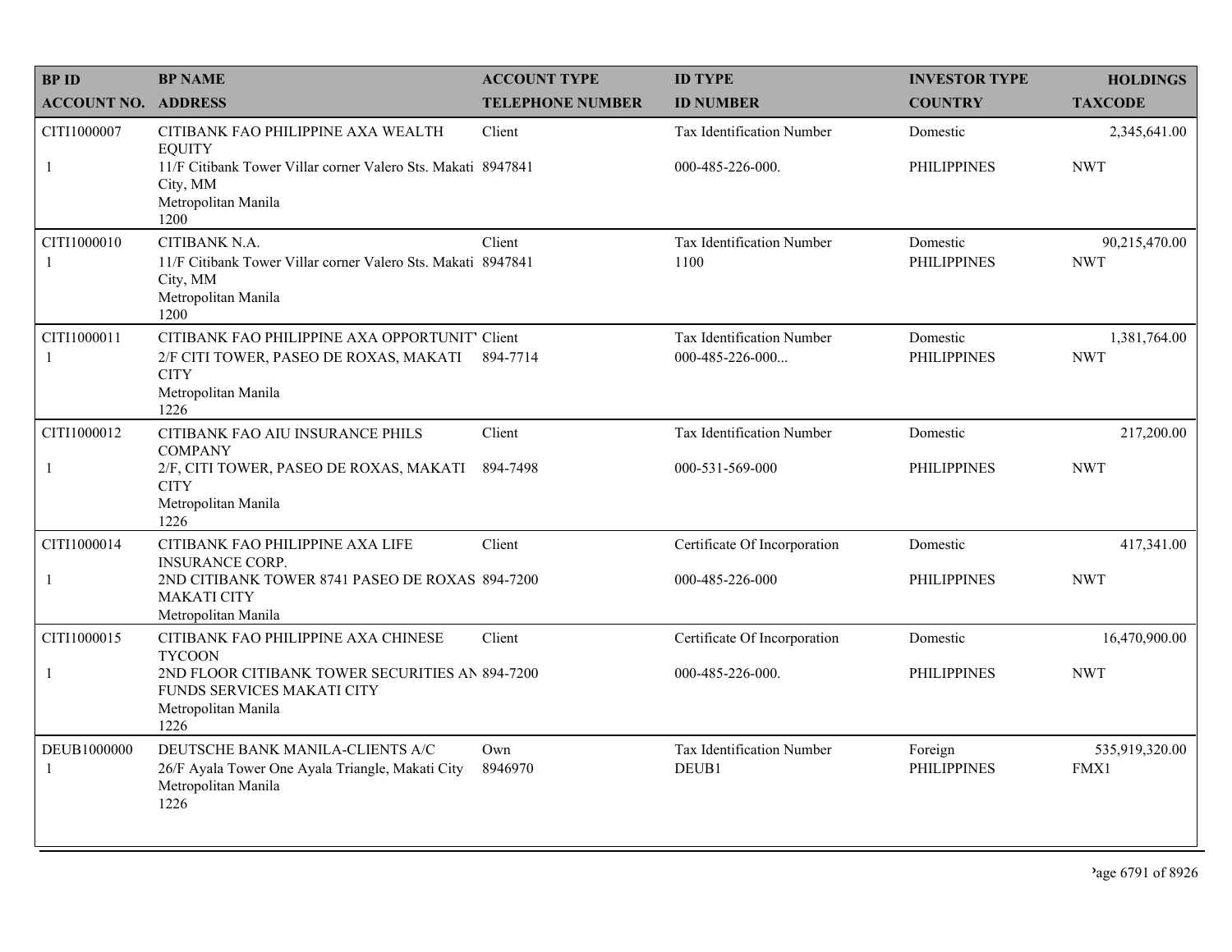| BP ID<br>ACCOUNT NO. | BP NAME<br>ADDRESS | ACCOUNT TYPE<br>TELEPHONE NUMBER | ID TYPE<br>ID NUMBER | INVESTOR TYPE<br>COUNTRY | HOLDINGS<br>TAXCODE |
|---|---|---|---|---|---|
| CITI1000007<br>1 | CITIBANK FAO PHILIPPINE AXA WEALTH EQUITY<br>11/F Citibank Tower Villar corner Valero Sts. Makati City, MM<br>Metropolitan Manila<br>1200 | Client<br>8947841 | Tax Identification Number<br>000-485-226-000. | Domestic<br>PHILIPPINES | 2,345,641.00<br>NWT |
| CITI1000010<br>1 | CITIBANK N.A.<br>11/F Citibank Tower Villar corner Valero Sts. Makati City, MM<br>Metropolitan Manila<br>1200 | Client<br>8947841 | Tax Identification Number<br>1100 | Domestic<br>PHILIPPINES | 90,215,470.00<br>NWT |
| CITI1000011<br>1 | CITIBANK FAO PHILIPPINE AXA OPPORTUNIT'<br>2/F CITI TOWER, PASEO DE ROXAS, MAKATI CITY<br>Metropolitan Manila<br>1226 | Client<br>894-7714 | Tax Identification Number<br>000-485-226-000... | Domestic<br>PHILIPPINES | 1,381,764.00<br>NWT |
| CITI1000012<br>1 | CITIBANK FAO AIU INSURANCE PHILS COMPANY<br>2/F, CITI TOWER, PASEO DE ROXAS, MAKATI CITY<br>Metropolitan Manila<br>1226 | Client<br>894-7498 | Tax Identification Number<br>000-531-569-000 | Domestic<br>PHILIPPINES | 217,200.00<br>NWT |
| CITI1000014<br>1 | CITIBANK FAO PHILIPPINE AXA LIFE INSURANCE CORP.<br>2ND CITIBANK TOWER 8741 PASEO DE ROXAS MAKATI CITY<br>Metropolitan Manila | Client<br>894-7200 | Certificate Of Incorporation<br>000-485-226-000 | Domestic<br>PHILIPPINES | 417,341.00<br>NWT |
| CITI1000015<br>1 | CITIBANK FAO PHILIPPINE AXA CHINESE TYCOON<br>2ND FLOOR CITIBANK TOWER SECURITIES AN FUNDS SERVICES MAKATI CITY<br>Metropolitan Manila<br>1226 | Client<br>894-7200 | Certificate Of Incorporation<br>000-485-226-000. | Domestic<br>PHILIPPINES | 16,470,900.00<br>NWT |
| DEUB1000000<br>1 | DEUTSCHE BANK MANILA-CLIENTS A/C<br>26/F Ayala Tower One Ayala Triangle, Makati City<br>Metropolitan Manila<br>1226 | Own<br>8946970 | Tax Identification Number<br>DEUB1 | Foreign<br>PHILIPPINES | 535,919,320.00<br>FMX1 |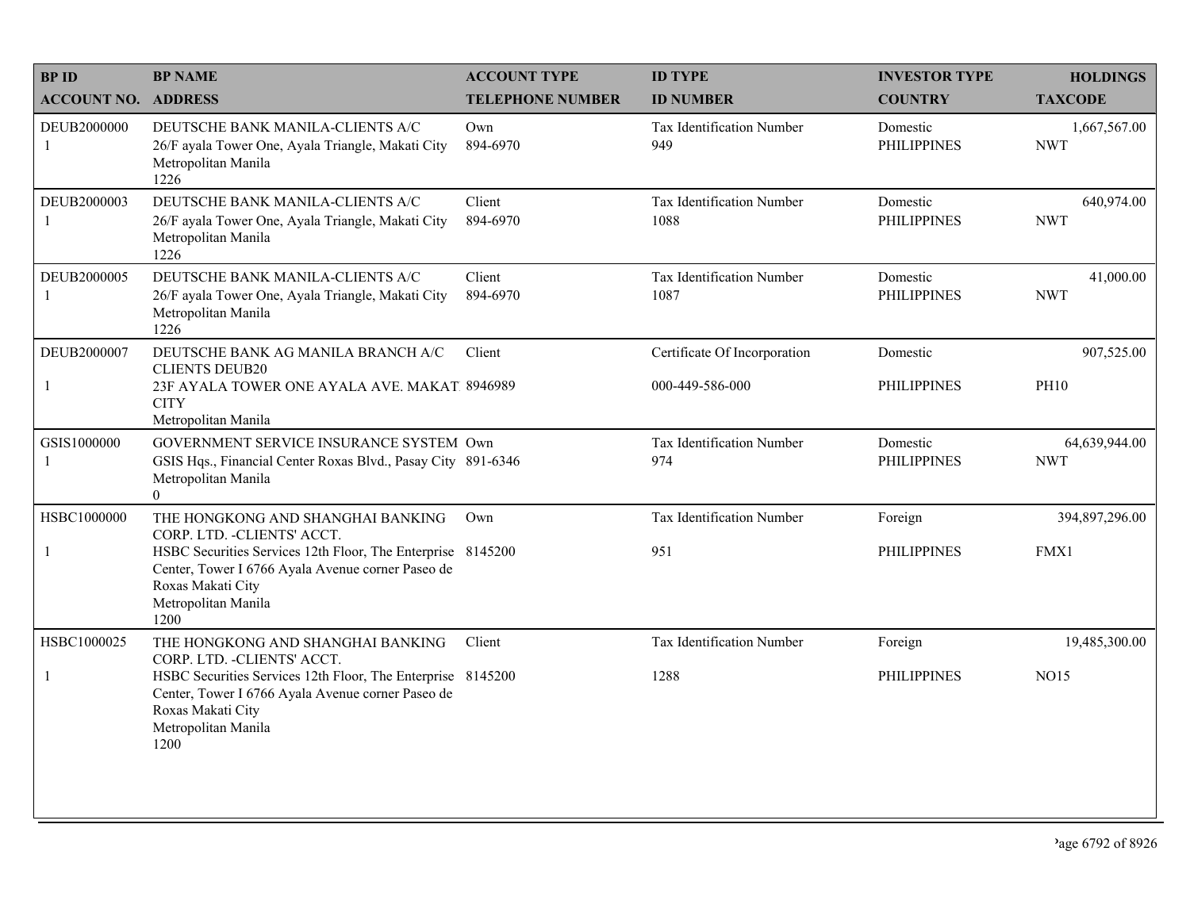| BP ID<br>ACCOUNT NO. | BP NAME<br>ADDRESS | ACCOUNT TYPE<br>TELEPHONE NUMBER | ID TYPE<br>ID NUMBER | INVESTOR TYPE<br>COUNTRY | HOLDINGS<br>TAXCODE |
|---|---|---|---|---|---|
| DEUB2000000<br>1 | DEUTSCHE BANK MANILA-CLIENTS A/C<br>26/F ayala Tower One, Ayala Triangle, Makati City<br>Metropolitan Manila<br>1226 | Own<br>894-6970 | Tax Identification Number<br>949 | Domestic<br>PHILIPPINES | 1,667,567.00<br>NWT |
| DEUB2000003<br>1 | DEUTSCHE BANK MANILA-CLIENTS A/C<br>26/F ayala Tower One, Ayala Triangle, Makati City<br>Metropolitan Manila<br>1226 | Client<br>894-6970 | Tax Identification Number<br>1088 | Domestic<br>PHILIPPINES | 640,974.00<br>NWT |
| DEUB2000005<br>1 | DEUTSCHE BANK MANILA-CLIENTS A/C<br>26/F ayala Tower One, Ayala Triangle, Makati City<br>Metropolitan Manila<br>1226 | Client<br>894-6970 | Tax Identification Number<br>1087 | Domestic<br>PHILIPPINES | 41,000.00<br>NWT |
| DEUB2000007<br>1 | DEUTSCHE BANK AG MANILA BRANCH A/C CLIENTS DEUB20<br>23F AYALA TOWER ONE AYALA AVE. MAKATI CITY<br>Metropolitan Manila | Client<br>8946989 | Certificate Of Incorporation<br>000-449-586-000 | Domestic<br>PHILIPPINES | 907,525.00<br>PH10 |
| GSIS1000000<br>1 | GOVERNMENT SERVICE INSURANCE SYSTEM<br>GSIS Hqs., Financial Center Roxas Blvd., Pasay City<br>Metropolitan Manila<br>0 | Own<br>891-6346 | Tax Identification Number<br>974 | Domestic<br>PHILIPPINES | 64,639,944.00<br>NWT |
| HSBC1000000<br>1 | THE HONGKONG AND SHANGHAI BANKING CORP. LTD. -CLIENTS' ACCT.<br>HSBC Securities Services 12th Floor, The Enterprise Center, Tower I 6766 Ayala Avenue corner Paseo de Roxas Makati City<br>Metropolitan Manila<br>1200 | Own<br>8145200 | Tax Identification Number<br>951 | Foreign<br>PHILIPPINES | 394,897,296.00<br>FMX1 |
| HSBC1000025<br>1 | THE HONGKONG AND SHANGHAI BANKING CORP. LTD. -CLIENTS' ACCT.<br>HSBC Securities Services 12th Floor, The Enterprise Center, Tower I 6766 Ayala Avenue corner Paseo de Roxas Makati City<br>Metropolitan Manila<br>1200 | Client<br>8145200 | Tax Identification Number<br>1288 | Foreign<br>PHILIPPINES | 19,485,300.00<br>NO15 |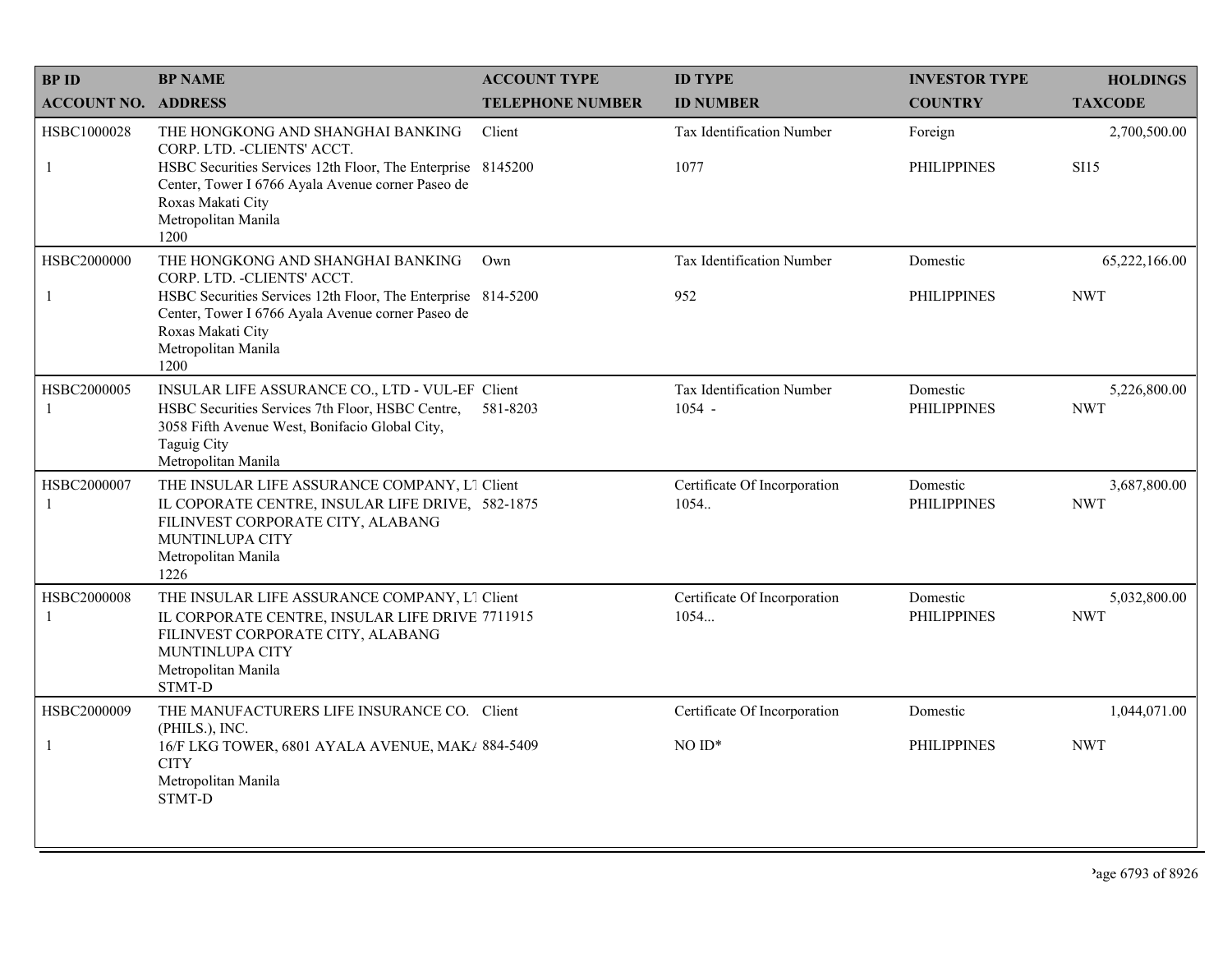| BP ID<br>ACCOUNT NO. | BP NAME<br>ADDRESS | ACCOUNT TYPE<br>TELEPHONE NUMBER | ID TYPE<br>ID NUMBER | INVESTOR TYPE<br>COUNTRY | HOLDINGS<br>TAXCODE |
|---|---|---|---|---|---|
| HSBC1000028<br>1 | THE HONGKONG AND SHANGHAI BANKING CORP. LTD. -CLIENTS' ACCT.<br>HSBC Securities Services 12th Floor, The Enterprise Center, Tower I 6766 Ayala Avenue corner Paseo de Roxas Makati City<br>Metropolitan Manila<br>1200 | Client<br>8145200 | Tax Identification Number<br>1077 | Foreign<br>PHILIPPINES | 2,700,500.00<br>SI15 |
| HSBC2000000<br>1 | THE HONGKONG AND SHANGHAI BANKING CORP. LTD. -CLIENTS' ACCT.<br>HSBC Securities Services 12th Floor, The Enterprise Center, Tower I 6766 Ayala Avenue corner Paseo de Roxas Makati City<br>Metropolitan Manila<br>1200 | Own<br>814-5200 | Tax Identification Number<br>952 | Domestic<br>PHILIPPINES | 65,222,166.00<br>NWT |
| HSBC2000005<br>1 | INSULAR LIFE ASSURANCE CO., LTD - VUL-EF<br>HSBC Securities Services 7th Floor, HSBC Centre, 3058 Fifth Avenue West, Bonifacio Global City, Taguig City<br>Metropolitan Manila | Client<br>581-8203 | Tax Identification Number<br>1054 - | Domestic<br>PHILIPPINES | 5,226,800.00<br>NWT |
| HSBC2000007<br>1 | THE INSULAR LIFE ASSURANCE COMPANY, L1<br>IL COPORATE CENTRE, INSULAR LIFE DRIVE, FILINVEST CORPORATE CITY, ALABANG MUNTINLUPA CITY<br>Metropolitan Manila<br>1226 | Client<br>582-1875 | Certificate Of Incorporation<br>1054.. | Domestic<br>PHILIPPINES | 3,687,800.00<br>NWT |
| HSBC2000008<br>1 | THE INSULAR LIFE ASSURANCE COMPANY, L1<br>IL CORPORATE CENTRE, INSULAR LIFE DRIVE FILINVEST CORPORATE CITY, ALABANG MUNTINLUPA CITY<br>Metropolitan Manila<br>STMT-D | Client<br>7711915 | Certificate Of Incorporation<br>1054... | Domestic<br>PHILIPPINES | 5,032,800.00<br>NWT |
| HSBC2000009<br>1 | THE MANUFACTURERS LIFE INSURANCE CO. (PHILS.), INC.<br>16/F LKG TOWER, 6801 AYALA AVENUE, MAK/ CITY<br>Metropolitan Manila<br>STMT-D | Client<br>884-5409 | Certificate Of Incorporation<br>NO ID* | Domestic<br>PHILIPPINES | 1,044,071.00<br>NWT |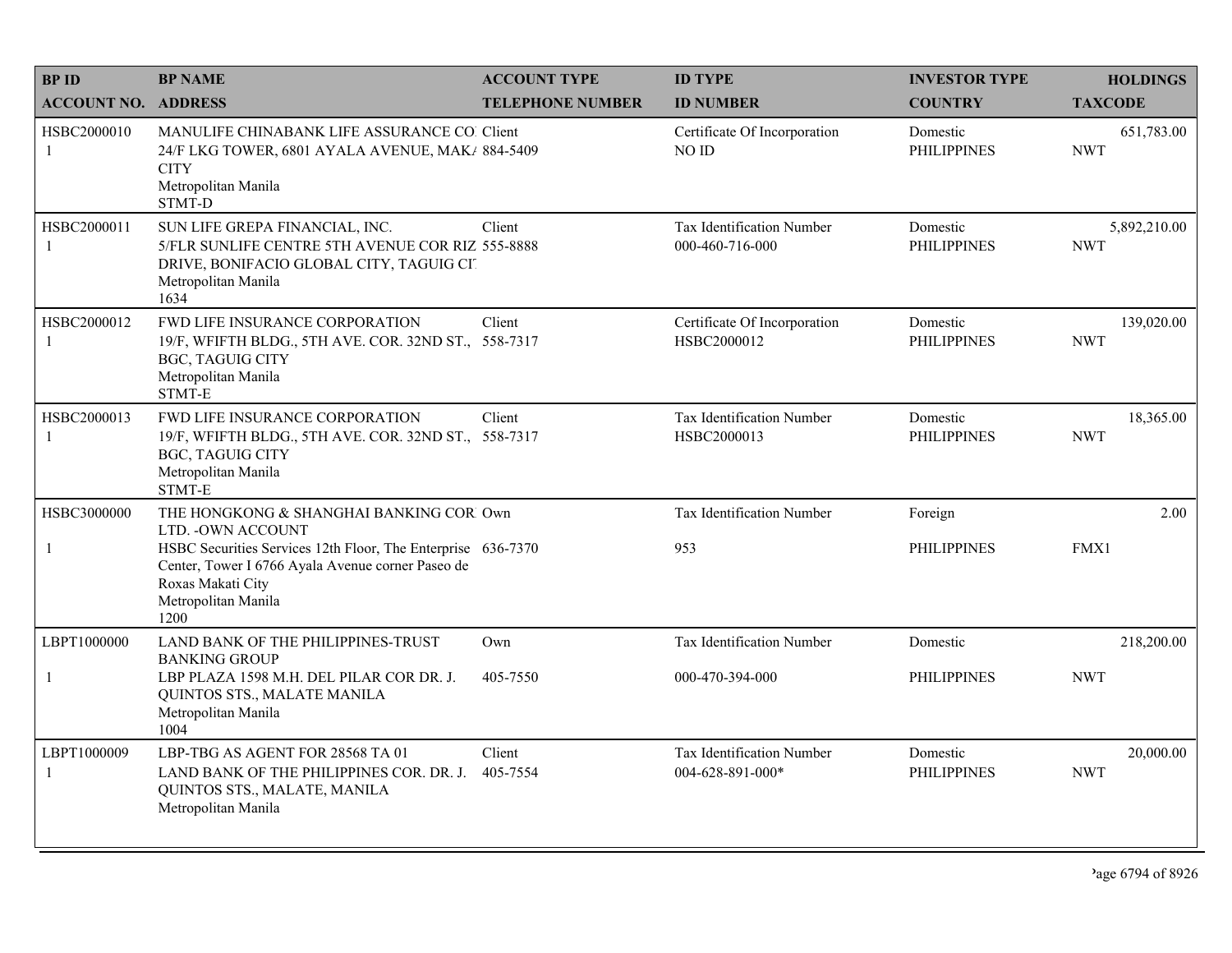| BP ID<br>ACCOUNT NO. | BP NAME<br>ADDRESS | ACCOUNT TYPE<br>TELEPHONE NUMBER | ID TYPE<br>ID NUMBER | INVESTOR TYPE<br>COUNTRY | HOLDINGS<br>TAXCODE |
|---|---|---|---|---|---|
| HSBC2000010<br>1 | MANULIFE CHINABANK LIFE ASSURANCE CO<br>24/F LKG TOWER, 6801 AYALA AVENUE, MAK/ CITY<br>Metropolitan Manila<br>STMT-D | Client<br>884-5409 | Certificate Of Incorporation<br>NO ID | Domestic<br>PHILIPPINES | 651,783.00<br>NWT |
| HSBC2000011<br>1 | SUN LIFE GREPA FINANCIAL, INC.<br>5/FLR SUNLIFE CENTRE 5TH AVENUE COR RIZ DRIVE, BONIFACIO GLOBAL CITY, TAGUIG CI<br>Metropolitan Manila<br>1634 | Client<br>555-8888 | Tax Identification Number<br>000-460-716-000 | Domestic<br>PHILIPPINES | 5,892,210.00<br>NWT |
| HSBC2000012<br>1 | FWD LIFE INSURANCE CORPORATION<br>19/F, WFIFTH BLDG., 5TH AVE. COR. 32ND ST., BGC, TAGUIG CITY<br>Metropolitan Manila<br>STMT-E | Client<br>558-7317 | Certificate Of Incorporation<br>HSBC2000012 | Domestic<br>PHILIPPINES | 139,020.00<br>NWT |
| HSBC2000013<br>1 | FWD LIFE INSURANCE CORPORATION<br>19/F, WFIFTH BLDG., 5TH AVE. COR. 32ND ST., BGC, TAGUIG CITY<br>Metropolitan Manila<br>STMT-E | Client<br>558-7317 | Tax Identification Number<br>HSBC2000013 | Domestic<br>PHILIPPINES | 18,365.00<br>NWT |
| HSBC3000000<br>1 | THE HONGKONG & SHANGHAI BANKING COR LTD. -OWN ACCOUNT<br>HSBC Securities Services 12th Floor, The Enterprise Center, Tower I 6766 Ayala Avenue corner Paseo de Roxas Makati City<br>Metropolitan Manila<br>1200 | Own<br>636-7370 | Tax Identification Number<br>953 | Foreign<br>PHILIPPINES | 2.00<br>FMX1 |
| LBPT1000000<br>1 | LAND BANK OF THE PHILIPPINES-TRUST BANKING GROUP<br>LBP PLAZA 1598 M.H. DEL PILAR COR DR. J. QUINTOS STS., MALATE MANILA<br>Metropolitan Manila<br>1004 | Own<br>405-7550 | Tax Identification Number<br>000-470-394-000 | Domestic<br>PHILIPPINES | 218,200.00<br>NWT |
| LBPT1000009<br>1 | LBP-TBG AS AGENT FOR 28568 TA 01<br>LAND BANK OF THE PHILIPPINES COR. DR. J. QUINTOS STS., MALATE, MANILA<br>Metropolitan Manila | Client<br>405-7554 | Tax Identification Number<br>004-628-891-000* | Domestic<br>PHILIPPINES | 20,000.00<br>NWT |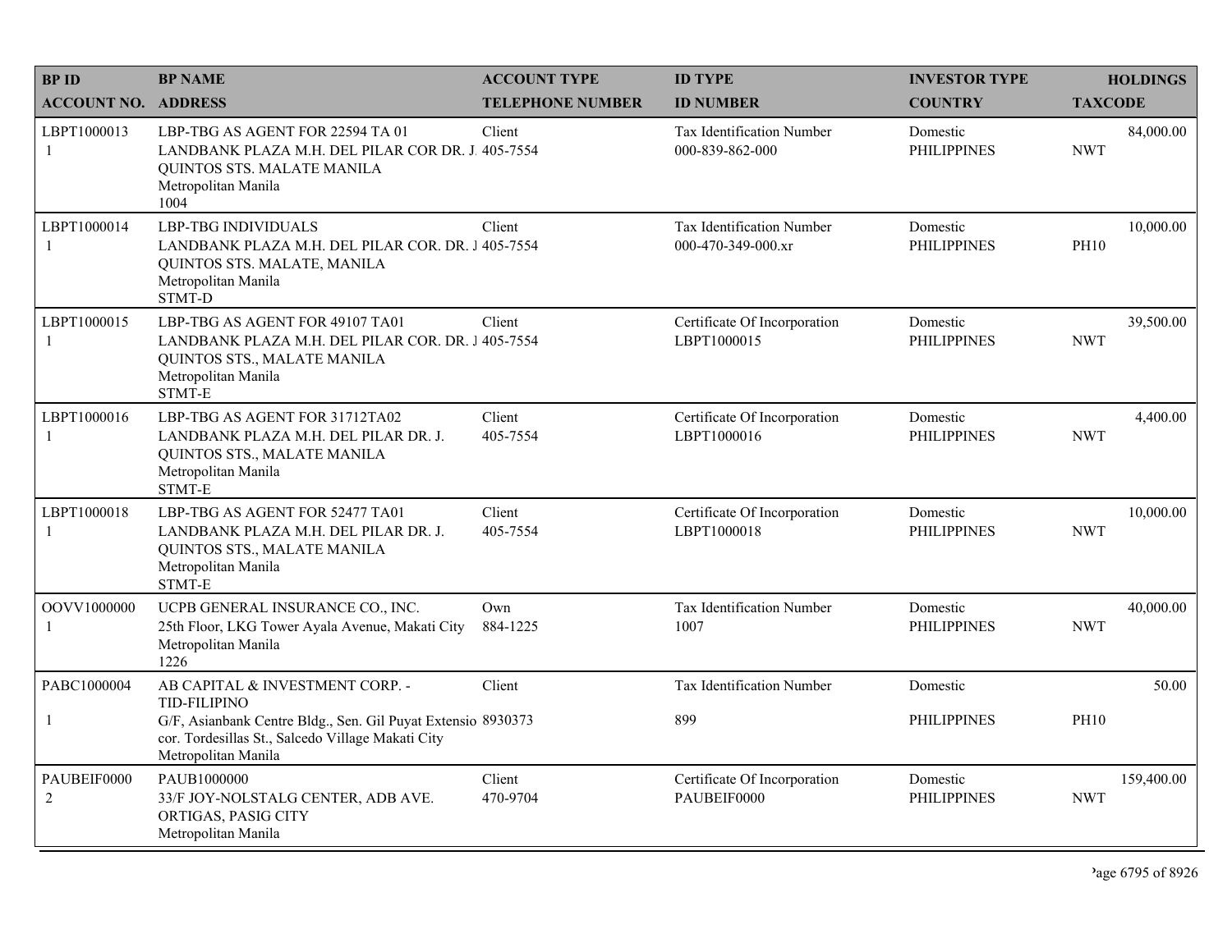| BP ID<br>ACCOUNT NO. | BP NAME<br>ADDRESS | ACCOUNT TYPE<br>TELEPHONE NUMBER | ID TYPE<br>ID NUMBER | INVESTOR TYPE<br>COUNTRY | HOLDINGS<br>TAXCODE |
|---|---|---|---|---|---|
| LBPT1000013<br>1 | LBP-TBG AS AGENT FOR 22594 TA 01<br>LANDBANK PLAZA M.H. DEL PILAR COR DR. J.<br>QUINTOS STS. MALATE MANILA<br>Metropolitan Manila<br>1004 | Client<br>405-7554 | Tax Identification Number<br>000-839-862-000 | Domestic<br>PHILIPPINES | 84,000.00<br>NWT |
| LBPT1000014<br>1 | LBP-TBG INDIVIDUALS<br>LANDBANK PLAZA M.H. DEL PILAR COR. DR. J<br>QUINTOS STS. MALATE, MANILA<br>Metropolitan Manila<br>STMT-D | Client<br>405-7554 | Tax Identification Number<br>000-470-349-000.xr | Domestic<br>PHILIPPINES | 10,000.00<br>PH10 |
| LBPT1000015<br>1 | LBP-TBG AS AGENT FOR 49107 TA01<br>LANDBANK PLAZA M.H. DEL PILAR COR. DR. J<br>QUINTOS STS., MALATE MANILA<br>Metropolitan Manila<br>STMT-E | Client<br>405-7554 | Certificate Of Incorporation<br>LBPT1000015 | Domestic<br>PHILIPPINES | 39,500.00<br>NWT |
| LBPT1000016<br>1 | LBP-TBG AS AGENT FOR 31712TA02<br>LANDBANK PLAZA M.H. DEL PILAR DR. J.<br>QUINTOS STS., MALATE MANILA<br>Metropolitan Manila<br>STMT-E | Client<br>405-7554 | Certificate Of Incorporation<br>LBPT1000016 | Domestic<br>PHILIPPINES | 4,400.00<br>NWT |
| LBPT1000018<br>1 | LBP-TBG AS AGENT FOR 52477 TA01<br>LANDBANK PLAZA M.H. DEL PILAR DR. J.<br>QUINTOS STS., MALATE MANILA<br>Metropolitan Manila<br>STMT-E | Client<br>405-7554 | Certificate Of Incorporation<br>LBPT1000018 | Domestic<br>PHILIPPINES | 10,000.00<br>NWT |
| OOVV1000000<br>1 | UCPB GENERAL INSURANCE CO., INC.<br>25th Floor, LKG Tower Ayala Avenue, Makati City<br>Metropolitan Manila<br>1226 | Own<br>884-1225 | Tax Identification Number<br>1007 | Domestic<br>PHILIPPINES | 40,000.00<br>NWT |
| PABC1000004<br>1 | AB CAPITAL & INVESTMENT CORP. -<br>TID-FILIPINO<br>G/F, Asianbank Centre Bldg., Sen. Gil Puyat Extensio<br>cor. Tordesillas St., Salcedo Village Makati City<br>Metropolitan Manila | Client<br>8930373 | Tax Identification Number<br>899 | Domestic<br>PHILIPPINES | 50.00<br>PH10 |
| PAUBEIF0000<br>2 | PAUB1000000<br>33/F JOY-NOLSTALG CENTER, ADB AVE.<br>ORTIGAS, PASIG CITY<br>Metropolitan Manila | Client<br>470-9704 | Certificate Of Incorporation<br>PAUBEIF0000 | Domestic<br>PHILIPPINES | 159,400.00<br>NWT |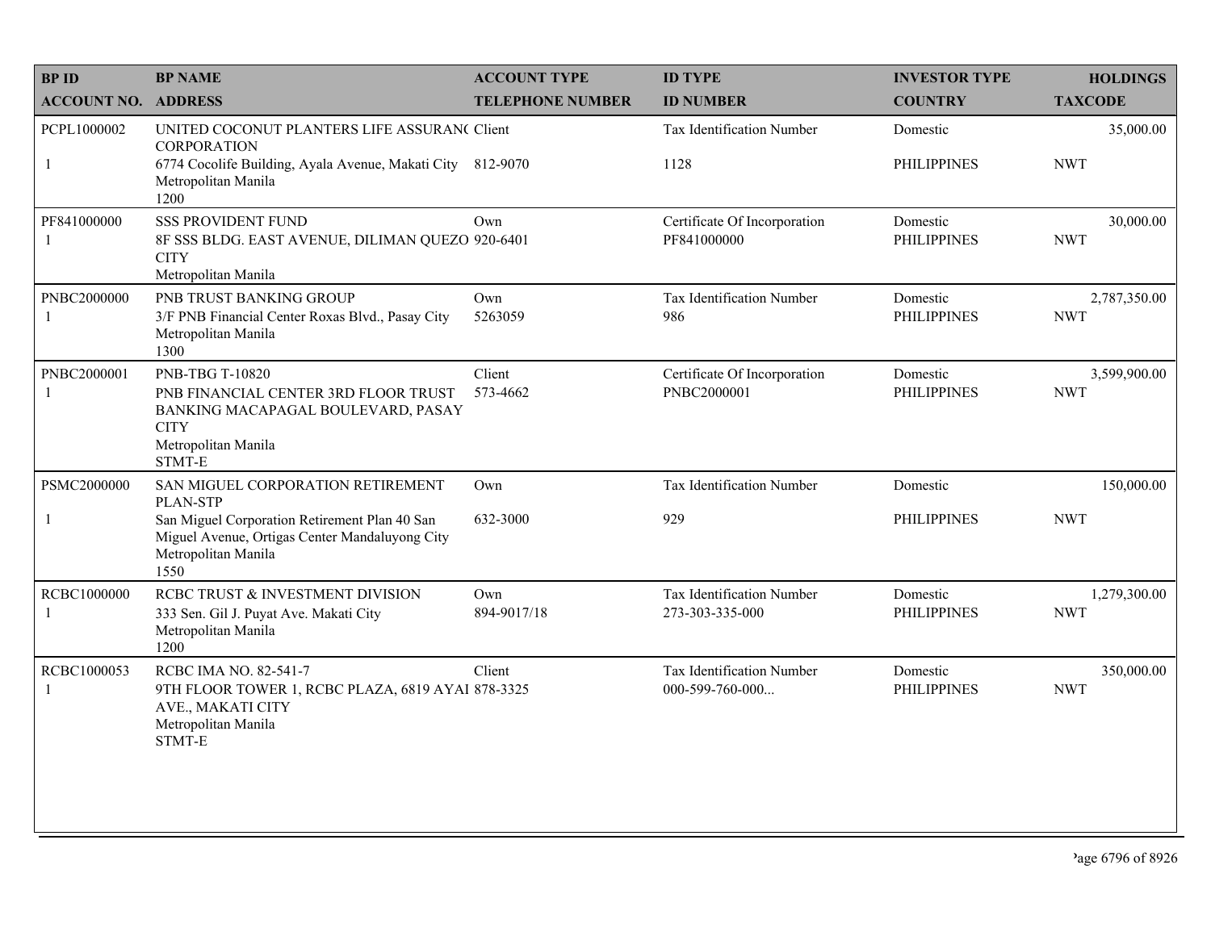| BP ID<br>ACCOUNT NO. | BP NAME<br>ADDRESS | ACCOUNT TYPE<br>TELEPHONE NUMBER | ID TYPE<br>ID NUMBER | INVESTOR TYPE<br>COUNTRY | HOLDINGS<br>TAXCODE |
|---|---|---|---|---|---|
| PCPL1000002<br>1 | UNITED COCONUT PLANTERS LIFE ASSURAN( CORPORATION<br>6774 Cocolife Building, Ayala Avenue, Makati City Metropolitan Manila<br>1200 | Client<br>812-9070 | Tax Identification Number<br>1128 | Domestic<br>PHILIPPINES | 35,000.00<br>NWT |
| PF841000000<br>1 | SSS PROVIDENT FUND<br>8F SSS BLDG. EAST AVENUE, DILIMAN QUEZO CITY<br>Metropolitan Manila | Own<br>920-6401 | Certificate Of Incorporation<br>PF841000000 | Domestic<br>PHILIPPINES | 30,000.00<br>NWT |
| PNBC2000000<br>1 | PNB TRUST BANKING GROUP<br>3/F PNB Financial Center Roxas Blvd., Pasay City<br>Metropolitan Manila<br>1300 | Own<br>5263059 | Tax Identification Number<br>986 | Domestic<br>PHILIPPINES | 2,787,350.00<br>NWT |
| PNBC2000001<br>1 | PNB-TBG T-10820<br>PNB FINANCIAL CENTER 3RD FLOOR TRUST BANKING MACAPAGAL BOULEVARD, PASAY CITY<br>Metropolitan Manila<br>STMT-E | Client<br>573-4662 | Certificate Of Incorporation<br>PNBC2000001 | Domestic<br>PHILIPPINES | 3,599,900.00<br>NWT |
| PSMC2000000<br>1 | SAN MIGUEL CORPORATION RETIREMENT PLAN-STP<br>San Miguel Corporation Retirement Plan 40 San Miguel Avenue, Ortigas Center Mandaluyong City<br>Metropolitan Manila<br>1550 | Own<br>632-3000 | Tax Identification Number<br>929 | Domestic<br>PHILIPPINES | 150,000.00<br>NWT |
| RCBC1000000<br>1 | RCBC TRUST & INVESTMENT DIVISION<br>333 Sen. Gil J. Puyat Ave. Makati City<br>Metropolitan Manila<br>1200 | Own<br>894-9017/18 | Tax Identification Number<br>273-303-335-000 | Domestic<br>PHILIPPINES | 1,279,300.00<br>NWT |
| RCBC1000053<br>1 | RCBC IMA NO. 82-541-7<br>9TH FLOOR TOWER 1, RCBC PLAZA, 6819 AYAI AVE., MAKATI CITY<br>Metropolitan Manila<br>STMT-E | Client<br>878-3325 | Tax Identification Number<br>000-599-760-000... | Domestic<br>PHILIPPINES | 350,000.00<br>NWT |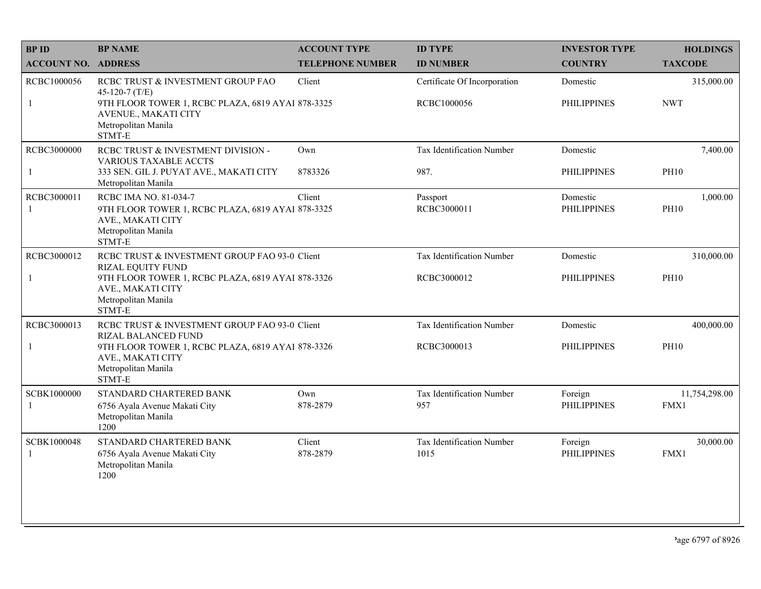| BP ID<br>ACCOUNT NO. | BP NAME<br>ADDRESS | ACCOUNT TYPE<br>TELEPHONE NUMBER | ID TYPE<br>ID NUMBER | INVESTOR TYPE<br>COUNTRY | HOLDINGS<br>TAXCODE |
|---|---|---|---|---|---|
| RCBC1000056<br>1 | RCBC TRUST & INVESTMENT GROUP FAO 45-120-7 (T/E)<br>9TH FLOOR TOWER 1, RCBC PLAZA, 6819 AYAI AVENUE., MAKATI CITY<br>Metropolitan Manila<br>STMT-E | Client<br>878-3325 | Certificate Of Incorporation<br>RCBC1000056 | Domestic<br>PHILIPPINES | 315,000.00<br>NWT |
| RCBC3000000<br>1 | RCBC TRUST & INVESTMENT DIVISION - VARIOUS TAXABLE ACCTS<br>333 SEN. GIL J. PUYAT AVE., MAKATI CITY<br>Metropolitan Manila | Own<br>8783326 | Tax Identification Number<br>987. | Domestic<br>PHILIPPINES | 7,400.00<br>PH10 |
| RCBC3000011<br>1 | RCBC IMA NO. 81-034-7<br>9TH FLOOR TOWER 1, RCBC PLAZA, 6819 AYAI AVE., MAKATI CITY<br>Metropolitan Manila<br>STMT-E | Client<br>878-3325 | Passport<br>RCBC3000011 | Domestic<br>PHILIPPINES | 1,000.00<br>PH10 |
| RCBC3000012<br>1 | RCBC TRUST & INVESTMENT GROUP FAO 93-0 RIZAL EQUITY FUND<br>9TH FLOOR TOWER 1, RCBC PLAZA, 6819 AYAI AVE., MAKATI CITY<br>Metropolitan Manila<br>STMT-E | Client<br>878-3326 | Tax Identification Number<br>RCBC3000012 | Domestic<br>PHILIPPINES | 310,000.00<br>PH10 |
| RCBC3000013<br>1 | RCBC TRUST & INVESTMENT GROUP FAO 93-0 RIZAL BALANCED FUND<br>9TH FLOOR TOWER 1, RCBC PLAZA, 6819 AYAI AVE., MAKATI CITY<br>Metropolitan Manila<br>STMT-E | Client<br>878-3326 | Tax Identification Number<br>RCBC3000013 | Domestic<br>PHILIPPINES | 400,000.00<br>PH10 |
| SCBK1000000<br>1 | STANDARD CHARTERED BANK<br>6756 Ayala Avenue Makati City<br>Metropolitan Manila<br>1200 | Own<br>878-2879 | Tax Identification Number<br>957 | Foreign<br>PHILIPPINES | 11,754,298.00<br>FMX1 |
| SCBK1000048<br>1 | STANDARD CHARTERED BANK<br>6756 Ayala Avenue Makati City<br>Metropolitan Manila<br>1200 | Client<br>878-2879 | Tax Identification Number<br>1015 | Foreign<br>PHILIPPINES | 30,000.00<br>FMX1 |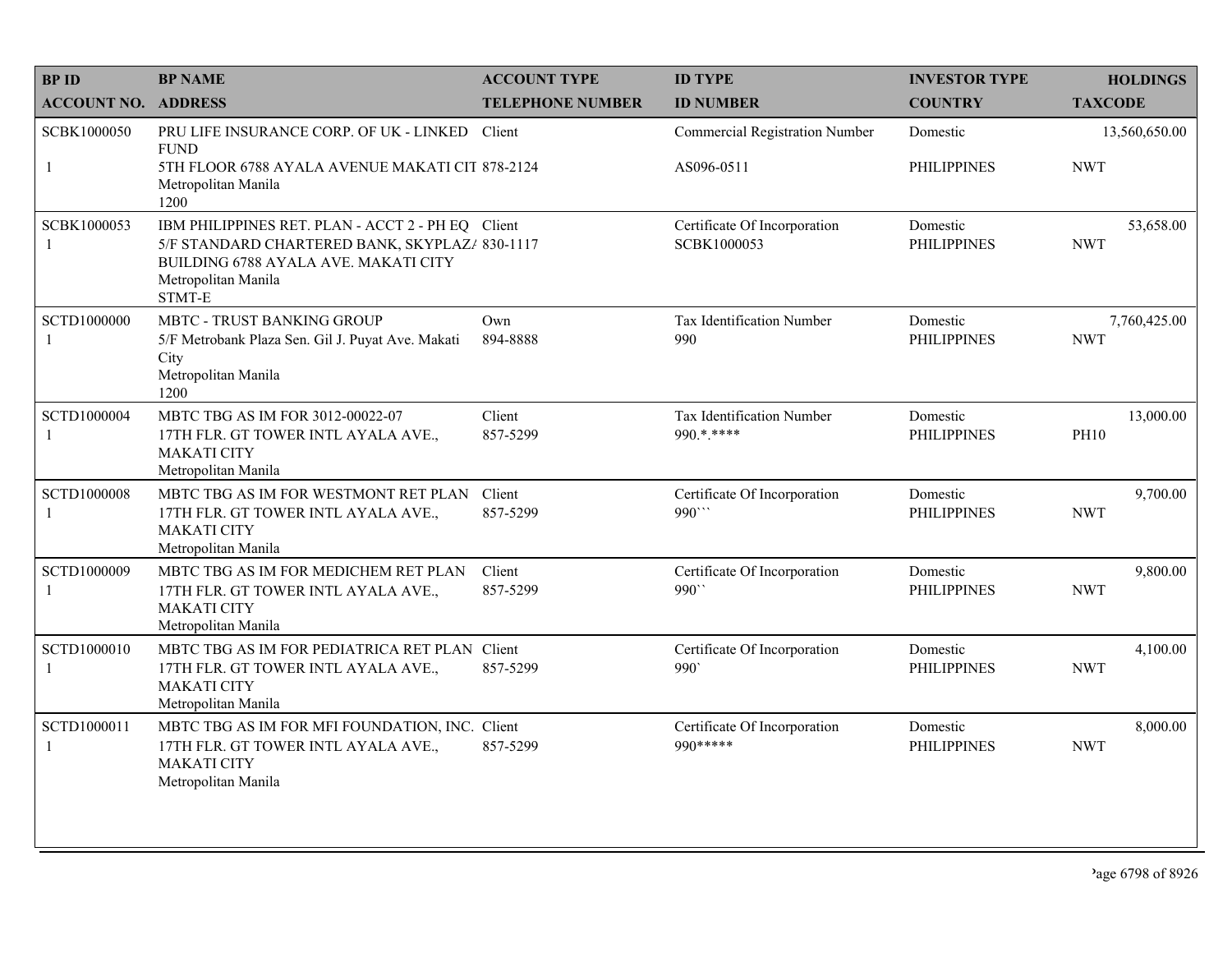| BP ID<br>ACCOUNT NO. | BP NAME<br>ADDRESS | ACCOUNT TYPE<br>TELEPHONE NUMBER | ID TYPE<br>ID NUMBER | INVESTOR TYPE<br>COUNTRY | HOLDINGS<br>TAXCODE |
|---|---|---|---|---|---|
| SCBK1000050<br>1 | PRU LIFE INSURANCE CORP. OF UK - LINKED FUND<br>5TH FLOOR 6788 AYALA AVENUE MAKATI CIT<br>Metropolitan Manila<br>1200 | Client<br>878-2124 | Commercial Registration Number<br>AS096-0511 | Domestic<br>PHILIPPINES | 13,560,650.00<br>NWT |
| SCBK1000053<br>1 | IBM PHILIPPINES RET. PLAN - ACCT 2 - PH EQ<br>5/F STANDARD CHARTERED BANK, SKYPLAZ/<br>BUILDING 6788 AYALA AVE. MAKATI CITY<br>Metropolitan Manila<br>STMT-E | Client<br>830-1117 | Certificate Of Incorporation<br>SCBK1000053 | Domestic<br>PHILIPPINES | 53,658.00<br>NWT |
| SCTD1000000<br>1 | MBTC - TRUST BANKING GROUP<br>5/F Metrobank Plaza Sen. Gil J. Puyat Ave. Makati City<br>Metropolitan Manila<br>1200 | Own<br>894-8888 | Tax Identification Number<br>990 | Domestic<br>PHILIPPINES | 7,760,425.00<br>NWT |
| SCTD1000004<br>1 | MBTC TBG AS IM FOR 3012-00022-07<br>17TH FLR. GT TOWER INTL AYALA AVE., MAKATI CITY<br>Metropolitan Manila | Client<br>857-5299 | Tax Identification Number<br>990.*.**** | Domestic<br>PHILIPPINES | 13,000.00<br>PH10 |
| SCTD1000008<br>1 | MBTC TBG AS IM FOR WESTMONT RET PLAN<br>17TH FLR. GT TOWER INTL AYALA AVE., MAKATI CITY<br>Metropolitan Manila | Client<br>857-5299 | Certificate Of Incorporation<br>990``` | Domestic<br>PHILIPPINES | 9,700.00<br>NWT |
| SCTD1000009<br>1 | MBTC TBG AS IM FOR MEDICHEM RET PLAN<br>17TH FLR. GT TOWER INTL AYALA AVE., MAKATI CITY<br>Metropolitan Manila | Client<br>857-5299 | Certificate Of Incorporation<br>990`` | Domestic<br>PHILIPPINES | 9,800.00<br>NWT |
| SCTD1000010<br>1 | MBTC TBG AS IM FOR PEDIATRICA RET PLAN<br>17TH FLR. GT TOWER INTL AYALA AVE., MAKATI CITY<br>Metropolitan Manila | Client<br>857-5299 | Certificate Of Incorporation<br>990` | Domestic<br>PHILIPPINES | 4,100.00<br>NWT |
| SCTD1000011<br>1 | MBTC TBG AS IM FOR MFI FOUNDATION, INC.<br>17TH FLR. GT TOWER INTL AYALA AVE., MAKATI CITY<br>Metropolitan Manila | Client<br>857-5299 | Certificate Of Incorporation<br>990***** | Domestic<br>PHILIPPINES | 8,000.00<br>NWT |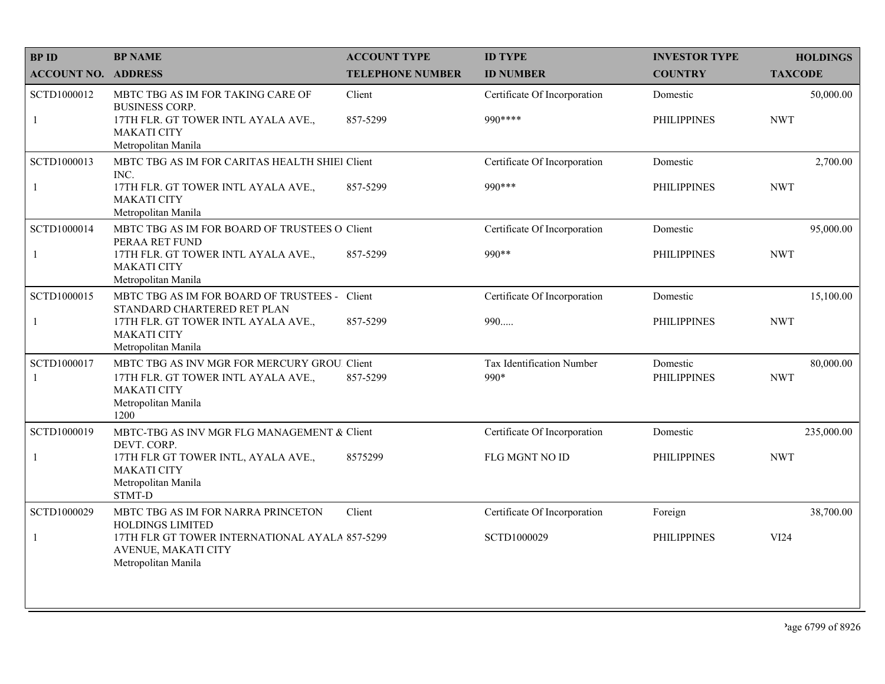| BP ID<br>ACCOUNT NO. | BP NAME<br>ADDRESS | ACCOUNT TYPE<br>TELEPHONE NUMBER | ID TYPE<br>ID NUMBER | INVESTOR TYPE<br>COUNTRY | HOLDINGS<br>TAXCODE |
|---|---|---|---|---|---|
| SCTD1000012<br>1 | MBTC TBG AS IM FOR TAKING CARE OF BUSINESS CORP.<br>17TH FLR. GT TOWER INTL AYALA AVE., MAKATI CITY Metropolitan Manila | Client<br>857-5299 | Certificate Of Incorporation<br>990**** | Domestic<br>PHILIPPINES | 50,000.00<br>NWT |
| SCTD1000013<br>1 | MBTC TBG AS IM FOR CARITAS HEALTH SHIEI INC.<br>17TH FLR. GT TOWER INTL AYALA AVE., MAKATI CITY Metropolitan Manila | Client<br>857-5299 | Certificate Of Incorporation<br>990*** | Domestic<br>PHILIPPINES | 2,700.00<br>NWT |
| SCTD1000014<br>1 | MBTC TBG AS IM FOR BOARD OF TRUSTEES O PERAA RET FUND<br>17TH FLR. GT TOWER INTL AYALA AVE., MAKATI CITY Metropolitan Manila | Client<br>857-5299 | Certificate Of Incorporation<br>990** | Domestic<br>PHILIPPINES | 95,000.00<br>NWT |
| SCTD1000015<br>1 | MBTC TBG AS IM FOR BOARD OF TRUSTEES - STANDARD CHARTERED RET PLAN<br>17TH FLR. GT TOWER INTL AYALA AVE., MAKATI CITY Metropolitan Manila | Client<br>857-5299 | Certificate Of Incorporation<br>990..... | Domestic<br>PHILIPPINES | 15,100.00<br>NWT |
| SCTD1000017<br>1 | MBTC TBG AS INV MGR FOR MERCURY GROU<br>17TH FLR. GT TOWER INTL AYALA AVE., MAKATI CITY Metropolitan Manila 1200 | Client<br>857-5299 | Tax Identification Number<br>990* | Domestic<br>PHILIPPINES | 80,000.00<br>NWT |
| SCTD1000019<br>1 | MBTC-TBG AS INV MGR FLG MANAGEMENT & DEVT. CORP.<br>17TH FLR GT TOWER INTL, AYALA AVE., MAKATI CITY Metropolitan Manila STMT-D | Client<br>8575299 | Certificate Of Incorporation<br>FLG MGNT NO ID | Domestic<br>PHILIPPINES | 235,000.00<br>NWT |
| SCTD1000029<br>1 | MBTC TBG AS IM FOR NARRA PRINCETON HOLDINGS LIMITED<br>17TH FLR GT TOWER INTERNATIONAL AYALA AVENUE, MAKATI CITY Metropolitan Manila | Client<br>857-5299 | Certificate Of Incorporation<br>SCTD1000029 | Foreign<br>PHILIPPINES | 38,700.00<br>VI24 |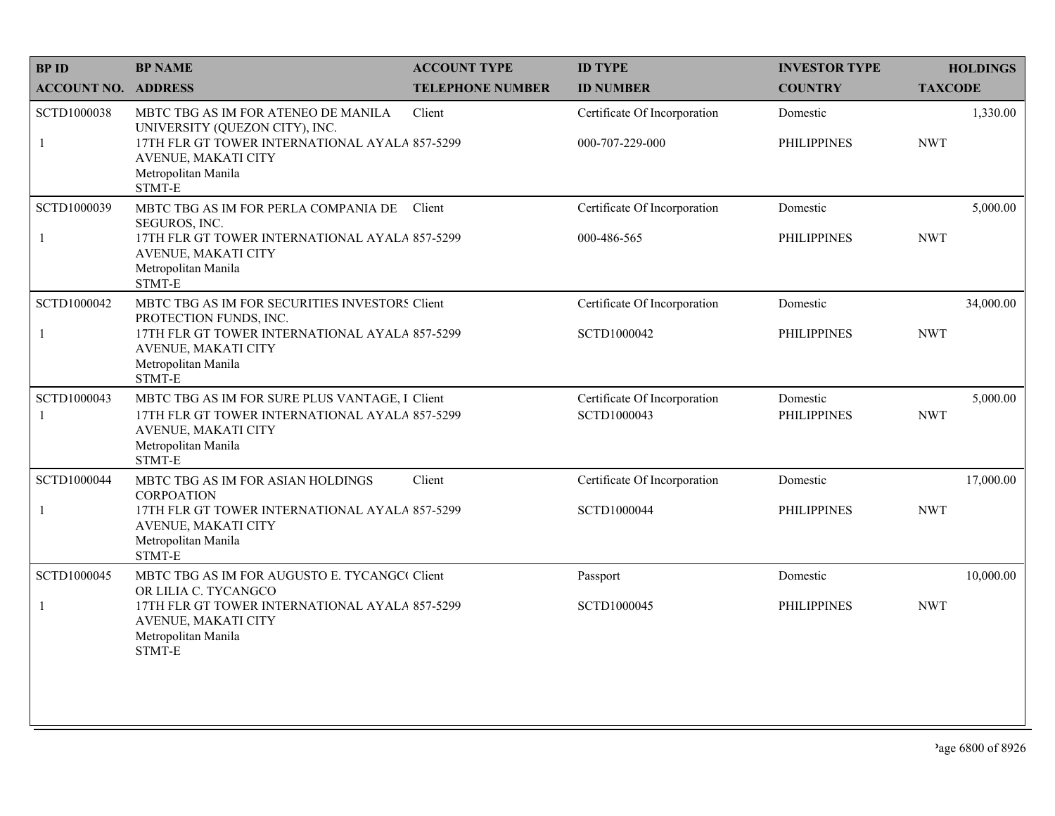| BP ID<br>ACCOUNT NO. | BP NAME<br>ADDRESS | ACCOUNT TYPE<br>TELEPHONE NUMBER | ID TYPE<br>ID NUMBER | INVESTOR TYPE<br>COUNTRY | HOLDINGS<br>TAXCODE |
|---|---|---|---|---|---|
| SCTD1000038<br>1 | MBTC TBG AS IM FOR ATENEO DE MANILA UNIVERSITY (QUEZON CITY), INC.<br>17TH FLR GT TOWER INTERNATIONAL AYALA AVENUE, MAKATI CITY<br>Metropolitan Manila<br>STMT-E | Client<br>857-5299 | Certificate Of Incorporation<br>000-707-229-000 | Domestic<br>PHILIPPINES | 1,330.00<br>NWT |
| SCTD1000039<br>1 | MBTC TBG AS IM FOR PERLA COMPANIA DE SEGUROS, INC.<br>17TH FLR GT TOWER INTERNATIONAL AYALA AVENUE, MAKATI CITY<br>Metropolitan Manila<br>STMT-E | Client<br>857-5299 | Certificate Of Incorporation<br>000-486-565 | Domestic<br>PHILIPPINES | 5,000.00<br>NWT |
| SCTD1000042<br>1 | MBTC TBG AS IM FOR SECURITIES INVESTORS PROTECTION FUNDS, INC.<br>17TH FLR GT TOWER INTERNATIONAL AYALA AVENUE, MAKATI CITY<br>Metropolitan Manila<br>STMT-E | Client<br>857-5299 | Certificate Of Incorporation<br>SCTD1000042 | Domestic<br>PHILIPPINES | 34,000.00<br>NWT |
| SCTD1000043<br>1 | MBTC TBG AS IM FOR SURE PLUS VANTAGE, I<br>17TH FLR GT TOWER INTERNATIONAL AYALA AVENUE, MAKATI CITY<br>Metropolitan Manila<br>STMT-E | Client<br>857-5299 | Certificate Of Incorporation<br>SCTD1000043 | Domestic<br>PHILIPPINES | 5,000.00<br>NWT |
| SCTD1000044<br>1 | MBTC TBG AS IM FOR ASIAN HOLDINGS CORPOATION<br>17TH FLR GT TOWER INTERNATIONAL AYALA AVENUE, MAKATI CITY<br>Metropolitan Manila<br>STMT-E | Client<br>857-5299 | Certificate Of Incorporation<br>SCTD1000044 | Domestic<br>PHILIPPINES | 17,000.00<br>NWT |
| SCTD1000045<br>1 | MBTC TBG AS IM FOR AUGUSTO E. TYCANGCO OR LILIA C. TYCANGCO<br>17TH FLR GT TOWER INTERNATIONAL AYALA AVENUE, MAKATI CITY<br>Metropolitan Manila<br>STMT-E | Client<br>857-5299 | Passport<br>SCTD1000045 | Domestic<br>PHILIPPINES | 10,000.00<br>NWT |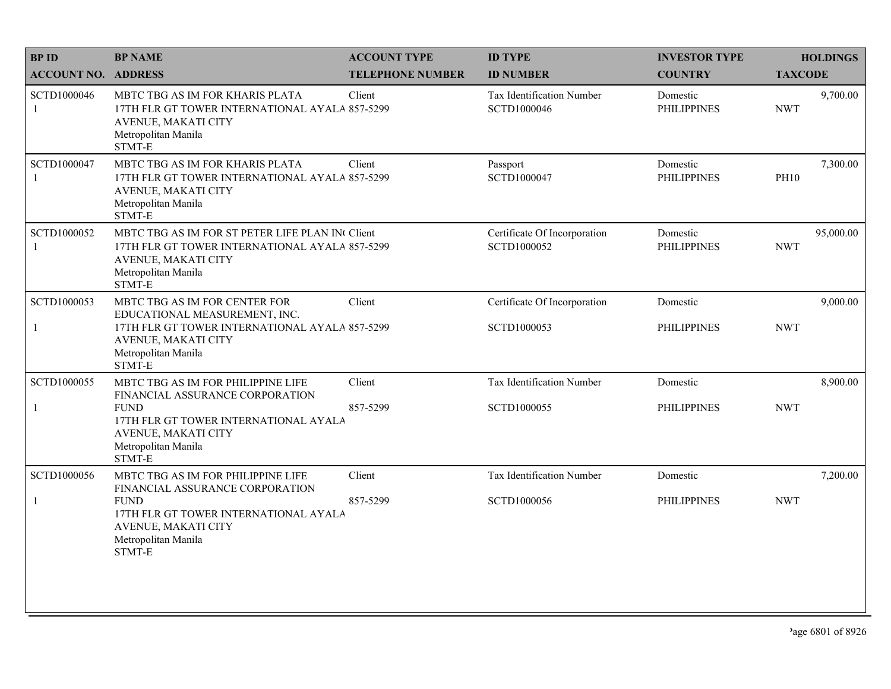| BP ID<br>ACCOUNT NO. | BP NAME<br>ADDRESS | ACCOUNT TYPE<br>TELEPHONE NUMBER | ID TYPE<br>ID NUMBER | INVESTOR TYPE<br>COUNTRY | HOLDINGS<br>TAXCODE |
|---|---|---|---|---|---|
| SCTD1000046<br>1 | MBTC TBG AS IM FOR KHARIS PLATA<br>17TH FLR GT TOWER INTERNATIONAL AYALA AVENUE, MAKATI CITY<br>Metropolitan Manila<br>STMT-E | Client<br>857-5299 | Tax Identification Number<br>SCTD1000046 | Domestic<br>PHILIPPINES | 9,700.00<br>NWT |
| SCTD1000047<br>1 | MBTC TBG AS IM FOR KHARIS PLATA<br>17TH FLR GT TOWER INTERNATIONAL AYALA AVENUE, MAKATI CITY<br>Metropolitan Manila<br>STMT-E | Client<br>857-5299 | Passport<br>SCTD1000047 | Domestic<br>PHILIPPINES | 7,300.00<br>PH10 |
| SCTD1000052<br>1 | MBTC TBG AS IM FOR ST PETER LIFE PLAN IN(<br>17TH FLR GT TOWER INTERNATIONAL AYALA AVENUE, MAKATI CITY<br>Metropolitan Manila<br>STMT-E | Client<br>857-5299 | Certificate Of Incorporation<br>SCTD1000052 | Domestic<br>PHILIPPINES | 95,000.00<br>NWT |
| SCTD1000053<br>1 | MBTC TBG AS IM FOR CENTER FOR EDUCATIONAL MEASUREMENT, INC.<br>17TH FLR GT TOWER INTERNATIONAL AYALA AVENUE, MAKATI CITY<br>Metropolitan Manila<br>STMT-E | Client<br>857-5299 | Certificate Of Incorporation<br>SCTD1000053 | Domestic<br>PHILIPPINES | 9,000.00<br>NWT |
| SCTD1000055<br>1 | MBTC TBG AS IM FOR PHILIPPINE LIFE FINANCIAL ASSURANCE CORPORATION FUND<br>17TH FLR GT TOWER INTERNATIONAL AYALA AVENUE, MAKATI CITY<br>Metropolitan Manila<br>STMT-E | Client<br>857-5299 | Tax Identification Number<br>SCTD1000055 | Domestic<br>PHILIPPINES | 8,900.00<br>NWT |
| SCTD1000056<br>1 | MBTC TBG AS IM FOR PHILIPPINE LIFE FINANCIAL ASSURANCE CORPORATION FUND<br>17TH FLR GT TOWER INTERNATIONAL AYALA AVENUE, MAKATI CITY<br>Metropolitan Manila<br>STMT-E | Client<br>857-5299 | Tax Identification Number<br>SCTD1000056 | Domestic<br>PHILIPPINES | 7,200.00<br>NWT |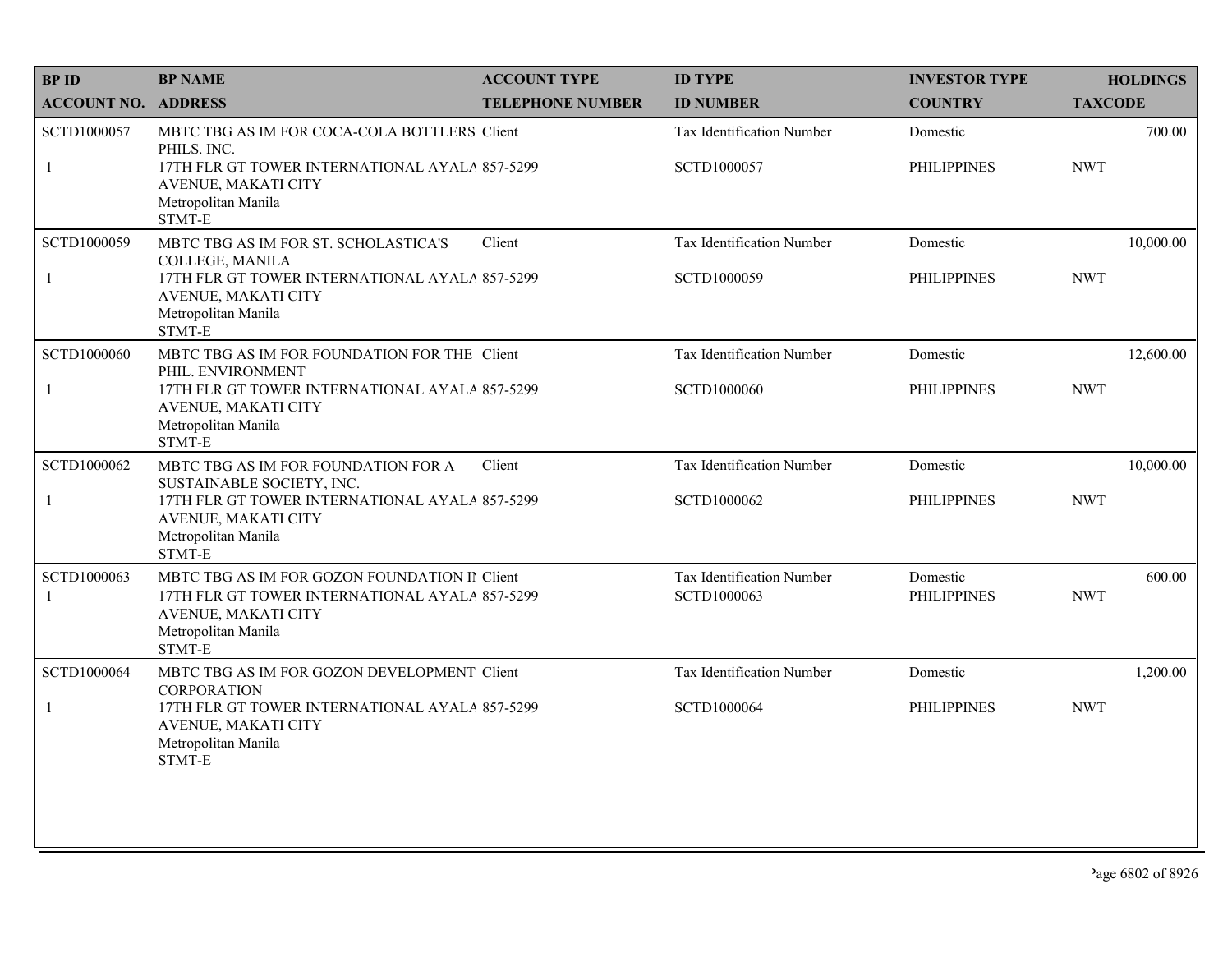| BP ID<br>ACCOUNT NO. | BP NAME<br>ADDRESS | ACCOUNT TYPE<br>TELEPHONE NUMBER | ID TYPE<br>ID NUMBER | INVESTOR TYPE<br>COUNTRY | HOLDINGS<br>TAXCODE |
|---|---|---|---|---|---|
| SCTD1000057<br>1 | MBTC TBG AS IM FOR COCA-COLA BOTTLERS PHILS. INC.<br>17TH FLR GT TOWER INTERNATIONAL AYALA AVENUE, MAKATI CITY<br>Metropolitan Manila<br>STMT-E | Client<br>857-5299 | Tax Identification Number<br>SCTD1000057 | Domestic<br>PHILIPPINES | 700.00<br>NWT |
| SCTD1000059<br>1 | MBTC TBG AS IM FOR ST. SCHOLASTICA'S COLLEGE, MANILA<br>17TH FLR GT TOWER INTERNATIONAL AYALA AVENUE, MAKATI CITY<br>Metropolitan Manila<br>STMT-E | Client<br>857-5299 | Tax Identification Number<br>SCTD1000059 | Domestic<br>PHILIPPINES | 10,000.00<br>NWT |
| SCTD1000060<br>1 | MBTC TBG AS IM FOR FOUNDATION FOR THE PHIL. ENVIRONMENT<br>17TH FLR GT TOWER INTERNATIONAL AYALA AVENUE, MAKATI CITY<br>Metropolitan Manila<br>STMT-E | Client<br>857-5299 | Tax Identification Number<br>SCTD1000060 | Domestic<br>PHILIPPINES | 12,600.00<br>NWT |
| SCTD1000062<br>1 | MBTC TBG AS IM FOR FOUNDATION FOR A SUSTAINABLE SOCIETY, INC.<br>17TH FLR GT TOWER INTERNATIONAL AYALA AVENUE, MAKATI CITY<br>Metropolitan Manila<br>STMT-E | Client<br>857-5299 | Tax Identification Number<br>SCTD1000062 | Domestic<br>PHILIPPINES | 10,000.00<br>NWT |
| SCTD1000063<br>1 | MBTC TBG AS IM FOR GOZON FOUNDATION IN<br>17TH FLR GT TOWER INTERNATIONAL AYALA AVENUE, MAKATI CITY<br>Metropolitan Manila<br>STMT-E | Client<br>857-5299 | Tax Identification Number<br>SCTD1000063 | Domestic<br>PHILIPPINES | 600.00<br>NWT |
| SCTD1000064<br>1 | MBTC TBG AS IM FOR GOZON DEVELOPMENT CORPORATION<br>17TH FLR GT TOWER INTERNATIONAL AYALA AVENUE, MAKATI CITY<br>Metropolitan Manila<br>STMT-E | Client<br>857-5299 | Tax Identification Number<br>SCTD1000064 | Domestic<br>PHILIPPINES | 1,200.00<br>NWT |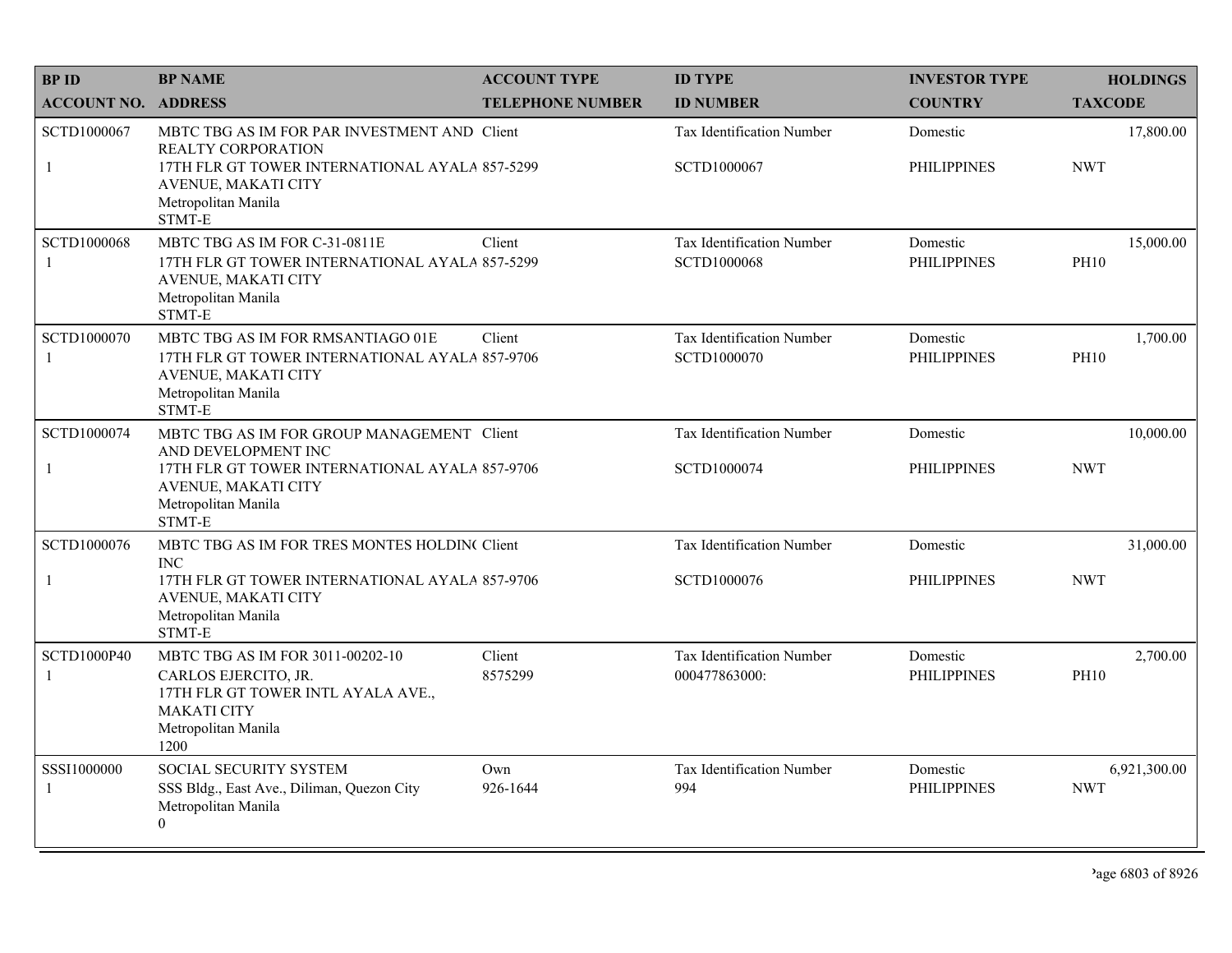| BP ID<br>ACCOUNT NO. | BP NAME<br>ADDRESS | ACCOUNT TYPE<br>TELEPHONE NUMBER | ID TYPE<br>ID NUMBER | INVESTOR TYPE<br>COUNTRY | HOLDINGS<br>TAXCODE |
|---|---|---|---|---|---|
| SCTD1000067<br>1 | MBTC TBG AS IM FOR PAR INVESTMENT AND REALTY CORPORATION<br>17TH FLR GT TOWER INTERNATIONAL AYALA AVENUE, MAKATI CITY<br>Metropolitan Manila<br>STMT-E | Client<br>857-5299 | Tax Identification Number<br>SCTD1000067 | Domestic<br>PHILIPPINES | 17,800.00<br>NWT |
| SCTD1000068<br>1 | MBTC TBG AS IM FOR C-31-0811E<br>17TH FLR GT TOWER INTERNATIONAL AYALA AVENUE, MAKATI CITY<br>Metropolitan Manila<br>STMT-E | Client<br>857-5299 | Tax Identification Number<br>SCTD1000068 | Domestic<br>PHILIPPINES | 15,000.00<br>PH10 |
| SCTD1000070<br>1 | MBTC TBG AS IM FOR RMSANTIAGO 01E<br>17TH FLR GT TOWER INTERNATIONAL AYALA AVENUE, MAKATI CITY<br>Metropolitan Manila<br>STMT-E | Client<br>857-9706 | Tax Identification Number<br>SCTD1000070 | Domestic<br>PHILIPPINES | 1,700.00<br>PH10 |
| SCTD1000074<br>1 | MBTC TBG AS IM FOR GROUP MANAGEMENT AND DEVELOPMENT INC<br>17TH FLR GT TOWER INTERNATIONAL AYALA AVENUE, MAKATI CITY<br>Metropolitan Manila<br>STMT-E | Client<br>857-9706 | Tax Identification Number<br>SCTD1000074 | Domestic<br>PHILIPPINES | 10,000.00<br>NWT |
| SCTD1000076<br>1 | MBTC TBG AS IM FOR TRES MONTES HOLDIN( INC<br>17TH FLR GT TOWER INTERNATIONAL AYALA AVENUE, MAKATI CITY<br>Metropolitan Manila<br>STMT-E | Client<br>857-9706 | Tax Identification Number<br>SCTD1000076 | Domestic<br>PHILIPPINES | 31,000.00<br>NWT |
| SCTD1000P40<br>1 | MBTC TBG AS IM FOR 3011-00202-10 CARLOS EJERCITO, JR.<br>17TH FLR GT TOWER INTL AYALA AVE., MAKATI CITY<br>Metropolitan Manila<br>1200 | Client<br>8575299 | Tax Identification Number<br>000477863000: | Domestic<br>PHILIPPINES | 2,700.00<br>PH10 |
| SSSI1000000<br>1 | SOCIAL SECURITY SYSTEM<br>SSS Bldg., East Ave., Diliman, Quezon City<br>Metropolitan Manila<br>0 | Own<br>926-1644 | Tax Identification Number<br>994 | Domestic<br>PHILIPPINES | 6,921,300.00<br>NWT |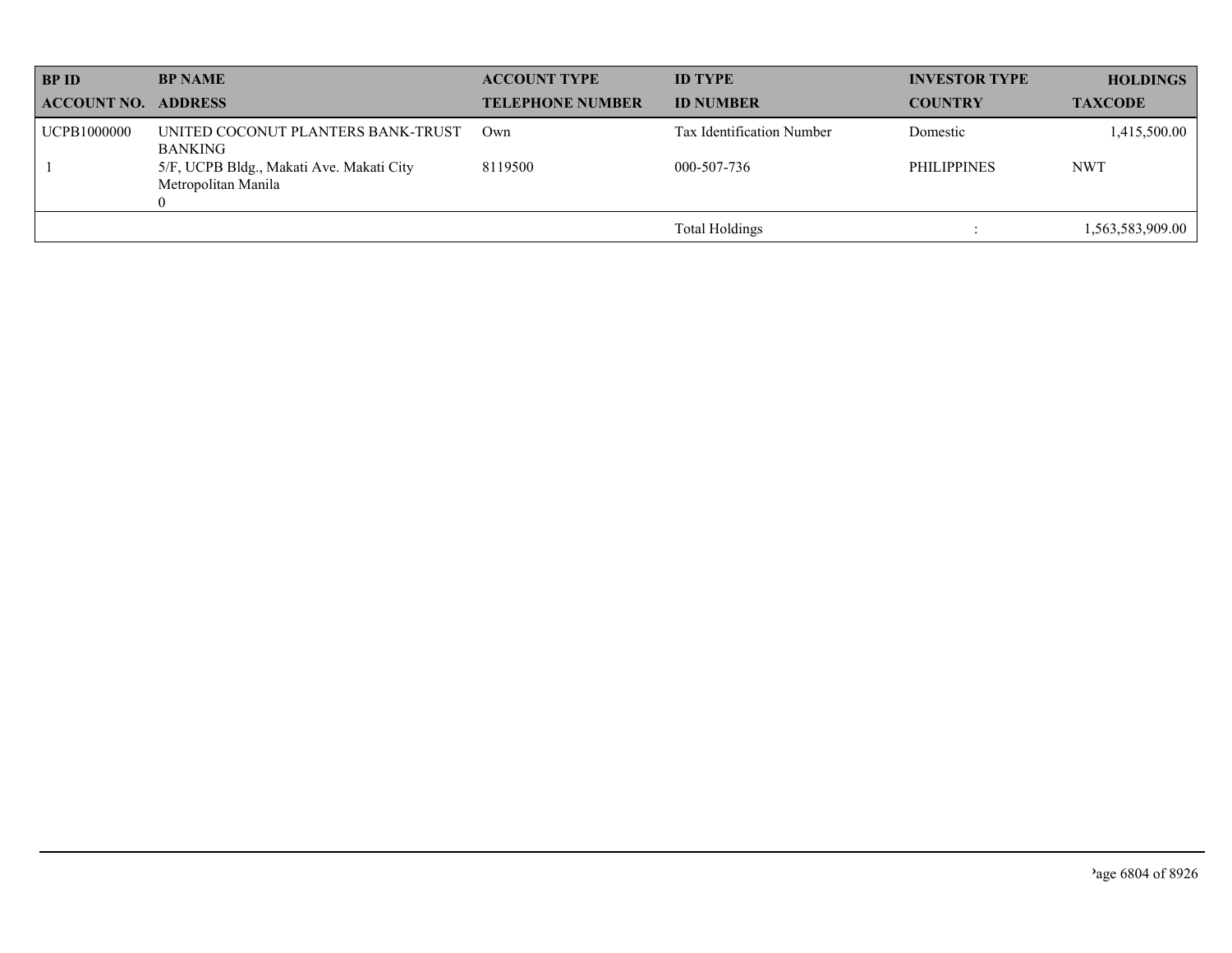| BP ID<br>ACCOUNT NO. | BP NAME<br>ADDRESS | ACCOUNT TYPE<br>TELEPHONE NUMBER | ID TYPE<br>ID NUMBER | INVESTOR TYPE<br>COUNTRY | HOLDINGS<br>TAXCODE |
|---|---|---|---|---|---|
| UCPB1000000<br>1 | UNITED COCONUT PLANTERS BANK-TRUST BANKING<br>5/F, UCPB Bldg., Makati Ave. Makati City Metropolitan Manila<br>0 | Own<br>8119500 | Tax Identification Number<br>000-507-736 | Domestic<br>PHILIPPINES | 1,415,500.00<br>NWT |
| | | | Total Holdings | : | 1,563,583,909.00 |